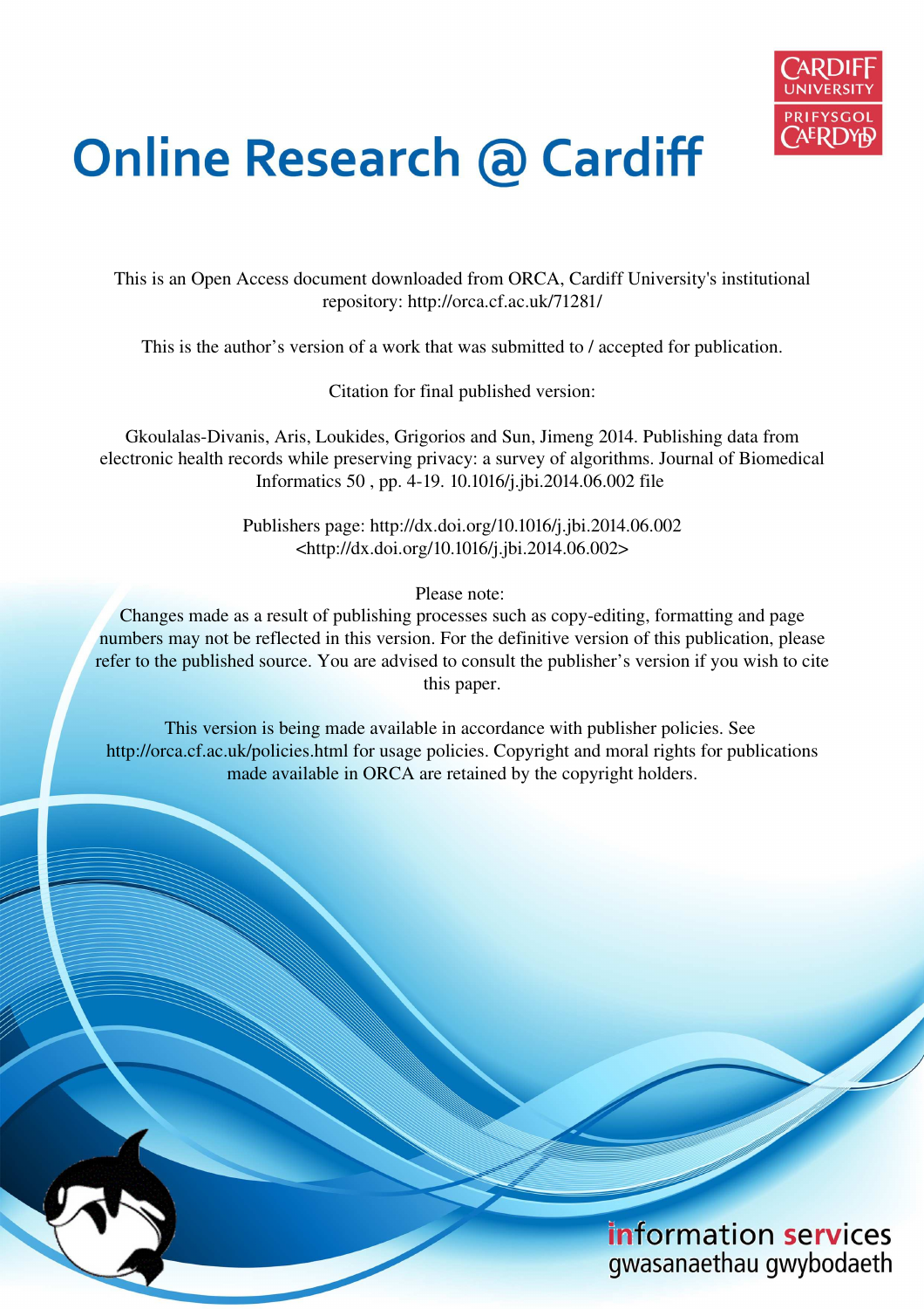# Online Research @ Cardiff

This is an Open Access document downloaded from ORCA, Cardiff University's institutional repository: http://orca.cf.ac.uk/71281/

This is the author's version of a work that was submitted to / accepted for publication.

Citation for final published version:

Gkoulalas-Divanis, Aris, Loukides, Grigorios and Sun, Jimeng 2014. Publishing data from electronic health records while preserving privacy: a survey of algorithms. Journal of Biomedical Informatics 50 , pp. 4-19. 10.1016/j.jbi.2014.06.002 file

Publishers page: http://dx.doi.org/10.1016/j.jbi.2014.06.002 <http://dx.doi.org/10.1016/j.jbi.2014.06.002>

Please note:
Changes made as a result of publishing processes such as copy-editing, formatting and page numbers may not be reflected in this version. For the definitive version of this publication, please refer to the published source. You are advised to consult the publisher's version if you wish to cite this paper.

This version is being made available in accordance with publisher policies. See http://orca.cf.ac.uk/policies.html for usage policies. Copyright and moral rights for publications made available in ORCA are retained by the copyright holders.

information services
gwasanaethau gwybodaeth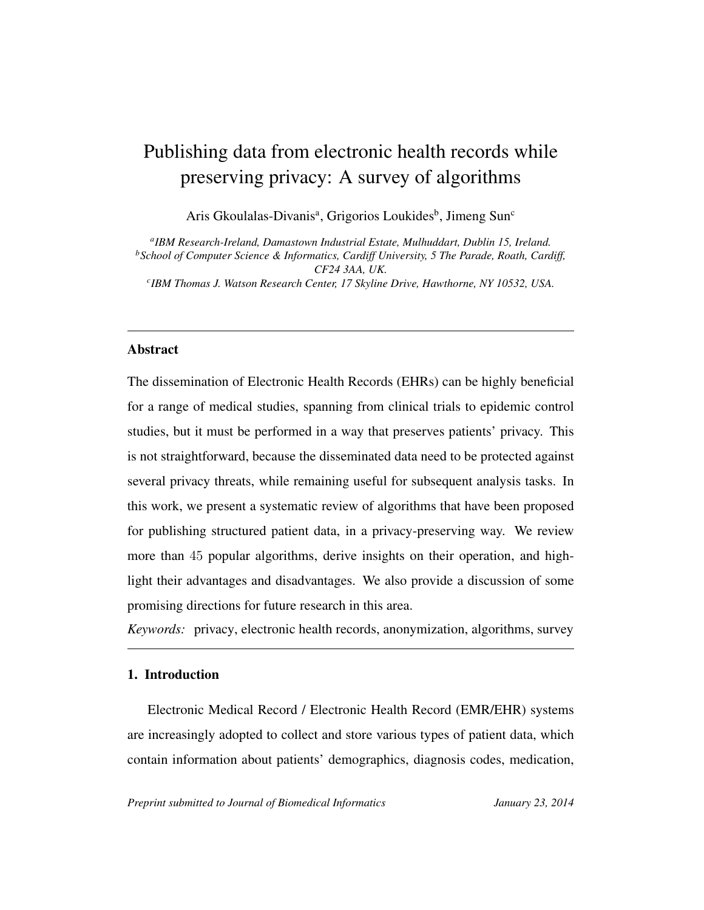# Publishing data from electronic health records while preserving privacy: A survey of algorithms

Aris Gkoulalas-Divanis[a], Grigorios Loukides[b], Jimeng Sun[c]

[a]*IBM Research-Ireland, Damastown Industrial Estate, Mulhuddart, Dublin 15, Ireland.*
[b]*School of Computer Science & Informatics, Cardiff University, 5 The Parade, Roath, Cardiff, CF24 3AA, UK.*
[c]*IBM Thomas J. Watson Research Center, 17 Skyline Drive, Hawthorne, NY 10532, USA.*

---

## Abstract

The dissemination of Electronic Health Records (EHRs) can be highly beneficial for a range of medical studies, spanning from clinical trials to epidemic control studies, but it must be performed in a way that preserves patients' privacy. This is not straightforward, because the disseminated data need to be protected against several privacy threats, while remaining useful for subsequent analysis tasks. In this work, we present a systematic review of algorithms that have been proposed for publishing structured patient data, in a privacy-preserving way. We review more than 45 popular algorithms, derive insights on their operation, and highlight their advantages and disadvantages. We also provide a discussion of some promising directions for future research in this area.

*Keywords:* privacy, electronic health records, anonymization, algorithms, survey

---

## 1. Introduction

Electronic Medical Record / Electronic Health Record (EMR/EHR) systems are increasingly adopted to collect and store various types of patient data, which contain information about patients' demographics, diagnosis codes, medication,

*Preprint submitted to Journal of Biomedical Informatics* *January 23, 2014*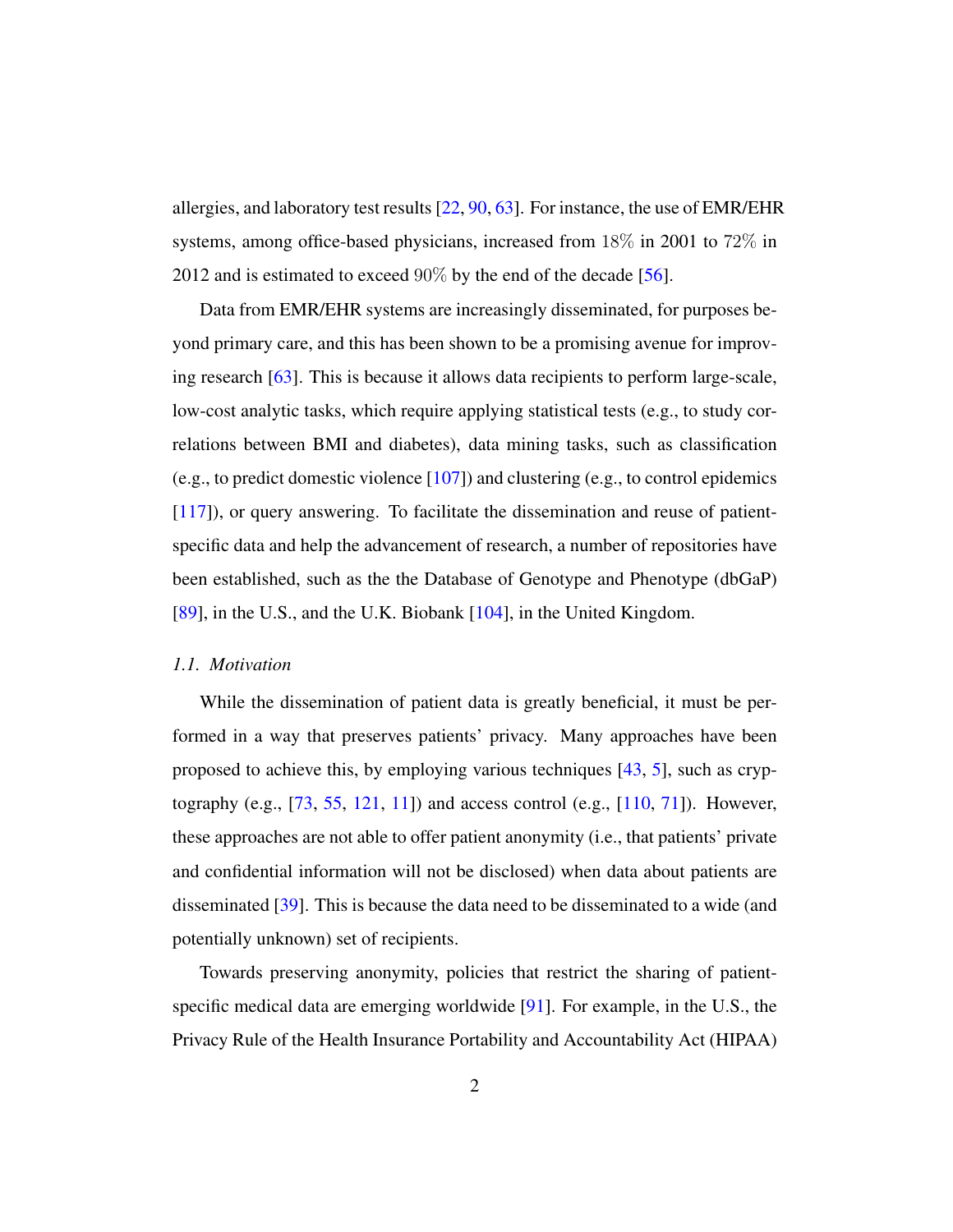allergies, and laboratory test results [22, 90, 63]. For instance, the use of EMR/EHR systems, among office-based physicians, increased from $18\%$ in 2001 to $72\%$ in 2012 and is estimated to exceed $90\%$ by the end of the decade [56].

Data from EMR/EHR systems are increasingly disseminated, for purposes beyond primary care, and this has been shown to be a promising avenue for improving research [63]. This is because it allows data recipients to perform large-scale, low-cost analytic tasks, which require applying statistical tests (e.g., to study correlations between BMI and diabetes), data mining tasks, such as classification (e.g., to predict domestic violence [107]) and clustering (e.g., to control epidemics [117]), or query answering. To facilitate the dissemination and reuse of patient-specific data and help the advancement of research, a number of repositories have been established, such as the the Database of Genotype and Phenotype (dbGaP) [89], in the U.S., and the U.K. Biobank [104], in the United Kingdom.

### *1.1. Motivation*

While the dissemination of patient data is greatly beneficial, it must be performed in a way that preserves patients' privacy. Many approaches have been proposed to achieve this, by employing various techniques [43, 5], such as cryptography (e.g., [73, 55, 121, 11]) and access control (e.g., [110, 71]). However, these approaches are not able to offer patient anonymity (i.e., that patients' private and confidential information will not be disclosed) when data about patients are disseminated [39]. This is because the data need to be disseminated to a wide (and potentially unknown) set of recipients.

Towards preserving anonymity, policies that restrict the sharing of patient-specific medical data are emerging worldwide [91]. For example, in the U.S., the Privacy Rule of the Health Insurance Portability and Accountability Act (HIPAA)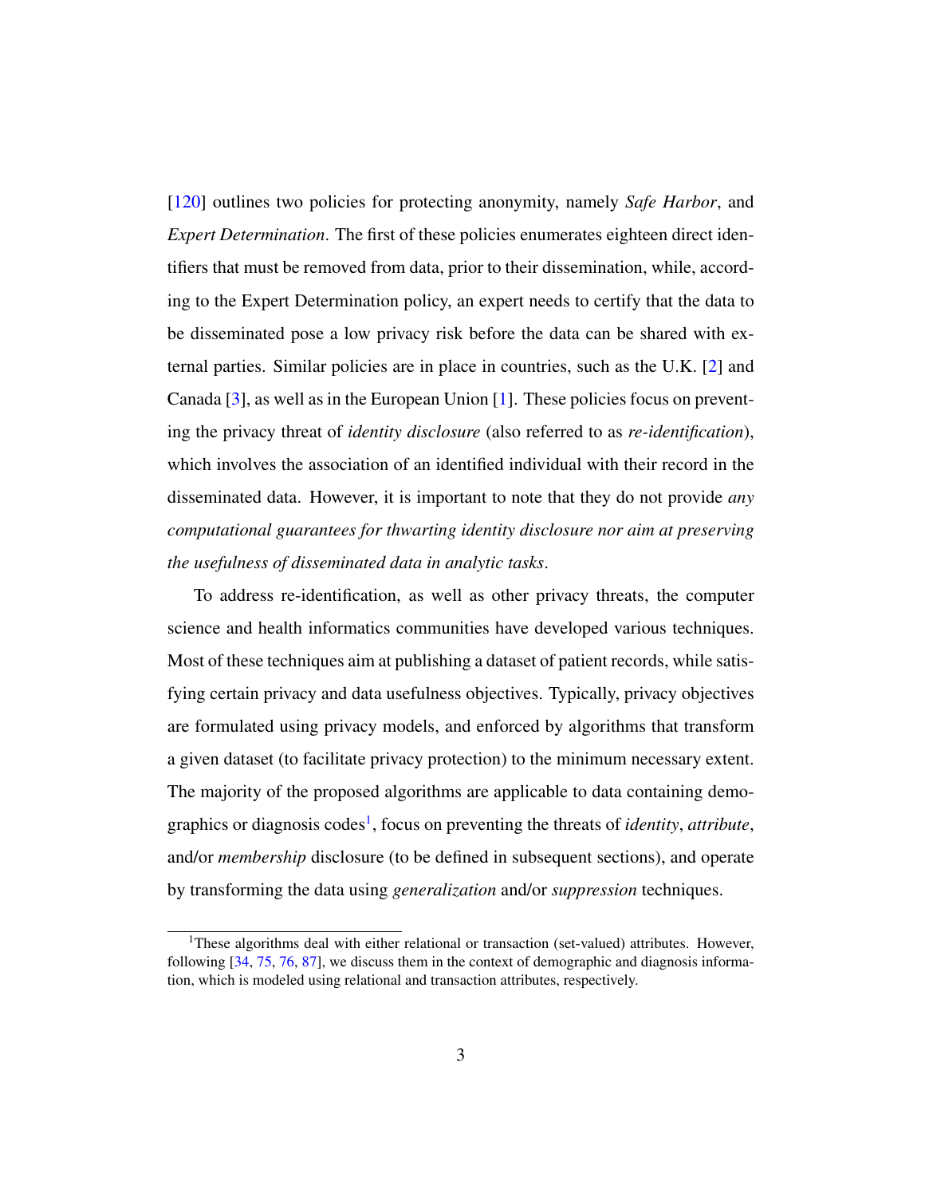[120] outlines two policies for protecting anonymity, namely *Safe Harbor*, and *Expert Determination*. The first of these policies enumerates eighteen direct identifiers that must be removed from data, prior to their dissemination, while, according to the Expert Determination policy, an expert needs to certify that the data to be disseminated pose a low privacy risk before the data can be shared with external parties. Similar policies are in place in countries, such as the U.K. [2] and Canada [3], as well as in the European Union [1]. These policies focus on preventing the privacy threat of *identity disclosure* (also referred to as *re-identification*), which involves the association of an identified individual with their record in the disseminated data. However, it is important to note that they do not provide *any computational guarantees for thwarting identity disclosure nor aim at preserving the usefulness of disseminated data in analytic tasks*.

To address re-identification, as well as other privacy threats, the computer science and health informatics communities have developed various techniques. Most of these techniques aim at publishing a dataset of patient records, while satisfying certain privacy and data usefulness objectives. Typically, privacy objectives are formulated using privacy models, and enforced by algorithms that transform a given dataset (to facilitate privacy protection) to the minimum necessary extent. The majority of the proposed algorithms are applicable to data containing demographics or diagnosis codes[1], focus on preventing the threats of *identity*, *attribute*, and/or *membership* disclosure (to be defined in subsequent sections), and operate by transforming the data using *generalization* and/or *suppression* techniques.

[1] These algorithms deal with either relational or transaction (set-valued) attributes. However, following [34, 75, 76, 87], we discuss them in the context of demographic and diagnosis information, which is modeled using relational and transaction attributes, respectively.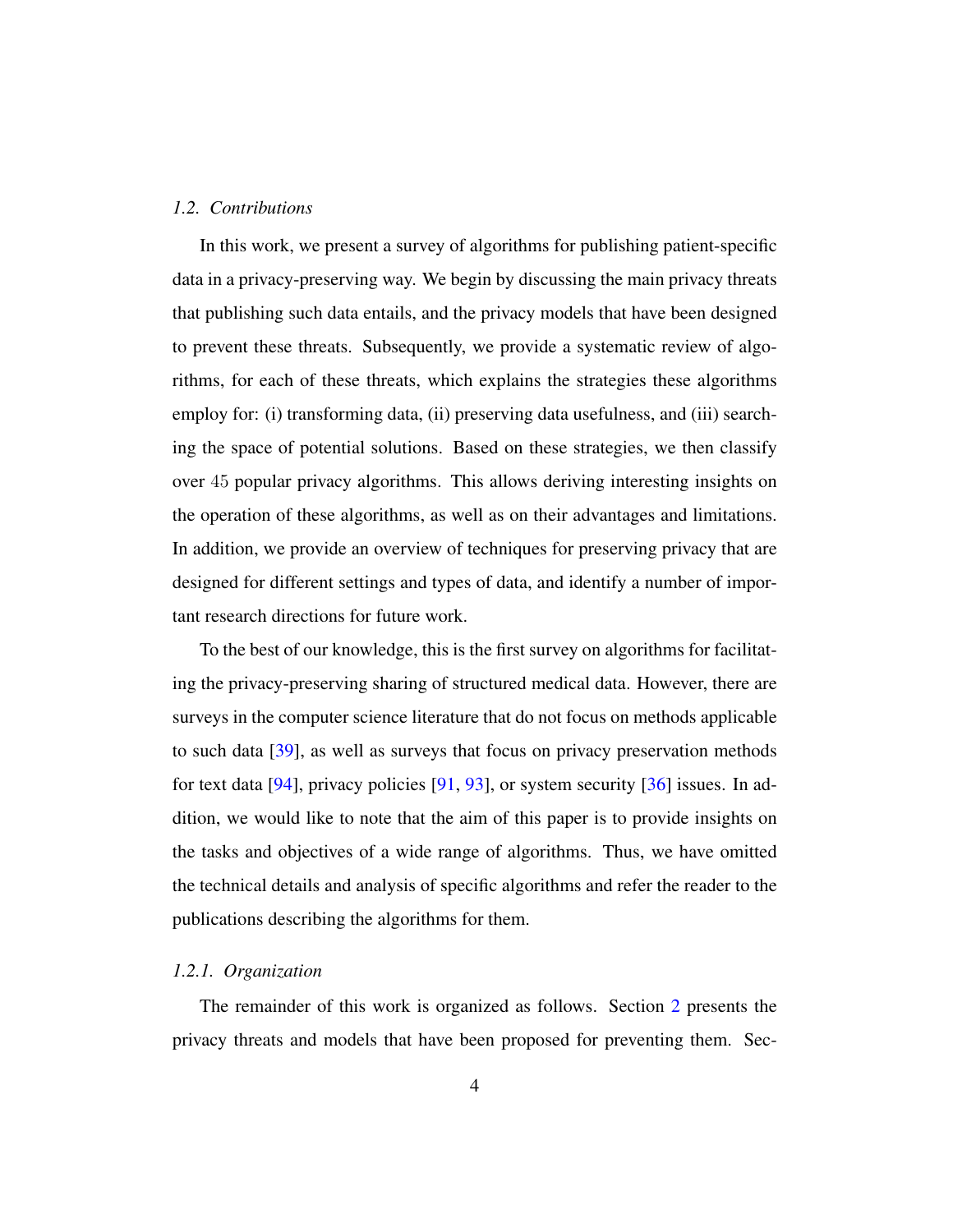### 1.2. Contributions

In this work, we present a survey of algorithms for publishing patient-specific data in a privacy-preserving way. We begin by discussing the main privacy threats that publishing such data entails, and the privacy models that have been designed to prevent these threats. Subsequently, we provide a systematic review of algorithms, for each of these threats, which explains the strategies these algorithms employ for: (i) transforming data, (ii) preserving data usefulness, and (iii) searching the space of potential solutions. Based on these strategies, we then classify over 45 popular privacy algorithms. This allows deriving interesting insights on the operation of these algorithms, as well as on their advantages and limitations. In addition, we provide an overview of techniques for preserving privacy that are designed for different settings and types of data, and identify a number of important research directions for future work.

To the best of our knowledge, this is the first survey on algorithms for facilitating the privacy-preserving sharing of structured medical data. However, there are surveys in the computer science literature that do not focus on methods applicable to such data [39], as well as surveys that focus on privacy preservation methods for text data [94], privacy policies [91, 93], or system security [36] issues. In addition, we would like to note that the aim of this paper is to provide insights on the tasks and objectives of a wide range of algorithms. Thus, we have omitted the technical details and analysis of specific algorithms and refer the reader to the publications describing the algorithms for them.

#### 1.2.1. Organization

The remainder of this work is organized as follows. Section 2 presents the privacy threats and models that have been proposed for preventing them. Sec-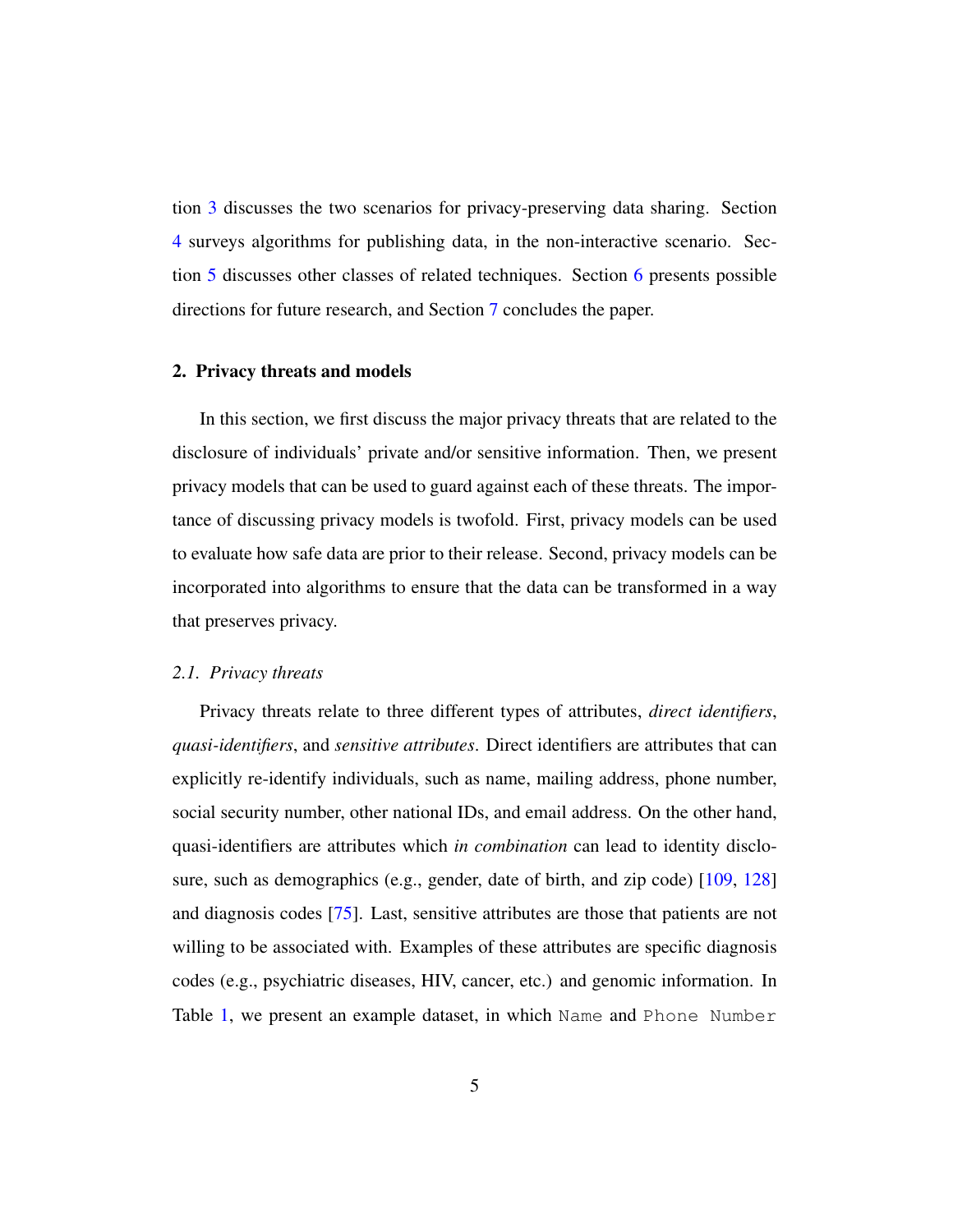tion 3 discusses the two scenarios for privacy-preserving data sharing. Section 4 surveys algorithms for publishing data, in the non-interactive scenario. Section 5 discusses other classes of related techniques. Section 6 presents possible directions for future research, and Section 7 concludes the paper.

## 2. Privacy threats and models

In this section, we first discuss the major privacy threats that are related to the disclosure of individuals' private and/or sensitive information. Then, we present privacy models that can be used to guard against each of these threats. The importance of discussing privacy models is twofold. First, privacy models can be used to evaluate how safe data are prior to their release. Second, privacy models can be incorporated into algorithms to ensure that the data can be transformed in a way that preserves privacy.

### *2.1. Privacy threats*

Privacy threats relate to three different types of attributes, *direct identifiers*, *quasi-identifiers*, and *sensitive attributes*. Direct identifiers are attributes that can explicitly re-identify individuals, such as name, mailing address, phone number, social security number, other national IDs, and email address. On the other hand, quasi-identifiers are attributes which *in combination* can lead to identity disclosure, such as demographics (e.g., gender, date of birth, and zip code) [109, 128] and diagnosis codes [75]. Last, sensitive attributes are those that patients are not willing to be associated with. Examples of these attributes are specific diagnosis codes (e.g., psychiatric diseases, HIV, cancer, etc.) and genomic information. In Table 1, we present an example dataset, in which `Name` and `Phone Number`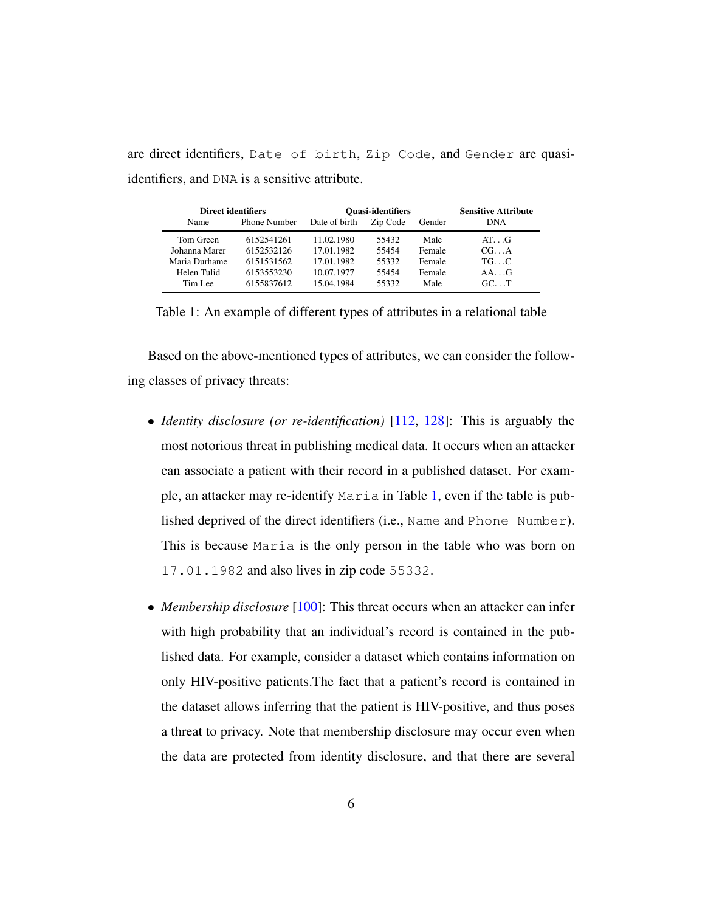are direct identifiers, `Date of birth`, `Zip Code`, and `Gender` are quasi-identifiers, and `DNA` is a sensitive attribute.

| **Direct identifiers** | | **Quasi-identifiers** | | | **Sensitive Attribute** |
|---|---|---|---|---|---|
| Name | Phone Number | Date of birth | Zip Code | Gender | DNA |
| Tom Green | 6152541261 | 11.02.1980 | 55432 | Male | AT. . . G |
| Johanna Marer | 6152532126 | 17.01.1982 | 55454 | Female | CG. . . A |
| Maria Durhame | 6151531562 | 17.01.1982 | 55332 | Female | TG. . . C |
| Helen Tulid | 6153553230 | 10.07.1977 | 55454 | Female | AA. . . G |
| Tim Lee | 6155837612 | 15.04.1984 | 55332 | Male | GC. . . T |

Table 1: An example of different types of attributes in a relational table

Based on the above-mentioned types of attributes, we can consider the following classes of privacy threats:

- *Identity disclosure (or re-identification)* [112, 128]: This is arguably the most notorious threat in publishing medical data. It occurs when an attacker can associate a patient with their record in a published dataset. For example, an attacker may re-identify `Maria` in Table 1, even if the table is published deprived of the direct identifiers (i.e., `Name` and `Phone Number`). This is because `Maria` is the only person in the table who was born on `17.01.1982` and also lives in zip code `55332`.

- *Membership disclosure* [100]: This threat occurs when an attacker can infer with high probability that an individual's record is contained in the published data. For example, consider a dataset which contains information on only HIV-positive patients.The fact that a patient's record is contained in the dataset allows inferring that the patient is HIV-positive, and thus poses a threat to privacy. Note that membership disclosure may occur even when the data are protected from identity disclosure, and that there are several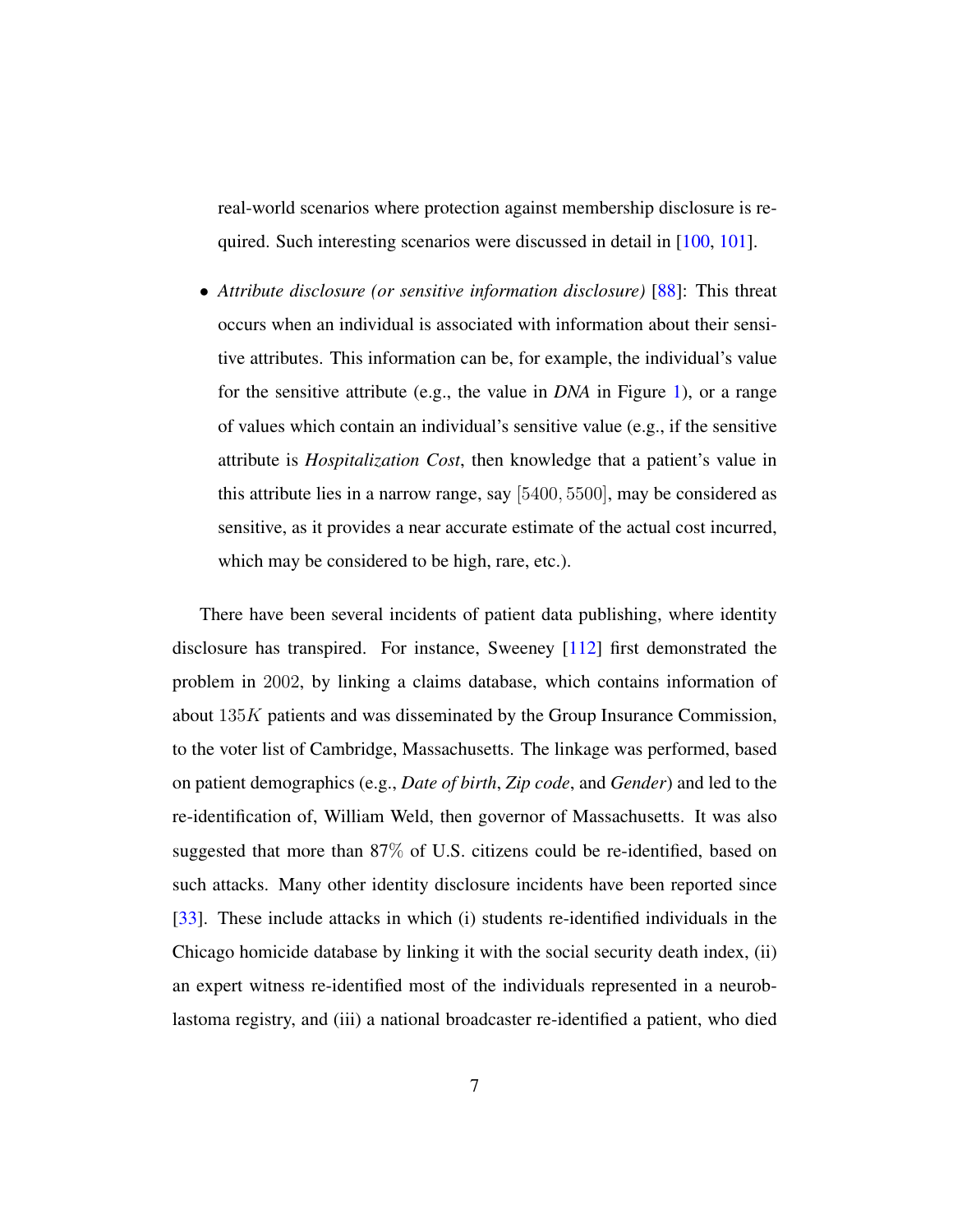real-world scenarios where protection against membership disclosure is required. Such interesting scenarios were discussed in detail in [100, 101].

- *Attribute disclosure (or sensitive information disclosure)* [88]: This threat occurs when an individual is associated with information about their sensitive attributes. This information can be, for example, the individual's value for the sensitive attribute (e.g., the value in *DNA* in Figure 1), or a range of values which contain an individual's sensitive value (e.g., if the sensitive attribute is *Hospitalization Cost*, then knowledge that a patient's value in this attribute lies in a narrow range, say $[5400, 5500]$, may be considered as sensitive, as it provides a near accurate estimate of the actual cost incurred, which may be considered to be high, rare, etc.).

There have been several incidents of patient data publishing, where identity disclosure has transpired. For instance, Sweeney [112] first demonstrated the problem in $2002$, by linking a claims database, which contains information of about $135K$ patients and was disseminated by the Group Insurance Commission, to the voter list of Cambridge, Massachusetts. The linkage was performed, based on patient demographics (e.g., *Date of birth*, *Zip code*, and *Gender*) and led to the re-identification of, William Weld, then governor of Massachusetts. It was also suggested that more than $87\%$ of U.S. citizens could be re-identified, based on such attacks. Many other identity disclosure incidents have been reported since [33]. These include attacks in which (i) students re-identified individuals in the Chicago homicide database by linking it with the social security death index, (ii) an expert witness re-identified most of the individuals represented in a neuroblastoma registry, and (iii) a national broadcaster re-identified a patient, who died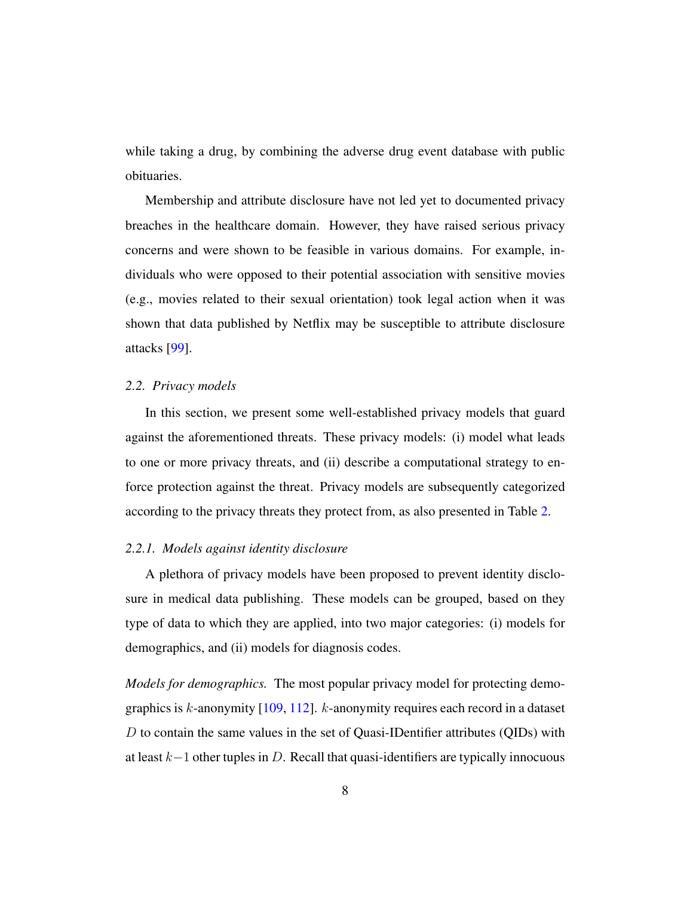while taking a drug, by combining the adverse drug event database with public obituaries.

Membership and attribute disclosure have not led yet to documented privacy breaches in the healthcare domain. However, they have raised serious privacy concerns and were shown to be feasible in various domains. For example, individuals who were opposed to their potential association with sensitive movies (e.g., movies related to their sexual orientation) took legal action when it was shown that data published by Netflix may be susceptible to attribute disclosure attacks [99].

### 2.2. Privacy models

In this section, we present some well-established privacy models that guard against the aforementioned threats. These privacy models: (i) model what leads to one or more privacy threats, and (ii) describe a computational strategy to enforce protection against the threat. Privacy models are subsequently categorized according to the privacy threats they protect from, as also presented in Table 2.

#### 2.2.1. Models against identity disclosure

A plethora of privacy models have been proposed to prevent identity disclosure in medical data publishing. These models can be grouped, based on they type of data to which they are applied, into two major categories: (i) models for demographics, and (ii) models for diagnosis codes.

*Models for demographics.* The most popular privacy model for protecting demographics is $k$-anonymity [109, 112]. $k$-anonymity requires each record in a dataset $D$ to contain the same values in the set of Quasi-IDentifier attributes (QIDs) with at least $k-1$ other tuples in $D$. Recall that quasi-identifiers are typically innocuous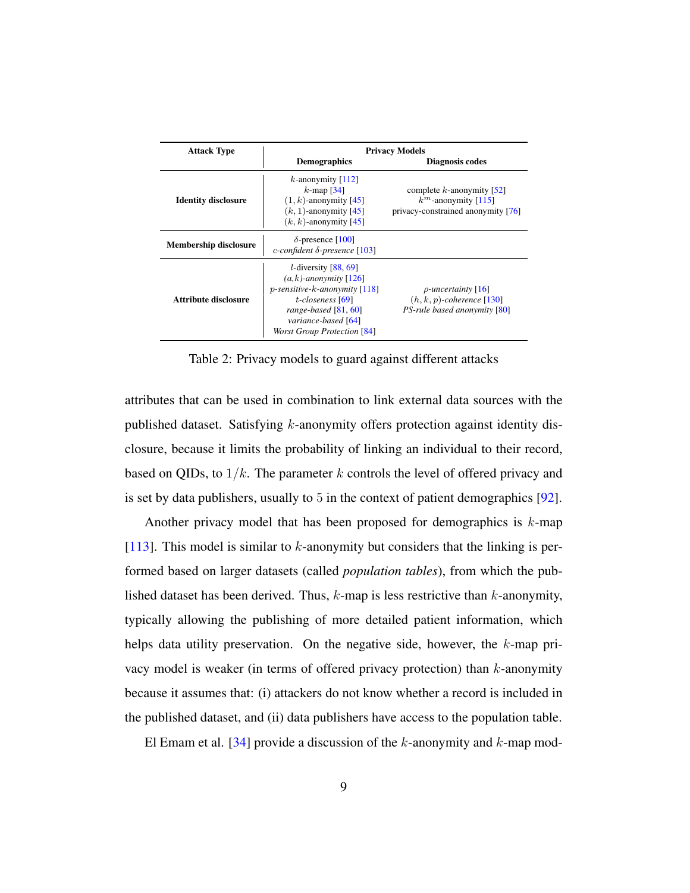| Attack Type | Privacy Models | |
|---|---|---|
| | Demographics | Diagnosis codes |
| **Identity disclosure** | $k$-anonymity [112]<br>$k$-map [34]<br>$(1, k)$-anonymity [45]<br>$(k, 1)$-anonymity [45]<br>$(k, k)$-anonymity [45] | complete $k$-anonymity [52]<br>$k^m$-anonymity [115]<br>privacy-constrained anonymity [76] |
| **Membership disclosure** | $\delta$-presence [100]<br>*c-confident* $\delta$*-presence* [103] | |
| **Attribute disclosure** | $l$-diversity [88, 69]<br>*(a,k)-anonymity* [126]<br>*p-sensitive-k-anonymity* [118]<br>*t-closeness* [69]<br>*range-based* [81, 60]<br>*variance-based* [64]<br>*Worst Group Protection* [84] | *ρ-uncertainty* [16]<br>$(h, k, p)$*-coherence* [130]<br>*PS-rule based anonymity* [80] |

Table 2: Privacy models to guard against different attacks

attributes that can be used in combination to link external data sources with the published dataset. Satisfying $k$-anonymity offers protection against identity disclosure, because it limits the probability of linking an individual to their record, based on QIDs, to $1/k$. The parameter $k$ controls the level of offered privacy and is set by data publishers, usually to $5$ in the context of patient demographics [92].

Another privacy model that has been proposed for demographics is $k$-map [113]. This model is similar to $k$-anonymity but considers that the linking is performed based on larger datasets (called *population tables*), from which the published dataset has been derived. Thus, $k$-map is less restrictive than $k$-anonymity, typically allowing the publishing of more detailed patient information, which helps data utility preservation. On the negative side, however, the $k$-map privacy model is weaker (in terms of offered privacy protection) than $k$-anonymity because it assumes that: (i) attackers do not know whether a record is included in the published dataset, and (ii) data publishers have access to the population table.

El Emam et al. [34] provide a discussion of the $k$-anonymity and $k$-map mod-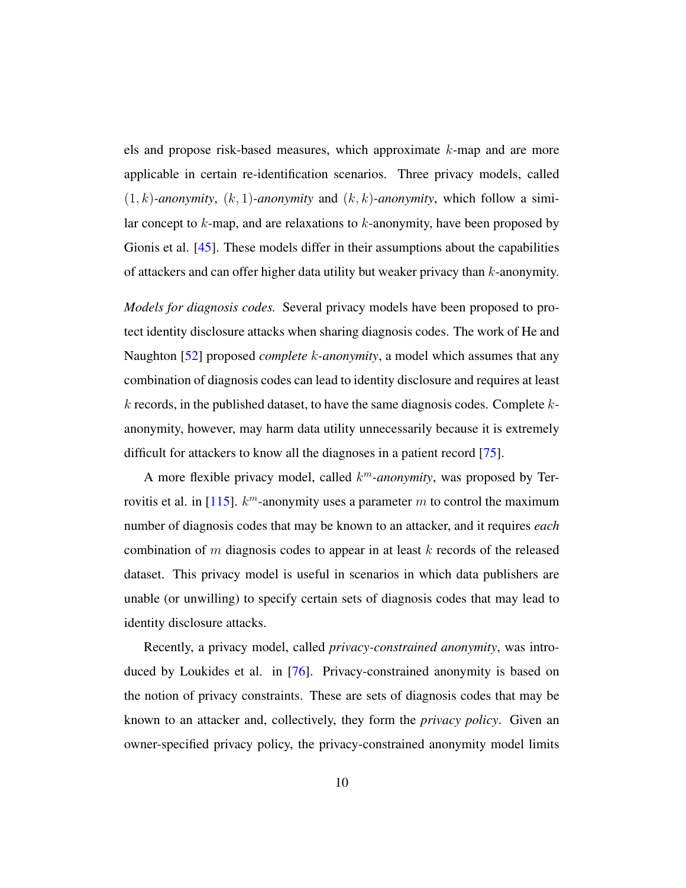els and propose risk-based measures, which approximate $k$-map and are more applicable in certain re-identification scenarios. Three privacy models, called $(1,k)$-*anonymity*, $(k,1)$-*anonymity* and $(k,k)$-*anonymity*, which follow a similar concept to $k$-map, and are relaxations to $k$-anonymity, have been proposed by Gionis et al. [45]. These models differ in their assumptions about the capabilities of attackers and can offer higher data utility but weaker privacy than $k$-anonymity.

*Models for diagnosis codes.* Several privacy models have been proposed to protect identity disclosure attacks when sharing diagnosis codes. The work of He and Naughton [52] proposed *complete $k$-anonymity*, a model which assumes that any combination of diagnosis codes can lead to identity disclosure and requires at least $k$ records, in the published dataset, to have the same diagnosis codes. Complete $k$-anonymity, however, may harm data utility unnecessarily because it is extremely difficult for attackers to know all the diagnoses in a patient record [75].

A more flexible privacy model, called $k^m$-*anonymity*, was proposed by Terrovitis et al. in [115]. $k^m$-anonymity uses a parameter $m$ to control the maximum number of diagnosis codes that may be known to an attacker, and it requires *each* combination of $m$ diagnosis codes to appear in at least $k$ records of the released dataset. This privacy model is useful in scenarios in which data publishers are unable (or unwilling) to specify certain sets of diagnosis codes that may lead to identity disclosure attacks.

Recently, a privacy model, called *privacy-constrained anonymity*, was introduced by Loukides et al. in [76]. Privacy-constrained anonymity is based on the notion of privacy constraints. These are sets of diagnosis codes that may be known to an attacker and, collectively, they form the *privacy policy*. Given an owner-specified privacy policy, the privacy-constrained anonymity model limits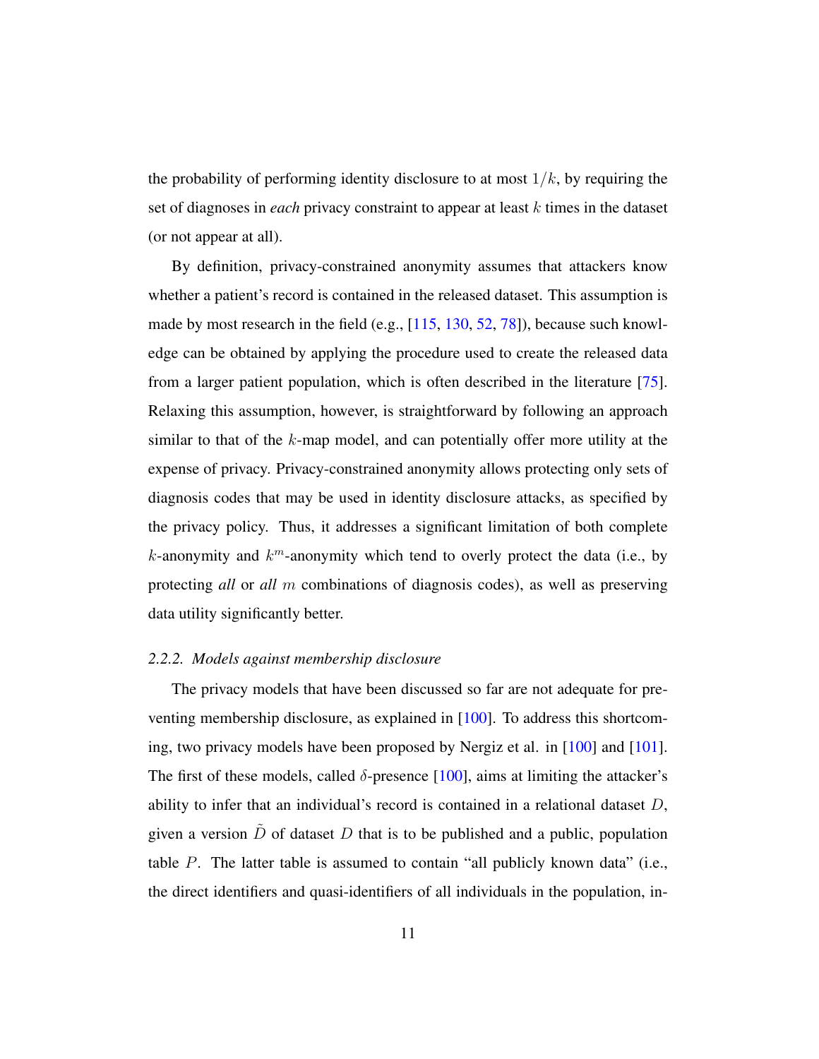the probability of performing identity disclosure to at most $1/k$, by requiring the set of diagnoses in *each* privacy constraint to appear at least $k$ times in the dataset (or not appear at all).

By definition, privacy-constrained anonymity assumes that attackers know whether a patient's record is contained in the released dataset. This assumption is made by most research in the field (e.g., [115, 130, 52, 78]), because such knowledge can be obtained by applying the procedure used to create the released data from a larger patient population, which is often described in the literature [75]. Relaxing this assumption, however, is straightforward by following an approach similar to that of the $k$-map model, and can potentially offer more utility at the expense of privacy. Privacy-constrained anonymity allows protecting only sets of diagnosis codes that may be used in identity disclosure attacks, as specified by the privacy policy. Thus, it addresses a significant limitation of both complete $k$-anonymity and $k^m$-anonymity which tend to overly protect the data (i.e., by protecting *all* or *all* $m$ combinations of diagnosis codes), as well as preserving data utility significantly better.

### *2.2.2. Models against membership disclosure*

The privacy models that have been discussed so far are not adequate for preventing membership disclosure, as explained in [100]. To address this shortcoming, two privacy models have been proposed by Nergiz et al. in [100] and [101]. The first of these models, called $\delta$-presence [100], aims at limiting the attacker's ability to infer that an individual's record is contained in a relational dataset $D$, given a version $\tilde{D}$ of dataset $D$ that is to be published and a public, population table $P$. The latter table is assumed to contain "all publicly known data" (i.e., the direct identifiers and quasi-identifiers of all individuals in the population, in-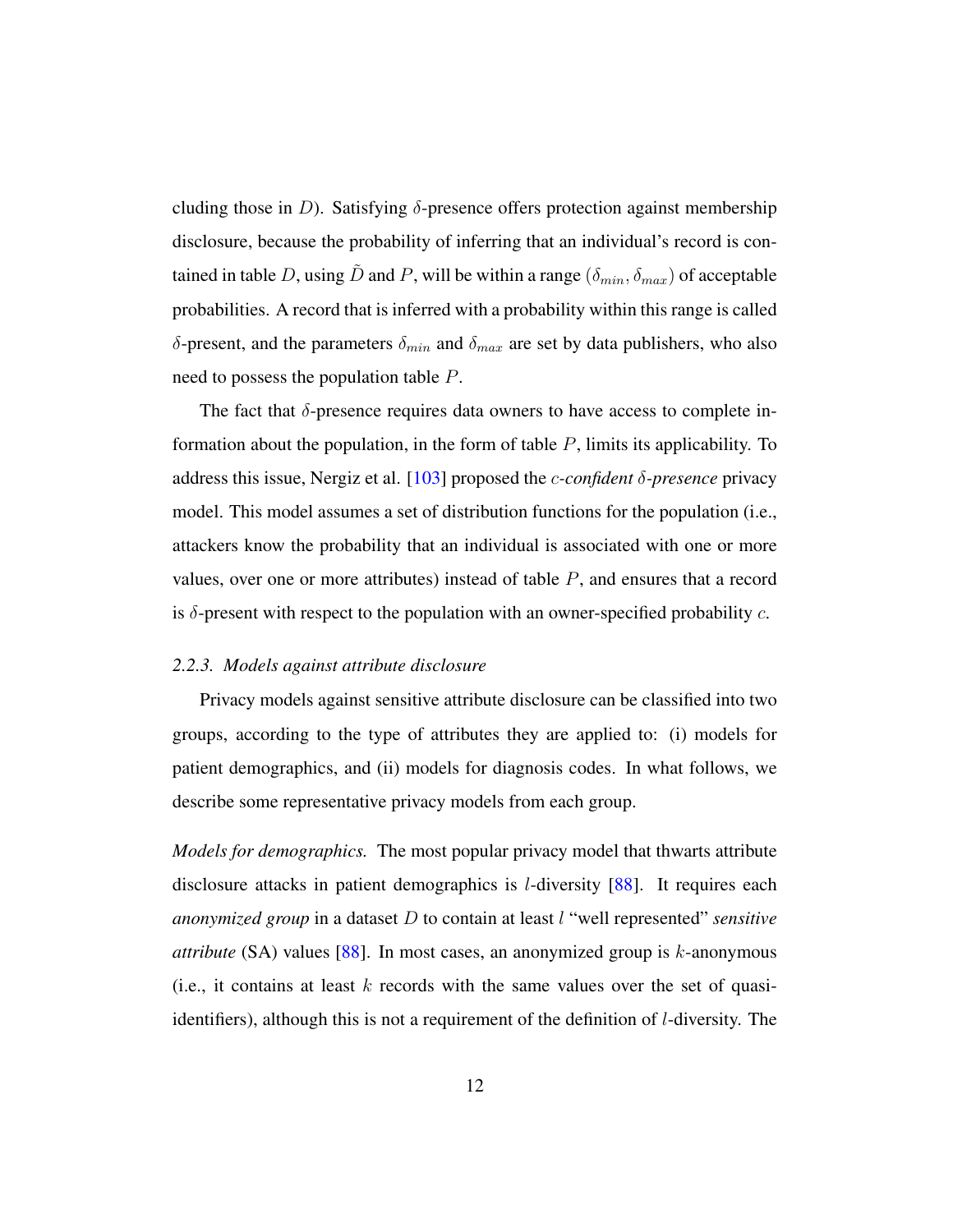cluding those in $D$). Satisfying $\delta$-presence offers protection against membership disclosure, because the probability of inferring that an individual's record is contained in table $D$, using $\tilde{D}$ and $P$, will be within a range $(\delta_{min}, \delta_{max})$ of acceptable probabilities. A record that is inferred with a probability within this range is called $\delta$-present, and the parameters $\delta_{min}$ and $\delta_{max}$ are set by data publishers, who also need to possess the population table $P$.

The fact that $\delta$-presence requires data owners to have access to complete information about the population, in the form of table $P$, limits its applicability. To address this issue, Nergiz et al. [103] proposed the *$c$-confident $\delta$-presence* privacy model. This model assumes a set of distribution functions for the population (i.e., attackers know the probability that an individual is associated with one or more values, over one or more attributes) instead of table $P$, and ensures that a record is $\delta$-present with respect to the population with an owner-specified probability $c$.

### 2.2.3. Models against attribute disclosure

Privacy models against sensitive attribute disclosure can be classified into two groups, according to the type of attributes they are applied to: (i) models for patient demographics, and (ii) models for diagnosis codes. In what follows, we describe some representative privacy models from each group.

*Models for demographics.* The most popular privacy model that thwarts attribute disclosure attacks in patient demographics is $l$-diversity [88]. It requires each *anonymized group* in a dataset $D$ to contain at least $l$ "well represented" *sensitive attribute* (SA) values [88]. In most cases, an anonymized group is $k$-anonymous (i.e., it contains at least $k$ records with the same values over the set of quasi-identifiers), although this is not a requirement of the definition of $l$-diversity. The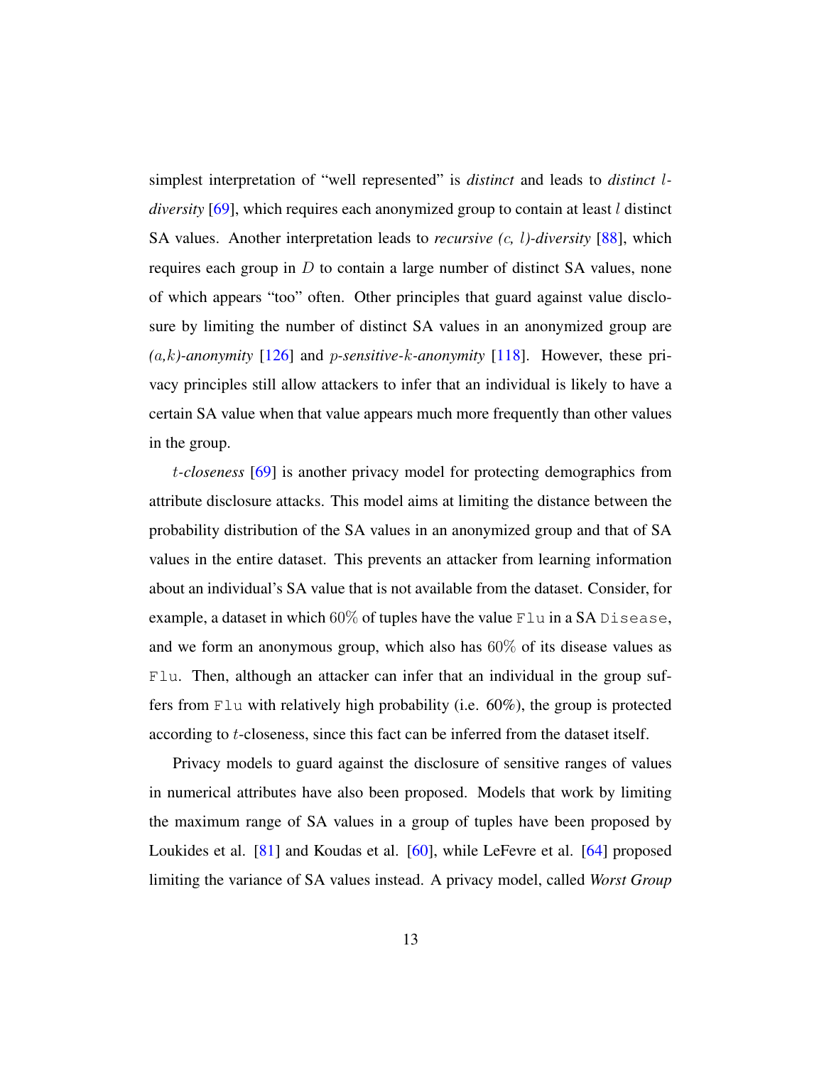simplest interpretation of "well represented" is *distinct* and leads to *distinct $l$-diversity* [69], which requires each anonymized group to contain at least $l$ distinct SA values. Another interpretation leads to *recursive (c, $l$)-diversity* [88], which requires each group in $D$ to contain a large number of distinct SA values, none of which appears "too" often. Other principles that guard against value disclosure by limiting the number of distinct SA values in an anonymized group are *($a$,$k$)-anonymity* [126] and *$p$-sensitive-$k$-anonymity* [118]. However, these privacy principles still allow attackers to infer that an individual is likely to have a certain SA value when that value appears much more frequently than other values in the group.

*$t$-closeness* [69] is another privacy model for protecting demographics from attribute disclosure attacks. This model aims at limiting the distance between the probability distribution of the SA values in an anonymized group and that of SA values in the entire dataset. This prevents an attacker from learning information about an individual's SA value that is not available from the dataset. Consider, for example, a dataset in which $60\%$ of tuples have the value `Flu` in a SA `Disease`, and we form an anonymous group, which also has $60\%$ of its disease values as `Flu`. Then, although an attacker can infer that an individual in the group suffers from `Flu` with relatively high probability (i.e. 60%), the group is protected according to $t$-closeness, since this fact can be inferred from the dataset itself.

Privacy models to guard against the disclosure of sensitive ranges of values in numerical attributes have also been proposed. Models that work by limiting the maximum range of SA values in a group of tuples have been proposed by Loukides et al. [81] and Koudas et al. [60], while LeFevre et al. [64] proposed limiting the variance of SA values instead. A privacy model, called *Worst Group*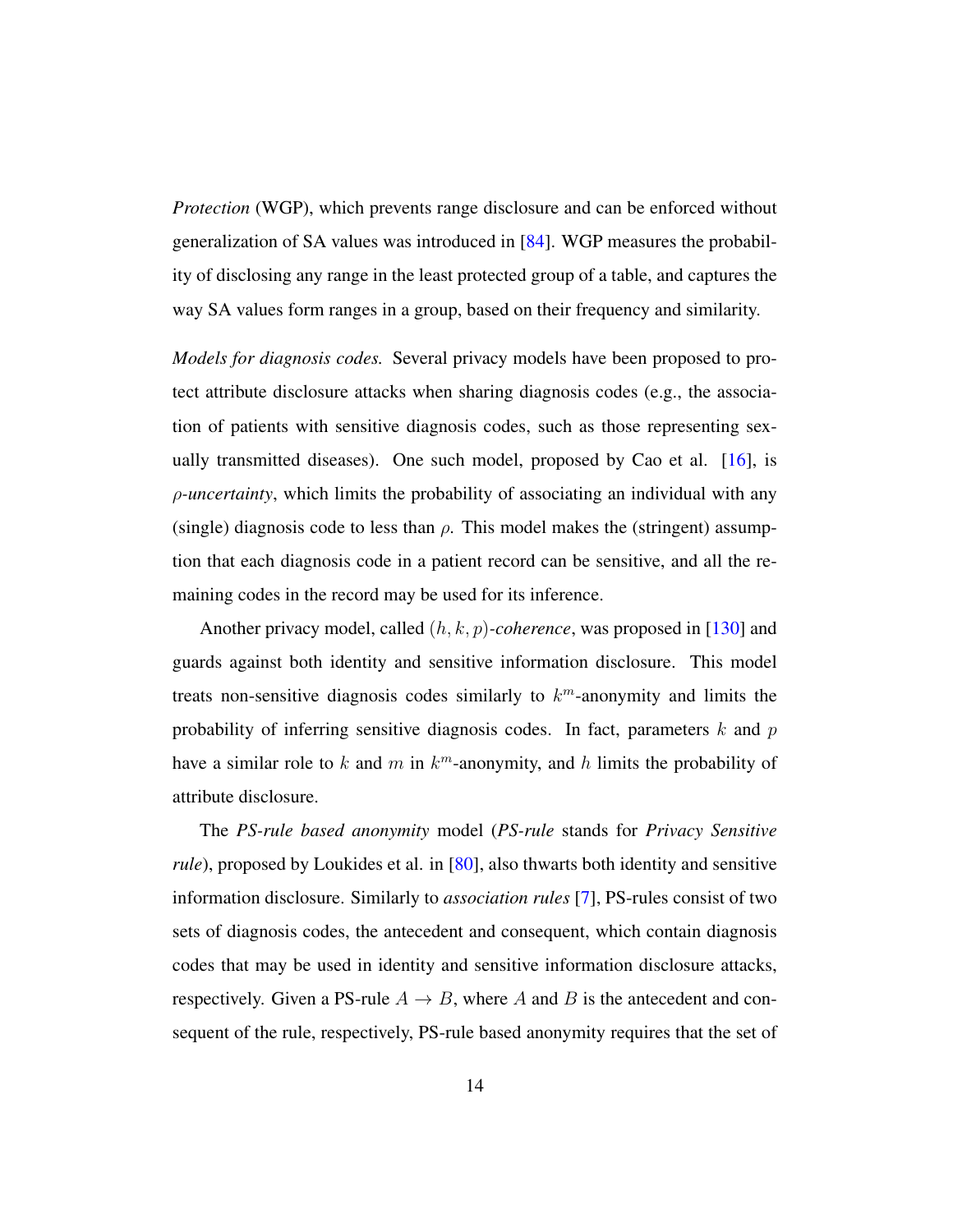*Protection* (WGP), which prevents range disclosure and can be enforced without generalization of SA values was introduced in [84]. WGP measures the probability of disclosing any range in the least protected group of a table, and captures the way SA values form ranges in a group, based on their frequency and similarity.

*Models for diagnosis codes.* Several privacy models have been proposed to protect attribute disclosure attacks when sharing diagnosis codes (e.g., the association of patients with sensitive diagnosis codes, such as those representing sexually transmitted diseases). One such model, proposed by Cao et al. [16], is $\rho$*-uncertainty*, which limits the probability of associating an individual with any (single) diagnosis code to less than $\rho$. This model makes the (stringent) assumption that each diagnosis code in a patient record can be sensitive, and all the remaining codes in the record may be used for its inference.

Another privacy model, called $(h, k, p)$*-coherence*, was proposed in [130] and guards against both identity and sensitive information disclosure. This model treats non-sensitive diagnosis codes similarly to $k^m$-anonymity and limits the probability of inferring sensitive diagnosis codes. In fact, parameters $k$ and $p$ have a similar role to $k$ and $m$ in $k^m$-anonymity, and $h$ limits the probability of attribute disclosure.

The *PS-rule based anonymity* model (*PS-rule* stands for *Privacy Sensitive rule*), proposed by Loukides et al. in [80], also thwarts both identity and sensitive information disclosure. Similarly to *association rules* [7], PS-rules consist of two sets of diagnosis codes, the antecedent and consequent, which contain diagnosis codes that may be used in identity and sensitive information disclosure attacks, respectively. Given a PS-rule $A \rightarrow B$, where $A$ and $B$ is the antecedent and consequent of the rule, respectively, PS-rule based anonymity requires that the set of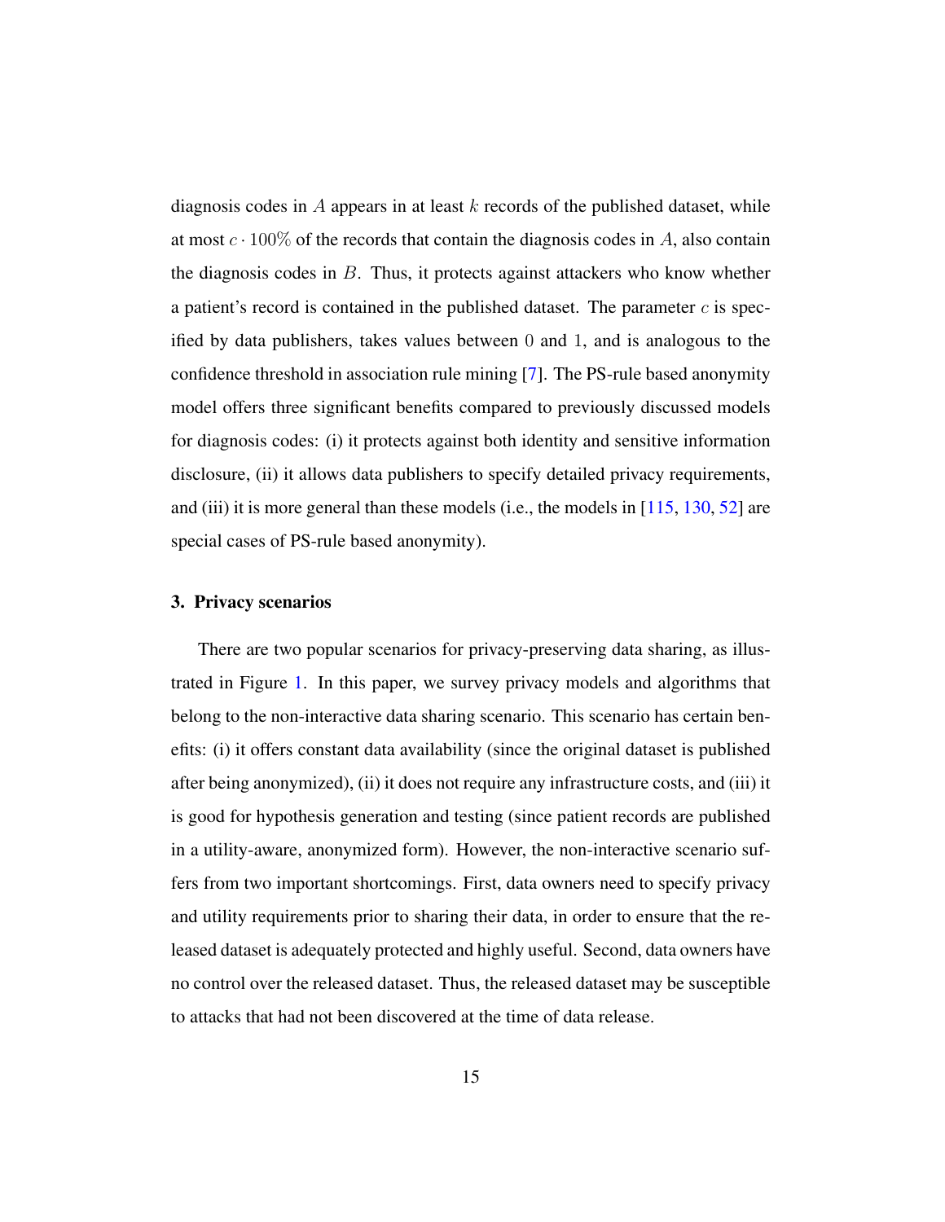diagnosis codes in $A$ appears in at least $k$ records of the published dataset, while at most $c \cdot 100\%$ of the records that contain the diagnosis codes in $A$, also contain the diagnosis codes in $B$. Thus, it protects against attackers who know whether a patient's record is contained in the published dataset. The parameter $c$ is specified by data publishers, takes values between $0$ and $1$, and is analogous to the confidence threshold in association rule mining [7]. The PS-rule based anonymity model offers three significant benefits compared to previously discussed models for diagnosis codes: (i) it protects against both identity and sensitive information disclosure, (ii) it allows data publishers to specify detailed privacy requirements, and (iii) it is more general than these models (i.e., the models in [115, 130, 52] are special cases of PS-rule based anonymity).

## 3. Privacy scenarios

There are two popular scenarios for privacy-preserving data sharing, as illustrated in Figure 1. In this paper, we survey privacy models and algorithms that belong to the non-interactive data sharing scenario. This scenario has certain benefits: (i) it offers constant data availability (since the original dataset is published after being anonymized), (ii) it does not require any infrastructure costs, and (iii) it is good for hypothesis generation and testing (since patient records are published in a utility-aware, anonymized form). However, the non-interactive scenario suffers from two important shortcomings. First, data owners need to specify privacy and utility requirements prior to sharing their data, in order to ensure that the released dataset is adequately protected and highly useful. Second, data owners have no control over the released dataset. Thus, the released dataset may be susceptible to attacks that had not been discovered at the time of data release.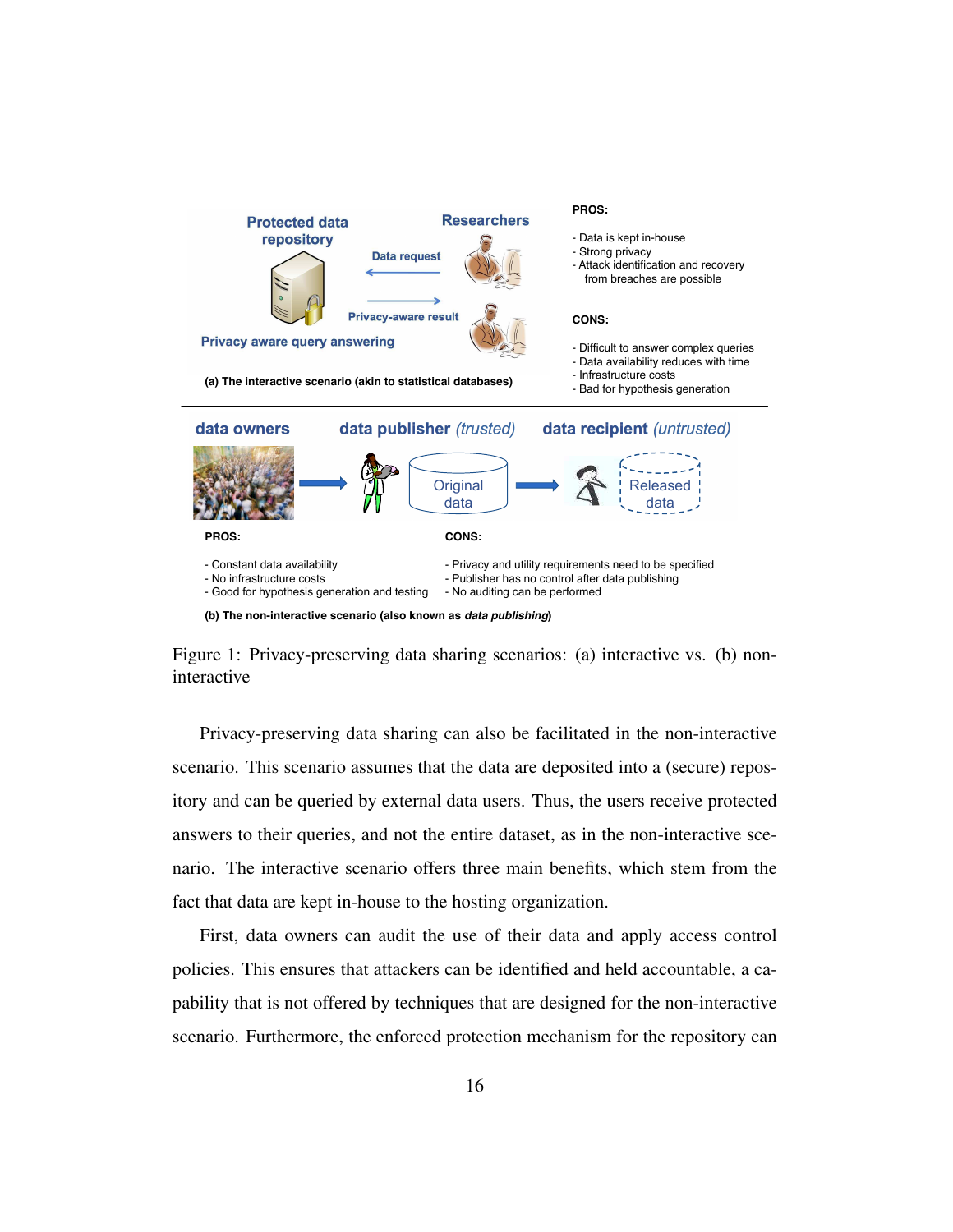**Protected data repository** — **Researchers**

Data request

Privacy-aware result

**Privacy aware query answering**

**(a) The interactive scenario (akin to statistical databases)**

**PROS:**

- Data is kept in-house
- Strong privacy
- Attack identification and recovery from breaches are possible

**CONS:**

- Difficult to answer complex queries
- Data availability reduces with time
- Infrastructure costs
- Bad for hypothesis generation

**data owners** → **data publisher** *(trusted)* — Original data → **data recipient** *(untrusted)* — Released data

**PROS:**

- Constant data availability
- No infrastructure costs
- Good for hypothesis generation and testing

**CONS:**

- Privacy and utility requirements need to be specified
- Publisher has no control after data publishing
- No auditing can be performed

**(b) The non-interactive scenario (also known as *data publishing*)**

Figure 1: Privacy-preserving data sharing scenarios: (a) interactive vs. (b) non-interactive

Privacy-preserving data sharing can also be facilitated in the non-interactive scenario. This scenario assumes that the data are deposited into a (secure) repository and can be queried by external data users. Thus, the users receive protected answers to their queries, and not the entire dataset, as in the non-interactive scenario. The interactive scenario offers three main benefits, which stem from the fact that data are kept in-house to the hosting organization.

First, data owners can audit the use of their data and apply access control policies. This ensures that attackers can be identified and held accountable, a capability that is not offered by techniques that are designed for the non-interactive scenario. Furthermore, the enforced protection mechanism for the repository can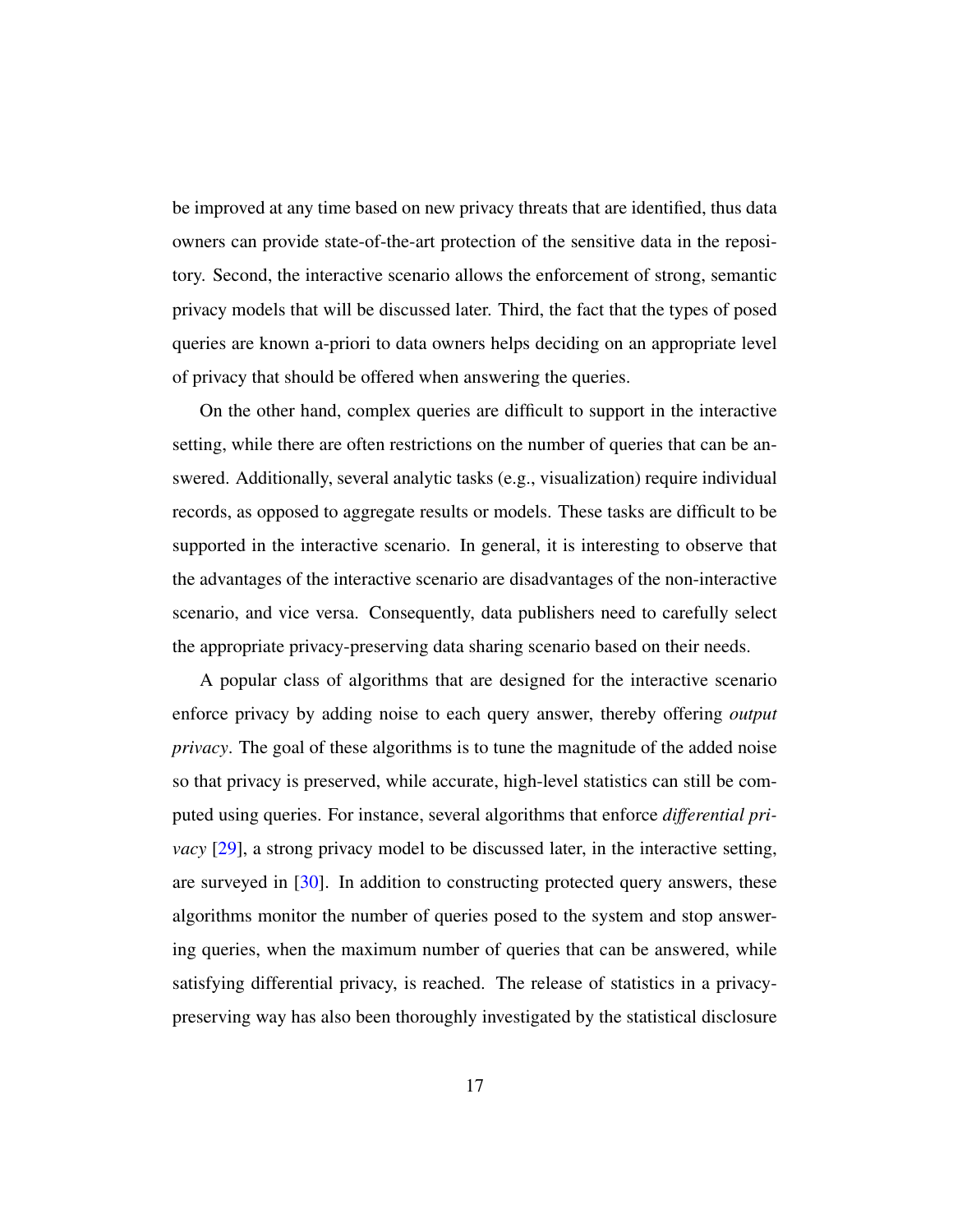be improved at any time based on new privacy threats that are identified, thus data owners can provide state-of-the-art protection of the sensitive data in the repository. Second, the interactive scenario allows the enforcement of strong, semantic privacy models that will be discussed later. Third, the fact that the types of posed queries are known a-priori to data owners helps deciding on an appropriate level of privacy that should be offered when answering the queries.

On the other hand, complex queries are difficult to support in the interactive setting, while there are often restrictions on the number of queries that can be answered. Additionally, several analytic tasks (e.g., visualization) require individual records, as opposed to aggregate results or models. These tasks are difficult to be supported in the interactive scenario. In general, it is interesting to observe that the advantages of the interactive scenario are disadvantages of the non-interactive scenario, and vice versa. Consequently, data publishers need to carefully select the appropriate privacy-preserving data sharing scenario based on their needs.

A popular class of algorithms that are designed for the interactive scenario enforce privacy by adding noise to each query answer, thereby offering *output privacy*. The goal of these algorithms is to tune the magnitude of the added noise so that privacy is preserved, while accurate, high-level statistics can still be computed using queries. For instance, several algorithms that enforce *differential privacy* [29], a strong privacy model to be discussed later, in the interactive setting, are surveyed in [30]. In addition to constructing protected query answers, these algorithms monitor the number of queries posed to the system and stop answering queries, when the maximum number of queries that can be answered, while satisfying differential privacy, is reached. The release of statistics in a privacy-preserving way has also been thoroughly investigated by the statistical disclosure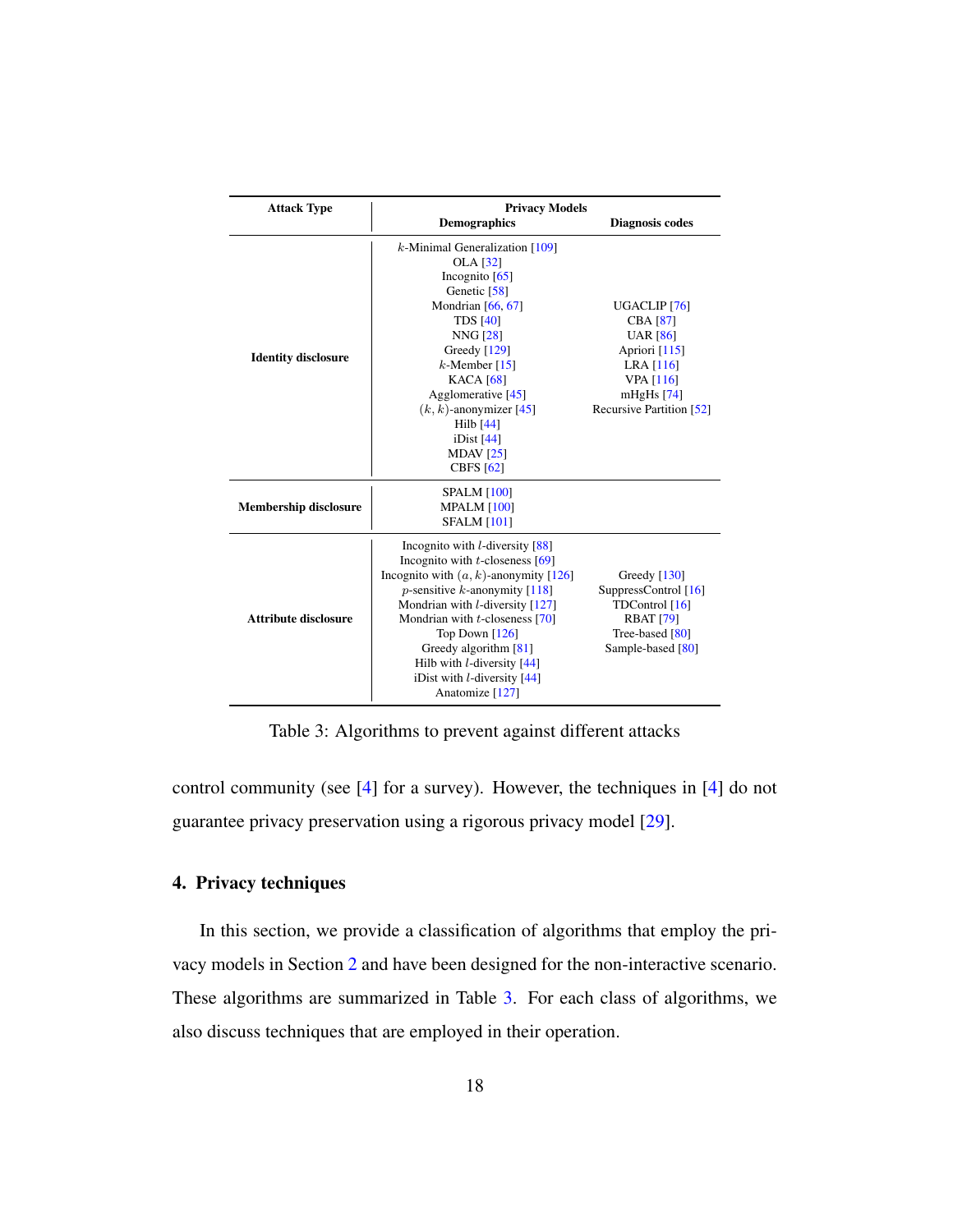| Attack Type | Privacy Models | |
|---|---|---|
| | Demographics | Diagnosis codes |
| Identity disclosure | $k$-Minimal Generalization [109]<br>OLA [32]<br>Incognito [65]<br>Genetic [58]<br>Mondrian [66, 67]<br>TDS [40]<br>NNG [28]<br>Greedy [129]<br>$k$-Member [15]<br>KACA [68]<br>Agglomerative [45]<br>$(k, k)$-anonymizer [45]<br>Hilb [44]<br>iDist [44]<br>MDAV [25]<br>CBFS [62] | UGACLIP [76]<br>CBA [87]<br>UAR [86]<br>Apriori [115]<br>LRA [116]<br>VPA [116]<br>mHgHs [74]<br>Recursive Partition [52] |
| Membership disclosure | SPALM [100]<br>MPALM [100]<br>SFALM [101] | |
| Attribute disclosure | Incognito with $l$-diversity [88]<br>Incognito with $t$-closeness [69]<br>Incognito with $(a, k)$-anonymity [126]<br>$p$-sensitive $k$-anonymity [118]<br>Mondrian with $l$-diversity [127]<br>Mondrian with $t$-closeness [70]<br>Top Down [126]<br>Greedy algorithm [81]<br>Hilb with $l$-diversity [44]<br>iDist with $l$-diversity [44]<br>Anatomize [127] | Greedy [130]<br>SuppressControl [16]<br>TDControl [16]<br>RBAT [79]<br>Tree-based [80]<br>Sample-based [80] |

Table 3: Algorithms to prevent against different attacks

control community (see [4] for a survey). However, the techniques in [4] do not guarantee privacy preservation using a rigorous privacy model [29].

## 4. Privacy techniques

In this section, we provide a classification of algorithms that employ the privacy models in Section 2 and have been designed for the non-interactive scenario. These algorithms are summarized in Table 3. For each class of algorithms, we also discuss techniques that are employed in their operation.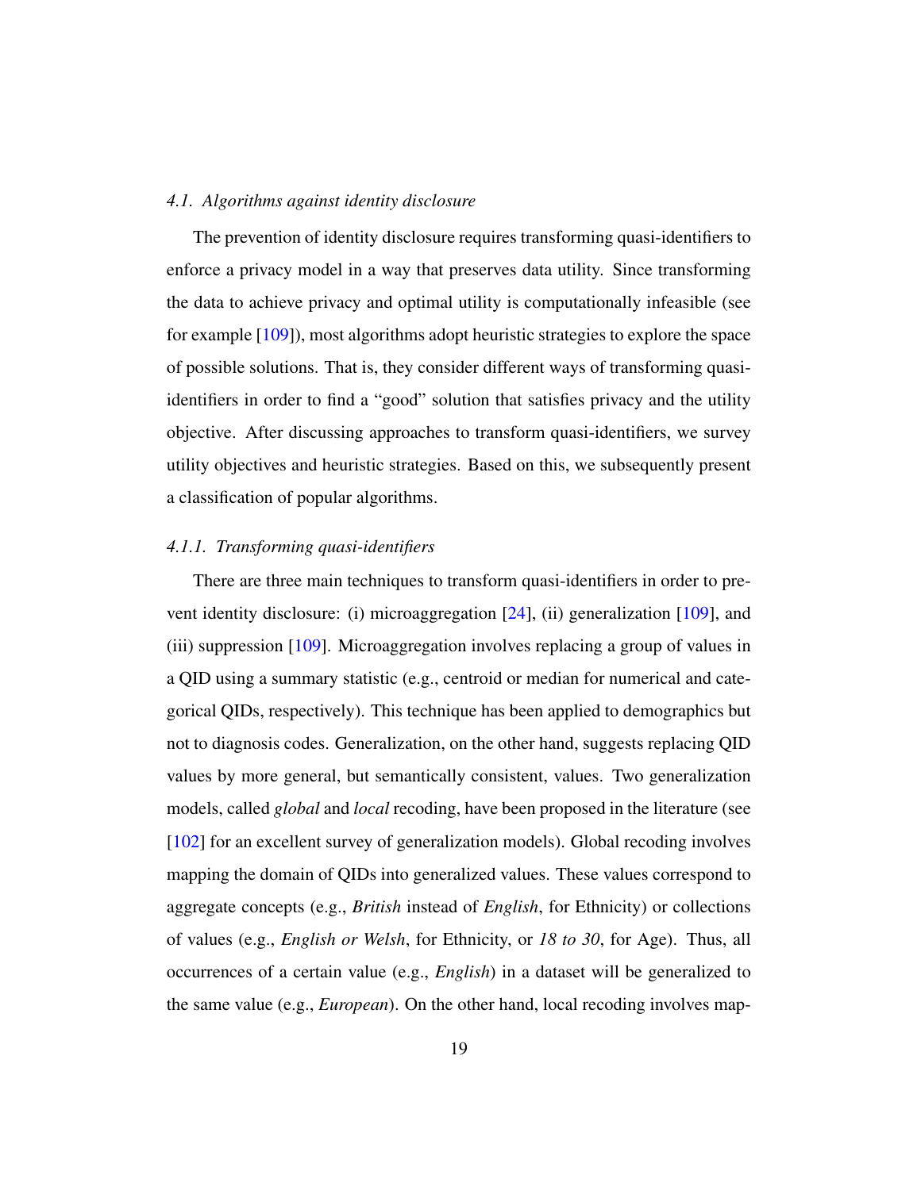### 4.1. *Algorithms against identity disclosure*

The prevention of identity disclosure requires transforming quasi-identifiers to enforce a privacy model in a way that preserves data utility. Since transforming the data to achieve privacy and optimal utility is computationally infeasible (see for example [109]), most algorithms adopt heuristic strategies to explore the space of possible solutions. That is, they consider different ways of transforming quasi-identifiers in order to find a "good" solution that satisfies privacy and the utility objective. After discussing approaches to transform quasi-identifiers, we survey utility objectives and heuristic strategies. Based on this, we subsequently present a classification of popular algorithms.

#### 4.1.1. *Transforming quasi-identifiers*

There are three main techniques to transform quasi-identifiers in order to prevent identity disclosure: (i) microaggregation [24], (ii) generalization [109], and (iii) suppression [109]. Microaggregation involves replacing a group of values in a QID using a summary statistic (e.g., centroid or median for numerical and categorical QIDs, respectively). This technique has been applied to demographics but not to diagnosis codes. Generalization, on the other hand, suggests replacing QID values by more general, but semantically consistent, values. Two generalization models, called *global* and *local* recoding, have been proposed in the literature (see [102] for an excellent survey of generalization models). Global recoding involves mapping the domain of QIDs into generalized values. These values correspond to aggregate concepts (e.g., *British* instead of *English*, for Ethnicity) or collections of values (e.g., *English or Welsh*, for Ethnicity, or *18 to 30*, for Age). Thus, all occurrences of a certain value (e.g., *English*) in a dataset will be generalized to the same value (e.g., *European*). On the other hand, local recoding involves map-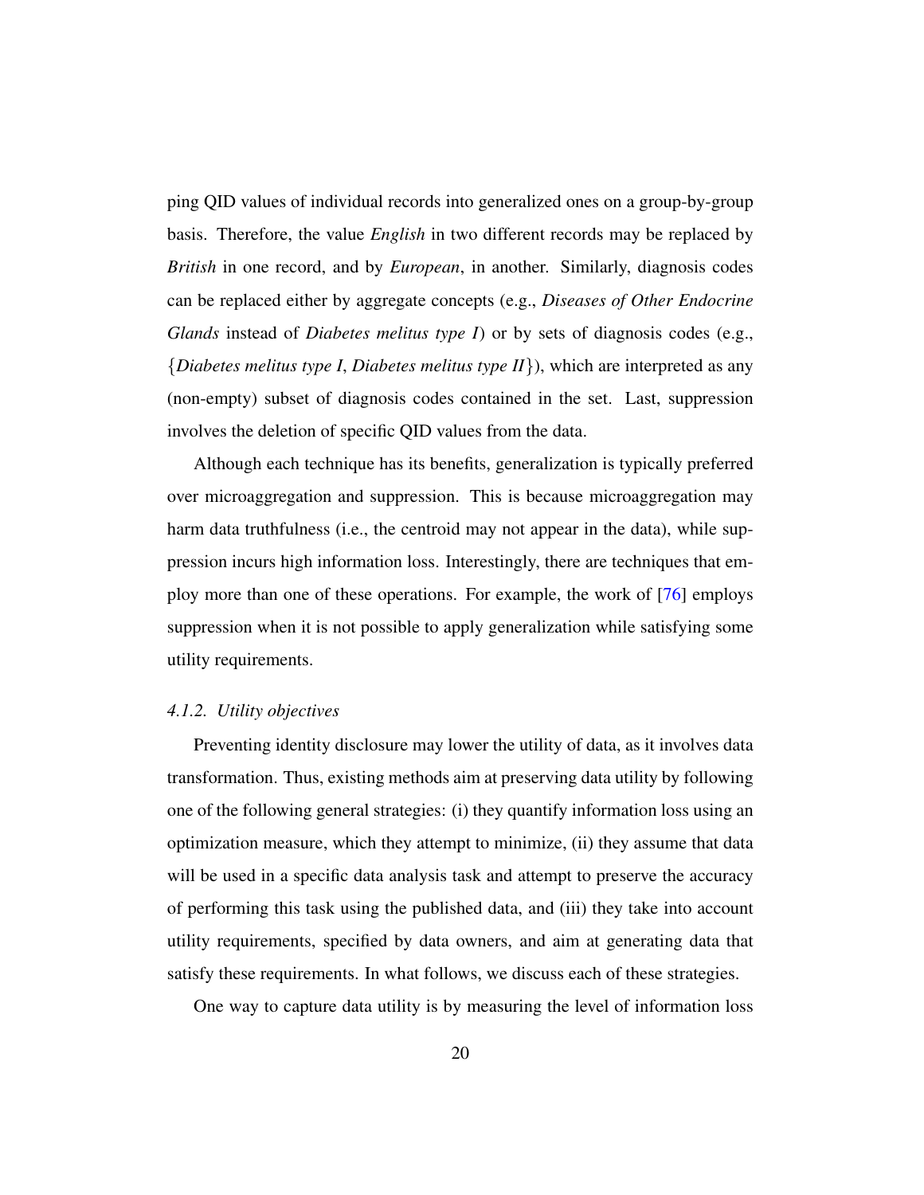ping QID values of individual records into generalized ones on a group-by-group basis. Therefore, the value *English* in two different records may be replaced by *British* in one record, and by *European*, in another. Similarly, diagnosis codes can be replaced either by aggregate concepts (e.g., *Diseases of Other Endocrine Glands* instead of *Diabetes melitus type I*) or by sets of diagnosis codes (e.g., {*Diabetes melitus type I*, *Diabetes melitus type II*}), which are interpreted as any (non-empty) subset of diagnosis codes contained in the set. Last, suppression involves the deletion of specific QID values from the data.

Although each technique has its benefits, generalization is typically preferred over microaggregation and suppression. This is because microaggregation may harm data truthfulness (i.e., the centroid may not appear in the data), while suppression incurs high information loss. Interestingly, there are techniques that employ more than one of these operations. For example, the work of [76] employs suppression when it is not possible to apply generalization while satisfying some utility requirements.

#### *4.1.2. Utility objectives*

Preventing identity disclosure may lower the utility of data, as it involves data transformation. Thus, existing methods aim at preserving data utility by following one of the following general strategies: (i) they quantify information loss using an optimization measure, which they attempt to minimize, (ii) they assume that data will be used in a specific data analysis task and attempt to preserve the accuracy of performing this task using the published data, and (iii) they take into account utility requirements, specified by data owners, and aim at generating data that satisfy these requirements. In what follows, we discuss each of these strategies.

One way to capture data utility is by measuring the level of information loss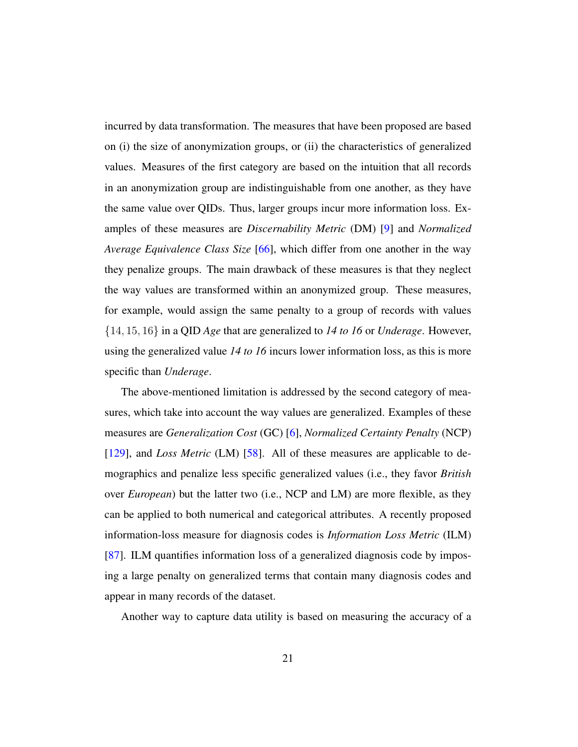incurred by data transformation. The measures that have been proposed are based on (i) the size of anonymization groups, or (ii) the characteristics of generalized values. Measures of the first category are based on the intuition that all records in an anonymization group are indistinguishable from one another, as they have the same value over QIDs. Thus, larger groups incur more information loss. Examples of these measures are *Discernability Metric* (DM) [9] and *Normalized Average Equivalence Class Size* [66], which differ from one another in the way they penalize groups. The main drawback of these measures is that they neglect the way values are transformed within an anonymized group. These measures, for example, would assign the same penalty to a group of records with values $\{14, 15, 16\}$ in a QID *Age* that are generalized to *14 to 16* or *Underage*. However, using the generalized value *14 to 16* incurs lower information loss, as this is more specific than *Underage*.

The above-mentioned limitation is addressed by the second category of measures, which take into account the way values are generalized. Examples of these measures are *Generalization Cost* (GC) [6], *Normalized Certainty Penalty* (NCP) [129], and *Loss Metric* (LM) [58]. All of these measures are applicable to demographics and penalize less specific generalized values (i.e., they favor *British* over *European*) but the latter two (i.e., NCP and LM) are more flexible, as they can be applied to both numerical and categorical attributes. A recently proposed information-loss measure for diagnosis codes is *Information Loss Metric* (ILM) [87]. ILM quantifies information loss of a generalized diagnosis code by imposing a large penalty on generalized terms that contain many diagnosis codes and appear in many records of the dataset.

Another way to capture data utility is based on measuring the accuracy of a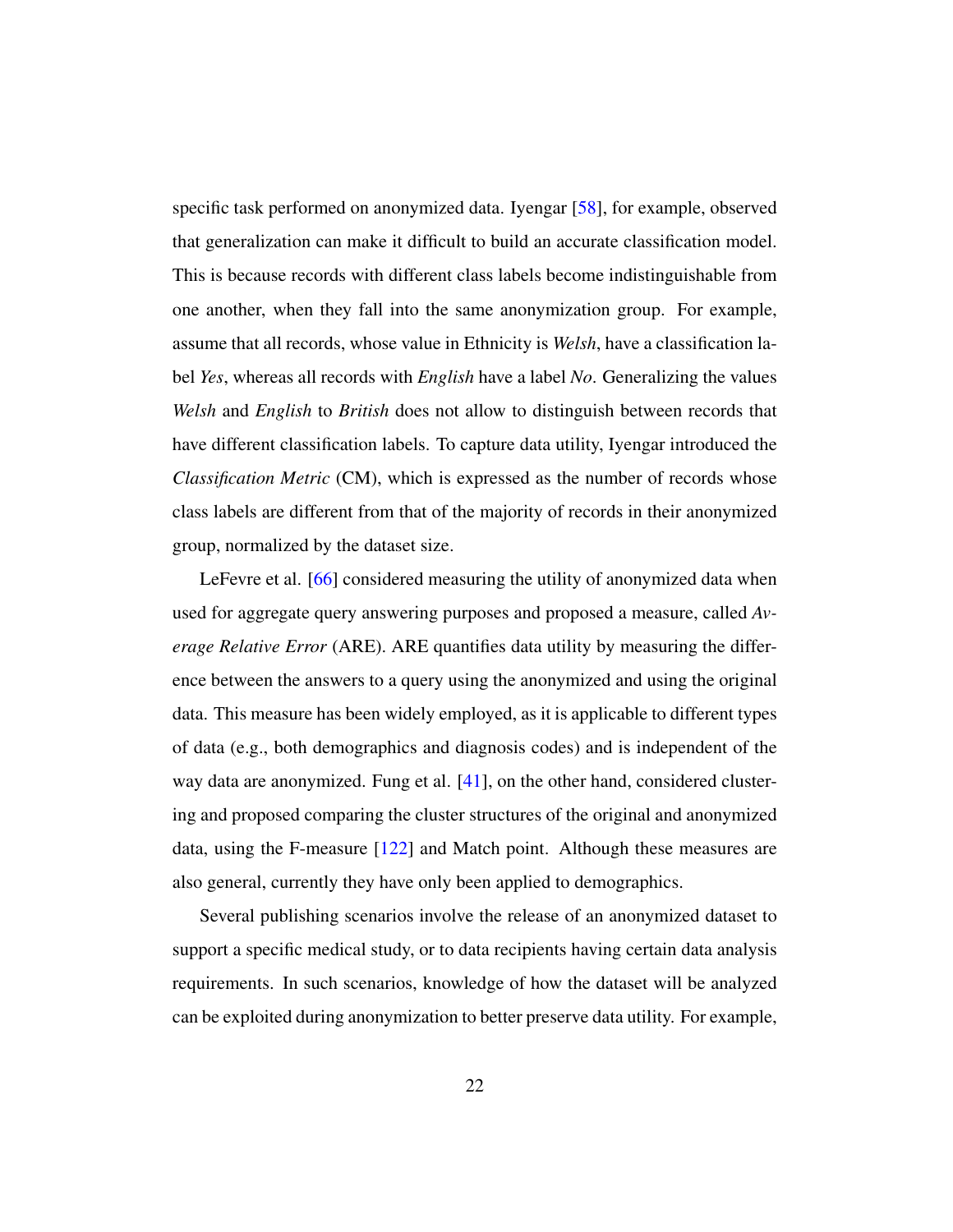specific task performed on anonymized data. Iyengar [58], for example, observed that generalization can make it difficult to build an accurate classification model. This is because records with different class labels become indistinguishable from one another, when they fall into the same anonymization group. For example, assume that all records, whose value in Ethnicity is *Welsh*, have a classification label *Yes*, whereas all records with *English* have a label *No*. Generalizing the values *Welsh* and *English* to *British* does not allow to distinguish between records that have different classification labels. To capture data utility, Iyengar introduced the *Classification Metric* (CM), which is expressed as the number of records whose class labels are different from that of the majority of records in their anonymized group, normalized by the dataset size.

LeFevre et al. [66] considered measuring the utility of anonymized data when used for aggregate query answering purposes and proposed a measure, called *Average Relative Error* (ARE). ARE quantifies data utility by measuring the difference between the answers to a query using the anonymized and using the original data. This measure has been widely employed, as it is applicable to different types of data (e.g., both demographics and diagnosis codes) and is independent of the way data are anonymized. Fung et al. [41], on the other hand, considered clustering and proposed comparing the cluster structures of the original and anonymized data, using the F-measure [122] and Match point. Although these measures are also general, currently they have only been applied to demographics.

Several publishing scenarios involve the release of an anonymized dataset to support a specific medical study, or to data recipients having certain data analysis requirements. In such scenarios, knowledge of how the dataset will be analyzed can be exploited during anonymization to better preserve data utility. For example,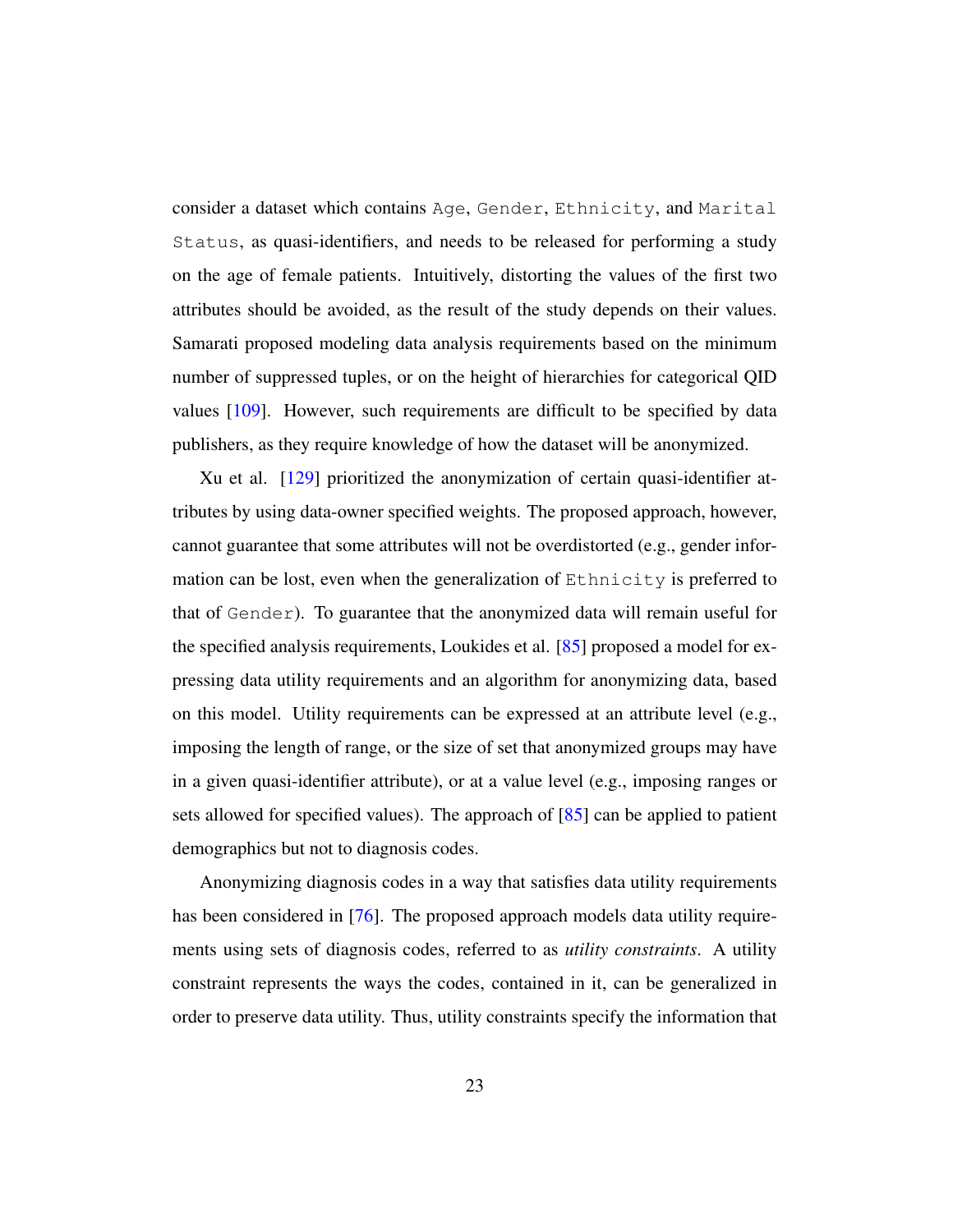consider a dataset which contains `Age`, `Gender`, `Ethnicity`, and `Marital Status`, as quasi-identifiers, and needs to be released for performing a study on the age of female patients. Intuitively, distorting the values of the first two attributes should be avoided, as the result of the study depends on their values. Samarati proposed modeling data analysis requirements based on the minimum number of suppressed tuples, or on the height of hierarchies for categorical QID values [109]. However, such requirements are difficult to be specified by data publishers, as they require knowledge of how the dataset will be anonymized.

Xu et al. [129] prioritized the anonymization of certain quasi-identifier attributes by using data-owner specified weights. The proposed approach, however, cannot guarantee that some attributes will not be overdistorted (e.g., gender information can be lost, even when the generalization of `Ethnicity` is preferred to that of `Gender`). To guarantee that the anonymized data will remain useful for the specified analysis requirements, Loukides et al. [85] proposed a model for expressing data utility requirements and an algorithm for anonymizing data, based on this model. Utility requirements can be expressed at an attribute level (e.g., imposing the length of range, or the size of set that anonymized groups may have in a given quasi-identifier attribute), or at a value level (e.g., imposing ranges or sets allowed for specified values). The approach of [85] can be applied to patient demographics but not to diagnosis codes.

Anonymizing diagnosis codes in a way that satisfies data utility requirements has been considered in [76]. The proposed approach models data utility requirements using sets of diagnosis codes, referred to as *utility constraints*. A utility constraint represents the ways the codes, contained in it, can be generalized in order to preserve data utility. Thus, utility constraints specify the information that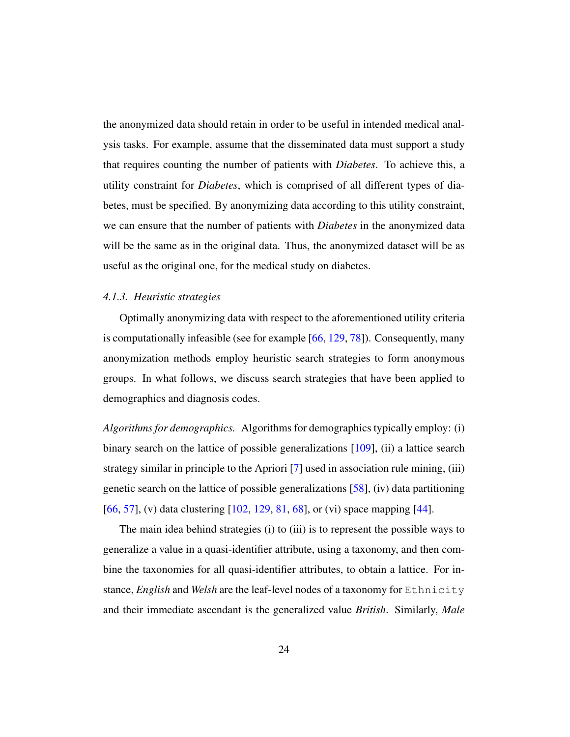the anonymized data should retain in order to be useful in intended medical analysis tasks. For example, assume that the disseminated data must support a study that requires counting the number of patients with *Diabetes*. To achieve this, a utility constraint for *Diabetes*, which is comprised of all different types of diabetes, must be specified. By anonymizing data according to this utility constraint, we can ensure that the number of patients with *Diabetes* in the anonymized data will be the same as in the original data. Thus, the anonymized dataset will be as useful as the original one, for the medical study on diabetes.

#### *4.1.3. Heuristic strategies*

Optimally anonymizing data with respect to the aforementioned utility criteria is computationally infeasible (see for example [66, 129, 78]). Consequently, many anonymization methods employ heuristic search strategies to form anonymous groups. In what follows, we discuss search strategies that have been applied to demographics and diagnosis codes.

*Algorithms for demographics.* Algorithms for demographics typically employ: (i) binary search on the lattice of possible generalizations [109], (ii) a lattice search strategy similar in principle to the Apriori [7] used in association rule mining, (iii) genetic search on the lattice of possible generalizations [58], (iv) data partitioning [66, 57], (v) data clustering [102, 129, 81, 68], or (vi) space mapping [44].

The main idea behind strategies (i) to (iii) is to represent the possible ways to generalize a value in a quasi-identifier attribute, using a taxonomy, and then combine the taxonomies for all quasi-identifier attributes, to obtain a lattice. For instance, *English* and *Welsh* are the leaf-level nodes of a taxonomy for `Ethnicity` and their immediate ascendant is the generalized value *British*. Similarly, *Male*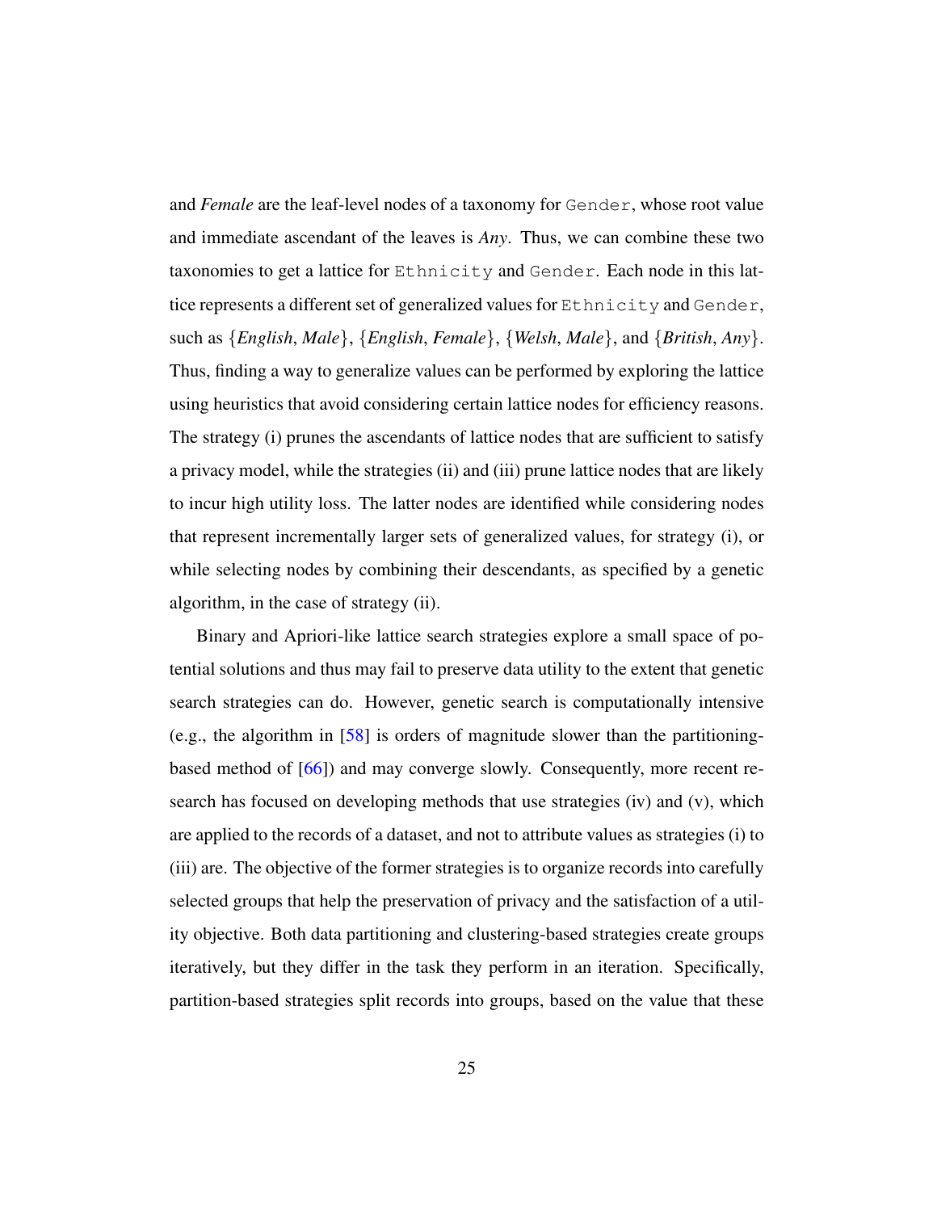and *Female* are the leaf-level nodes of a taxonomy for `Gender`, whose root value and immediate ascendant of the leaves is *Any*. Thus, we can combine these two taxonomies to get a lattice for `Ethnicity` and `Gender`. Each node in this lattice represents a different set of generalized values for `Ethnicity` and `Gender`, such as {*English*, *Male*}, {*English*, *Female*}, {*Welsh*, *Male*}, and {*British*, *Any*}. Thus, finding a way to generalize values can be performed by exploring the lattice using heuristics that avoid considering certain lattice nodes for efficiency reasons. The strategy (i) prunes the ascendants of lattice nodes that are sufficient to satisfy a privacy model, while the strategies (ii) and (iii) prune lattice nodes that are likely to incur high utility loss. The latter nodes are identified while considering nodes that represent incrementally larger sets of generalized values, for strategy (i), or while selecting nodes by combining their descendants, as specified by a genetic algorithm, in the case of strategy (ii).

Binary and Apriori-like lattice search strategies explore a small space of potential solutions and thus may fail to preserve data utility to the extent that genetic search strategies can do. However, genetic search is computationally intensive (e.g., the algorithm in [58] is orders of magnitude slower than the partitioning-based method of [66]) and may converge slowly. Consequently, more recent research has focused on developing methods that use strategies (iv) and (v), which are applied to the records of a dataset, and not to attribute values as strategies (i) to (iii) are. The objective of the former strategies is to organize records into carefully selected groups that help the preservation of privacy and the satisfaction of a utility objective. Both data partitioning and clustering-based strategies create groups iteratively, but they differ in the task they perform in an iteration. Specifically, partition-based strategies split records into groups, based on the value that these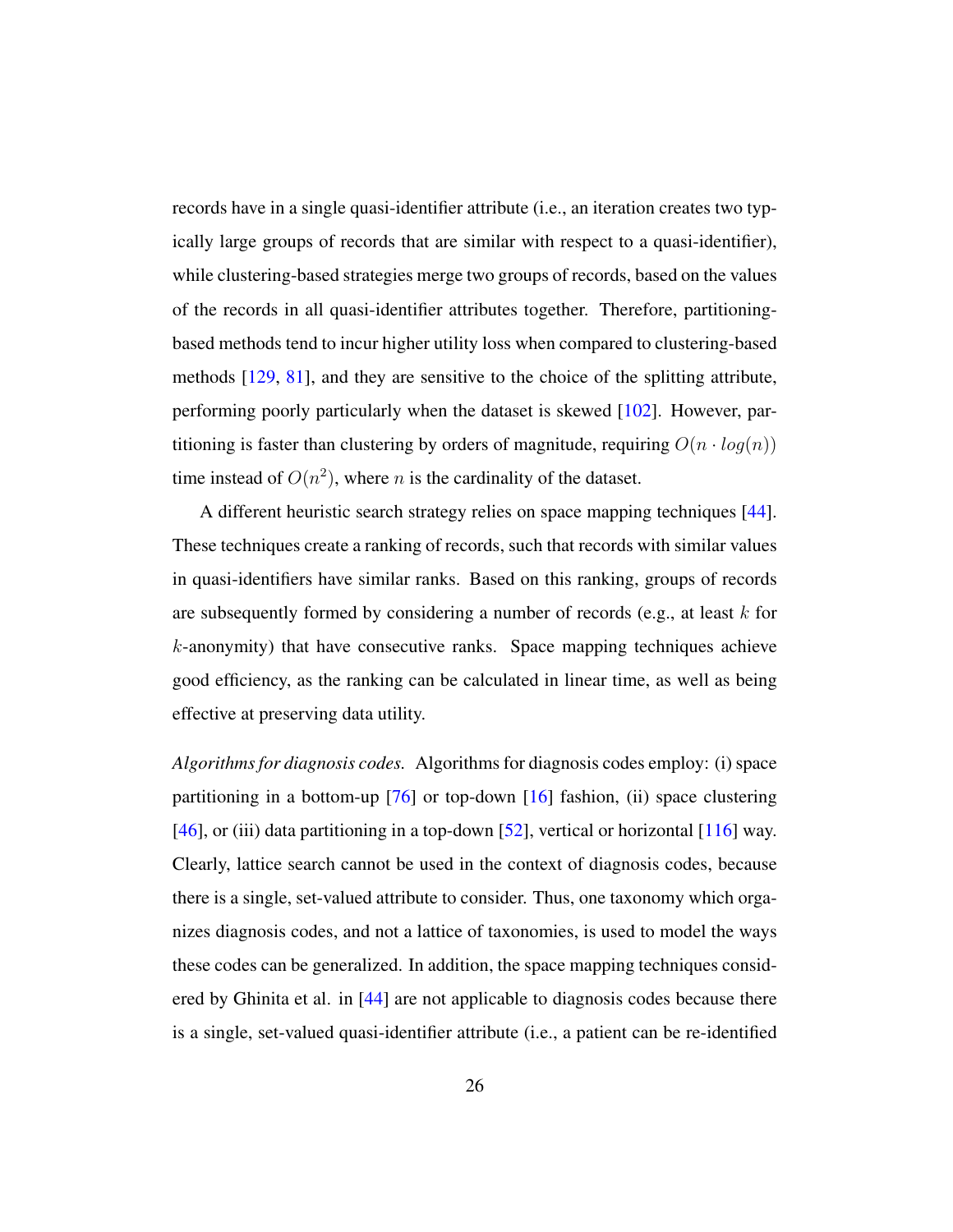records have in a single quasi-identifier attribute (i.e., an iteration creates two typically large groups of records that are similar with respect to a quasi-identifier), while clustering-based strategies merge two groups of records, based on the values of the records in all quasi-identifier attributes together. Therefore, partitioning-based methods tend to incur higher utility loss when compared to clustering-based methods [129, 81], and they are sensitive to the choice of the splitting attribute, performing poorly particularly when the dataset is skewed [102]. However, partitioning is faster than clustering by orders of magnitude, requiring $O(n \cdot log(n))$ time instead of $O(n^2)$, where $n$ is the cardinality of the dataset.

A different heuristic search strategy relies on space mapping techniques [44]. These techniques create a ranking of records, such that records with similar values in quasi-identifiers have similar ranks. Based on this ranking, groups of records are subsequently formed by considering a number of records (e.g., at least $k$ for $k$-anonymity) that have consecutive ranks. Space mapping techniques achieve good efficiency, as the ranking can be calculated in linear time, as well as being effective at preserving data utility.

*Algorithms for diagnosis codes.* Algorithms for diagnosis codes employ: (i) space partitioning in a bottom-up [76] or top-down [16] fashion, (ii) space clustering [46], or (iii) data partitioning in a top-down [52], vertical or horizontal [116] way. Clearly, lattice search cannot be used in the context of diagnosis codes, because there is a single, set-valued attribute to consider. Thus, one taxonomy which organizes diagnosis codes, and not a lattice of taxonomies, is used to model the ways these codes can be generalized. In addition, the space mapping techniques considered by Ghinita et al. in [44] are not applicable to diagnosis codes because there is a single, set-valued quasi-identifier attribute (i.e., a patient can be re-identified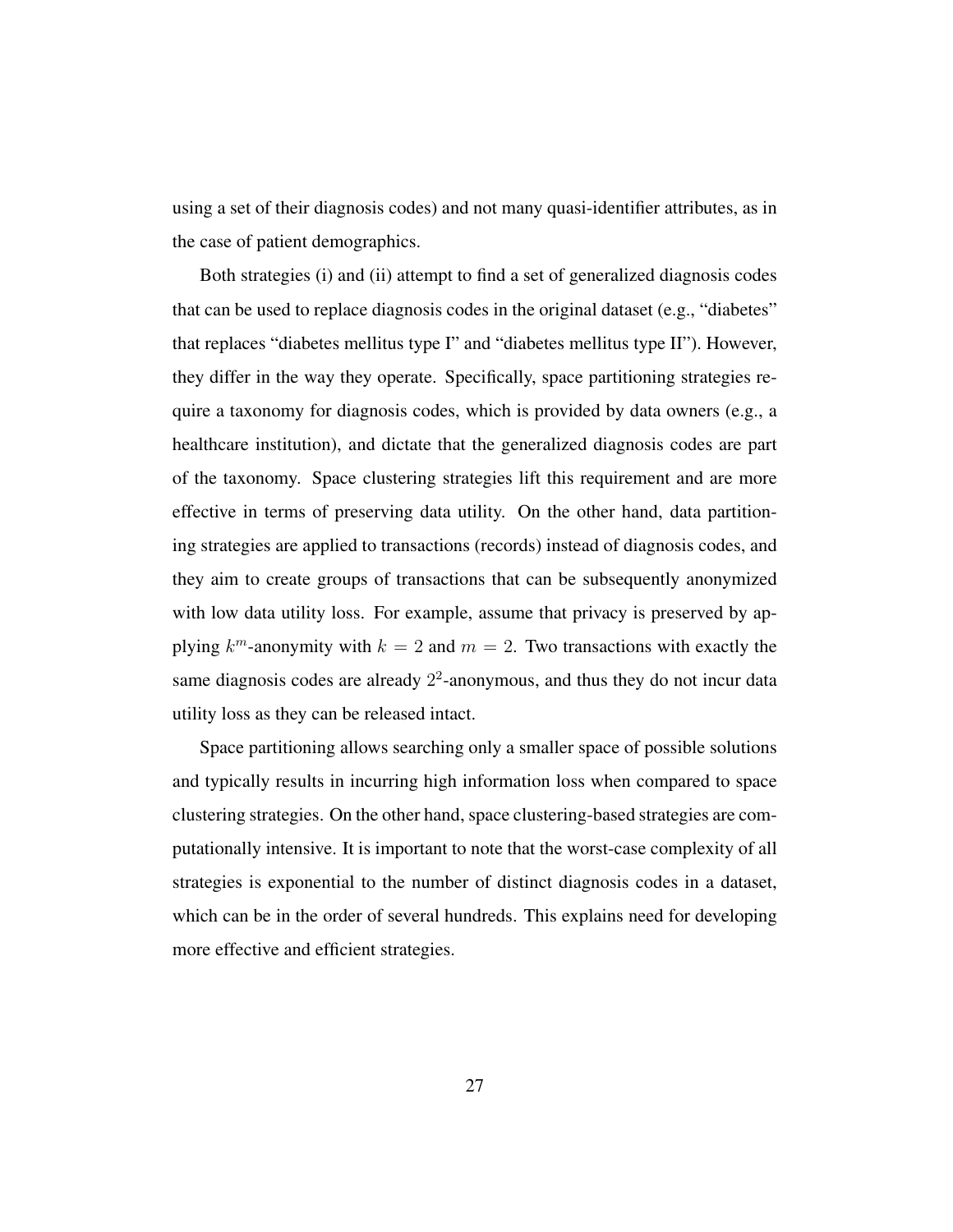using a set of their diagnosis codes) and not many quasi-identifier attributes, as in the case of patient demographics.

Both strategies (i) and (ii) attempt to find a set of generalized diagnosis codes that can be used to replace diagnosis codes in the original dataset (e.g., "diabetes" that replaces "diabetes mellitus type I" and "diabetes mellitus type II"). However, they differ in the way they operate. Specifically, space partitioning strategies require a taxonomy for diagnosis codes, which is provided by data owners (e.g., a healthcare institution), and dictate that the generalized diagnosis codes are part of the taxonomy. Space clustering strategies lift this requirement and are more effective in terms of preserving data utility. On the other hand, data partitioning strategies are applied to transactions (records) instead of diagnosis codes, and they aim to create groups of transactions that can be subsequently anonymized with low data utility loss. For example, assume that privacy is preserved by applying $k^m$-anonymity with $k = 2$ and $m = 2$. Two transactions with exactly the same diagnosis codes are already $2^2$-anonymous, and thus they do not incur data utility loss as they can be released intact.

Space partitioning allows searching only a smaller space of possible solutions and typically results in incurring high information loss when compared to space clustering strategies. On the other hand, space clustering-based strategies are computationally intensive. It is important to note that the worst-case complexity of all strategies is exponential to the number of distinct diagnosis codes in a dataset, which can be in the order of several hundreds. This explains need for developing more effective and efficient strategies.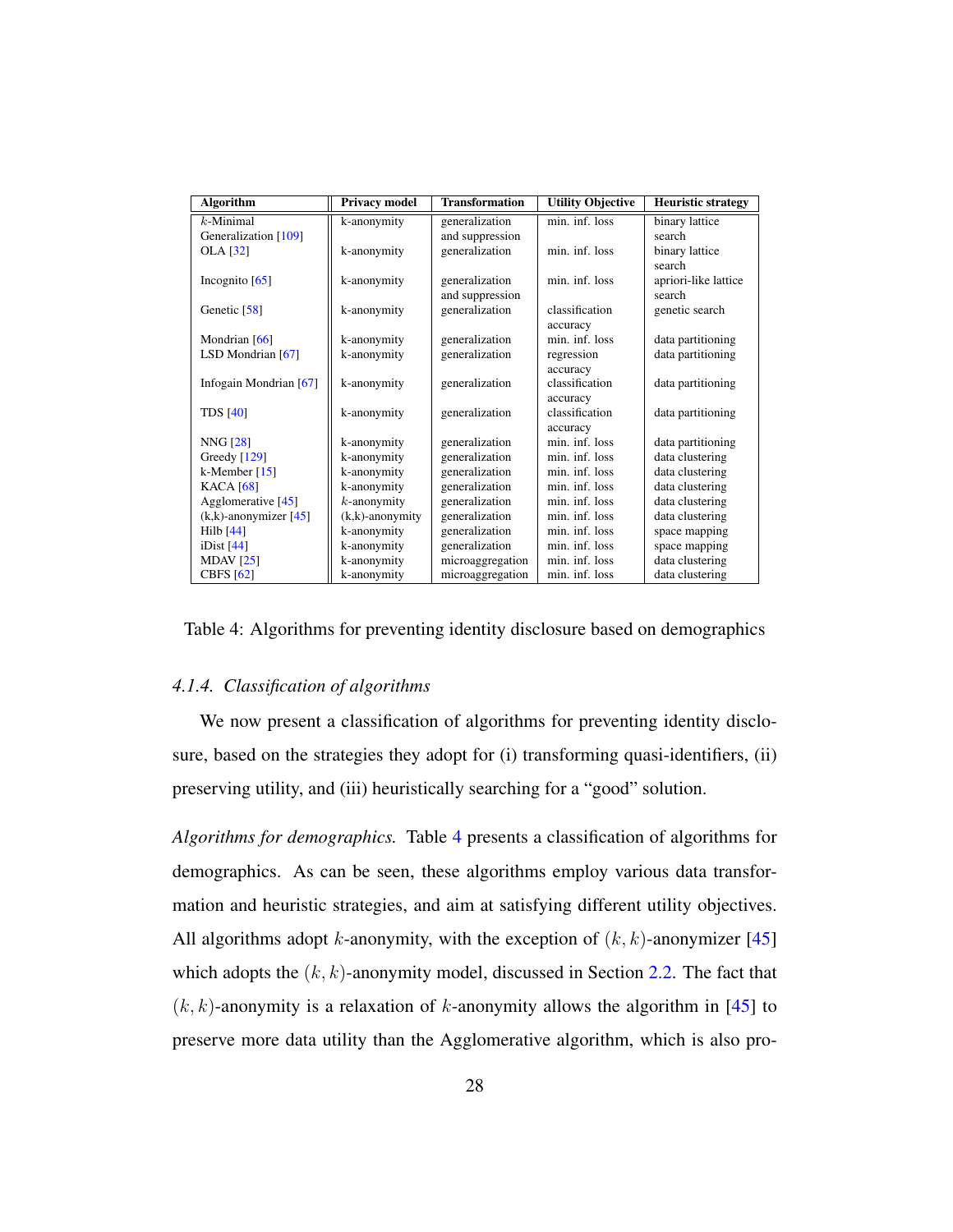| Algorithm | Privacy model | Transformation | Utility Objective | Heuristic strategy |
|---|---|---|---|---|
| $k$-Minimal Generalization [109] | k-anonymity | generalization and suppression | min. inf. loss | binary lattice search |
| OLA [32] | k-anonymity | generalization | min. inf. loss | binary lattice search |
| Incognito [65] | k-anonymity | generalization and suppression | min. inf. loss | apriori-like lattice search |
| Genetic [58] | k-anonymity | generalization | classification accuracy | genetic search |
| Mondrian [66] | k-anonymity | generalization | min. inf. loss | data partitioning |
| LSD Mondrian [67] | k-anonymity | generalization | regression accuracy | data partitioning |
| Infogain Mondrian [67] | k-anonymity | generalization | classification accuracy | data partitioning |
| TDS [40] | k-anonymity | generalization | classification accuracy | data partitioning |
| NNG [28] | k-anonymity | generalization | min. inf. loss | data partitioning |
| Greedy [129] | k-anonymity | generalization | min. inf. loss | data clustering |
| k-Member [15] | k-anonymity | generalization | min. inf. loss | data clustering |
| KACA [68] | k-anonymity | generalization | min. inf. loss | data clustering |
| Agglomerative [45] | $k$-anonymity | generalization | min. inf. loss | data clustering |
| (k,k)-anonymizer [45] | (k,k)-anonymity | generalization | min. inf. loss | data clustering |
| Hilb [44] | k-anonymity | generalization | min. inf. loss | space mapping |
| iDist [44] | k-anonymity | generalization | min. inf. loss | space mapping |
| MDAV [25] | k-anonymity | microaggregation | min. inf. loss | data clustering |
| CBFS [62] | k-anonymity | microaggregation | min. inf. loss | data clustering |

Table 4: Algorithms for preventing identity disclosure based on demographics

#### 4.1.4. Classification of algorithms

We now present a classification of algorithms for preventing identity disclosure, based on the strategies they adopt for (i) transforming quasi-identifiers, (ii) preserving utility, and (iii) heuristically searching for a "good" solution.

*Algorithms for demographics.* Table 4 presents a classification of algorithms for demographics. As can be seen, these algorithms employ various data transformation and heuristic strategies, and aim at satisfying different utility objectives. All algorithms adopt $k$-anonymity, with the exception of $(k, k)$-anonymizer [45] which adopts the $(k, k)$-anonymity model, discussed in Section 2.2. The fact that $(k, k)$-anonymity is a relaxation of $k$-anonymity allows the algorithm in [45] to preserve more data utility than the Agglomerative algorithm, which is also pro-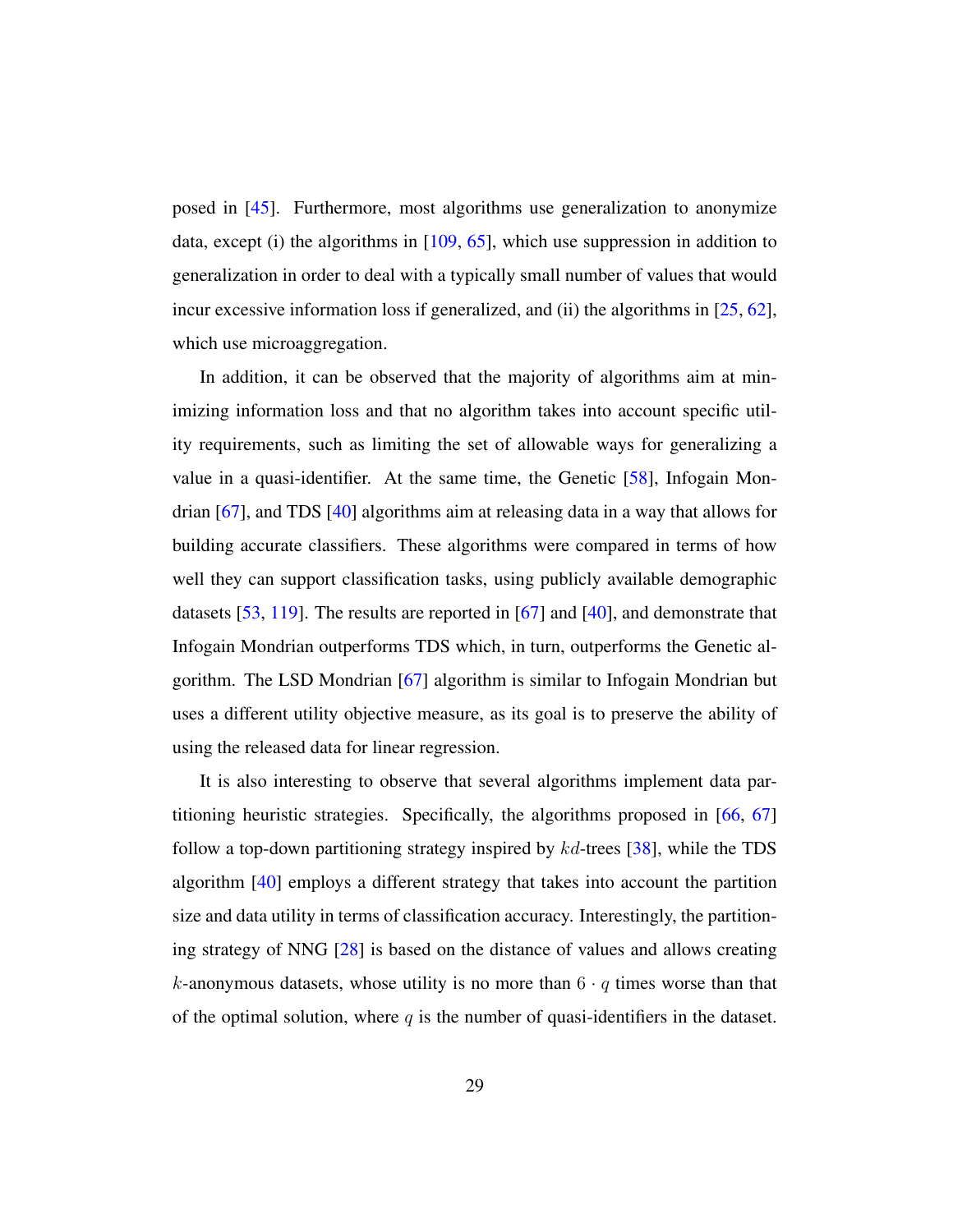posed in [45]. Furthermore, most algorithms use generalization to anonymize data, except (i) the algorithms in [109, 65], which use suppression in addition to generalization in order to deal with a typically small number of values that would incur excessive information loss if generalized, and (ii) the algorithms in [25, 62], which use microaggregation.

In addition, it can be observed that the majority of algorithms aim at minimizing information loss and that no algorithm takes into account specific utility requirements, such as limiting the set of allowable ways for generalizing a value in a quasi-identifier. At the same time, the Genetic [58], Infogain Mondrian [67], and TDS [40] algorithms aim at releasing data in a way that allows for building accurate classifiers. These algorithms were compared in terms of how well they can support classification tasks, using publicly available demographic datasets [53, 119]. The results are reported in [67] and [40], and demonstrate that Infogain Mondrian outperforms TDS which, in turn, outperforms the Genetic algorithm. The LSD Mondrian [67] algorithm is similar to Infogain Mondrian but uses a different utility objective measure, as its goal is to preserve the ability of using the released data for linear regression.

It is also interesting to observe that several algorithms implement data partitioning heuristic strategies. Specifically, the algorithms proposed in [66, 67] follow a top-down partitioning strategy inspired by $kd$-trees [38], while the TDS algorithm [40] employs a different strategy that takes into account the partition size and data utility in terms of classification accuracy. Interestingly, the partitioning strategy of NNG [28] is based on the distance of values and allows creating $k$-anonymous datasets, whose utility is no more than $6 \cdot q$ times worse than that of the optimal solution, where $q$ is the number of quasi-identifiers in the dataset.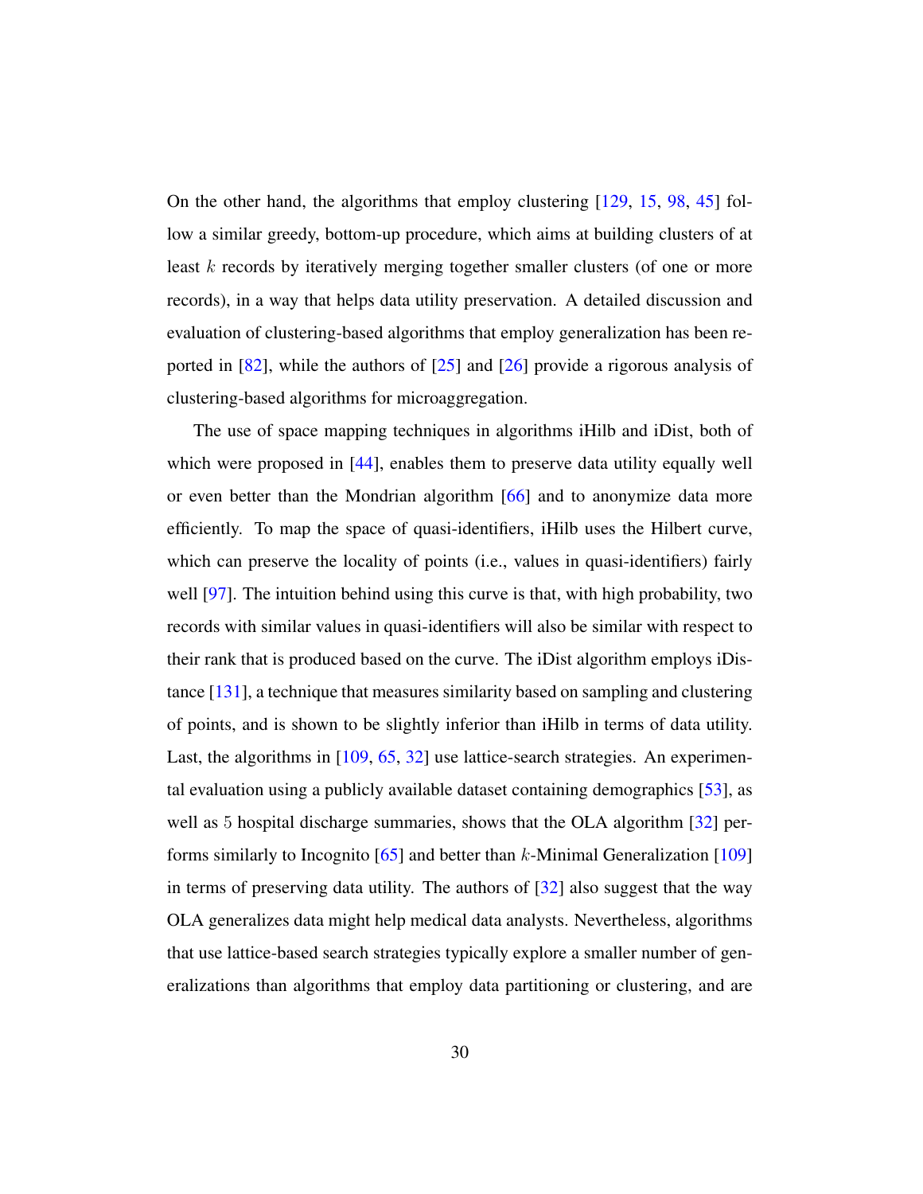On the other hand, the algorithms that employ clustering [129, 15, 98, 45] follow a similar greedy, bottom-up procedure, which aims at building clusters of at least $k$ records by iteratively merging together smaller clusters (of one or more records), in a way that helps data utility preservation. A detailed discussion and evaluation of clustering-based algorithms that employ generalization has been reported in [82], while the authors of [25] and [26] provide a rigorous analysis of clustering-based algorithms for microaggregation.

The use of space mapping techniques in algorithms iHilb and iDist, both of which were proposed in [44], enables them to preserve data utility equally well or even better than the Mondrian algorithm [66] and to anonymize data more efficiently. To map the space of quasi-identifiers, iHilb uses the Hilbert curve, which can preserve the locality of points (i.e., values in quasi-identifiers) fairly well [97]. The intuition behind using this curve is that, with high probability, two records with similar values in quasi-identifiers will also be similar with respect to their rank that is produced based on the curve. The iDist algorithm employs iDistance [131], a technique that measures similarity based on sampling and clustering of points, and is shown to be slightly inferior than iHilb in terms of data utility. Last, the algorithms in [109, 65, 32] use lattice-search strategies. An experimental evaluation using a publicly available dataset containing demographics [53], as well as $5$ hospital discharge summaries, shows that the OLA algorithm [32] performs similarly to Incognito [65] and better than $k$-Minimal Generalization [109] in terms of preserving data utility. The authors of [32] also suggest that the way OLA generalizes data might help medical data analysts. Nevertheless, algorithms that use lattice-based search strategies typically explore a smaller number of generalizations than algorithms that employ data partitioning or clustering, and are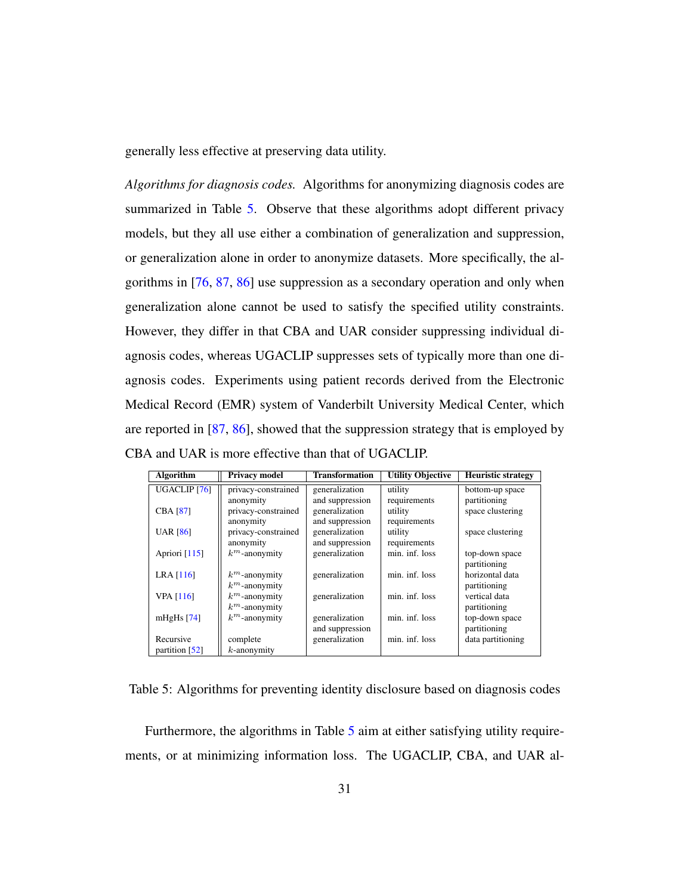generally less effective at preserving data utility.

*Algorithms for diagnosis codes.* Algorithms for anonymizing diagnosis codes are summarized in Table 5. Observe that these algorithms adopt different privacy models, but they all use either a combination of generalization and suppression, or generalization alone in order to anonymize datasets. More specifically, the algorithms in [76, 87, 86] use suppression as a secondary operation and only when generalization alone cannot be used to satisfy the specified utility constraints. However, they differ in that CBA and UAR consider suppressing individual diagnosis codes, whereas UGACLIP suppresses sets of typically more than one diagnosis codes. Experiments using patient records derived from the Electronic Medical Record (EMR) system of Vanderbilt University Medical Center, which are reported in [87, 86], showed that the suppression strategy that is employed by CBA and UAR is more effective than that of UGACLIP.

| Algorithm | Privacy model | Transformation | Utility Objective | Heuristic strategy |
|---|---|---|---|---|
| UGACLIP [76] | privacy-constrained anonymity | generalization and suppression | utility requirements | bottom-up space partitioning |
| CBA [87] | privacy-constrained anonymity | generalization and suppression | utility requirements | space clustering |
| UAR [86] | privacy-constrained anonymity | generalization and suppression | utility requirements | space clustering |
| Apriori [115] | $k^m$-anonymity | generalization | min. inf. loss | top-down space partitioning |
| LRA [116] | $k^m$-anonymity $k^m$-anonymity | generalization | min. inf. loss | horizontal data partitioning |
| VPA [116] | $k^m$-anonymity $k^m$-anonymity | generalization | min. inf. loss | vertical data partitioning |
| mHgHs [74] | $k^m$-anonymity | generalization and suppression | min. inf. loss | top-down space partitioning |
| Recursive partition [52] | complete $k$-anonymity | generalization | min. inf. loss | data partitioning |

Table 5: Algorithms for preventing identity disclosure based on diagnosis codes

Furthermore, the algorithms in Table 5 aim at either satisfying utility requirements, or at minimizing information loss. The UGACLIP, CBA, and UAR al-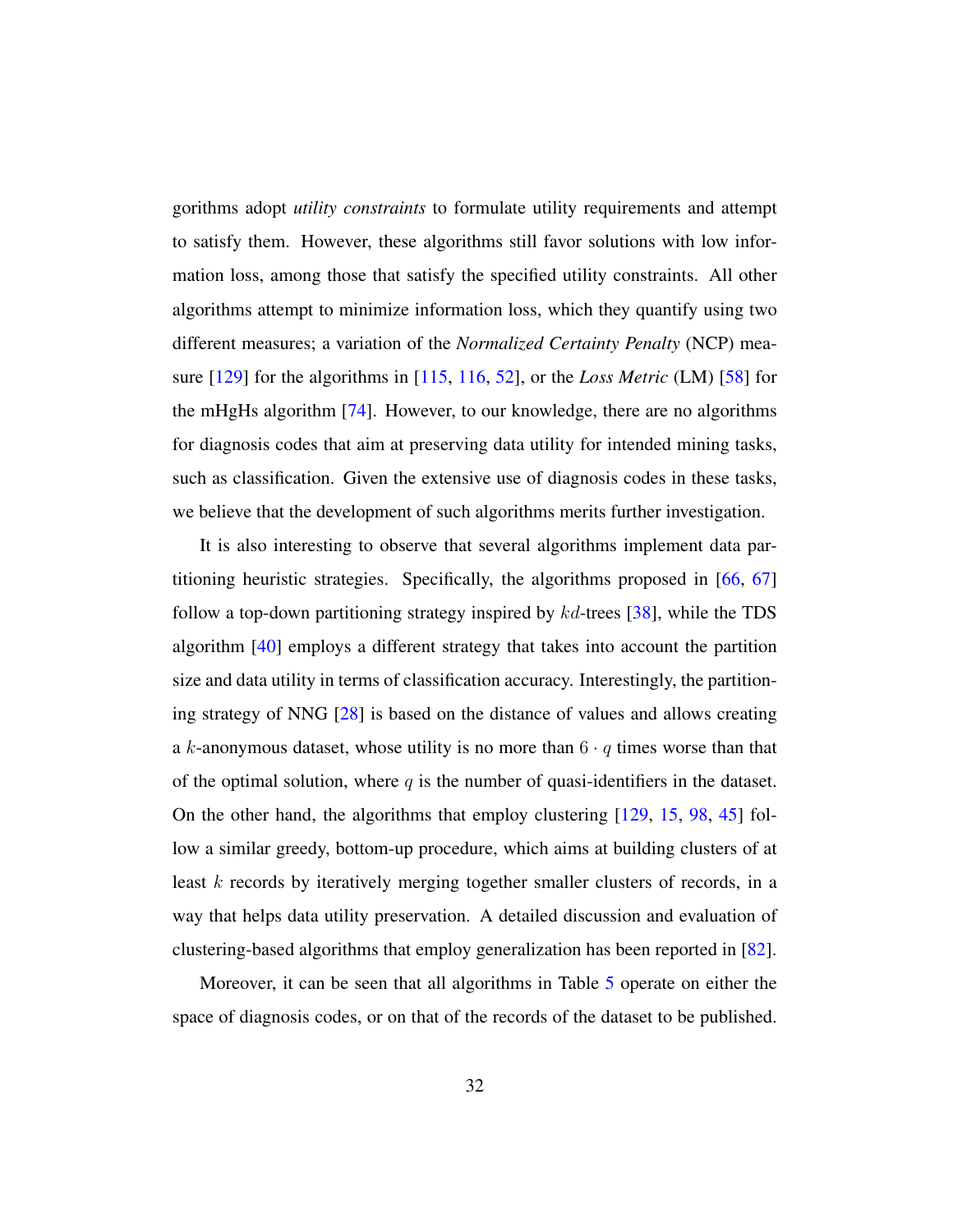gorithms adopt *utility constraints* to formulate utility requirements and attempt to satisfy them. However, these algorithms still favor solutions with low information loss, among those that satisfy the specified utility constraints. All other algorithms attempt to minimize information loss, which they quantify using two different measures; a variation of the *Normalized Certainty Penalty* (NCP) measure [129] for the algorithms in [115, 116, 52], or the *Loss Metric* (LM) [58] for the mHgHs algorithm [74]. However, to our knowledge, there are no algorithms for diagnosis codes that aim at preserving data utility for intended mining tasks, such as classification. Given the extensive use of diagnosis codes in these tasks, we believe that the development of such algorithms merits further investigation.

It is also interesting to observe that several algorithms implement data partitioning heuristic strategies. Specifically, the algorithms proposed in [66, 67] follow a top-down partitioning strategy inspired by $kd$-trees [38], while the TDS algorithm [40] employs a different strategy that takes into account the partition size and data utility in terms of classification accuracy. Interestingly, the partitioning strategy of NNG [28] is based on the distance of values and allows creating a $k$-anonymous dataset, whose utility is no more than $6 \cdot q$ times worse than that of the optimal solution, where $q$ is the number of quasi-identifiers in the dataset. On the other hand, the algorithms that employ clustering [129, 15, 98, 45] follow a similar greedy, bottom-up procedure, which aims at building clusters of at least $k$ records by iteratively merging together smaller clusters of records, in a way that helps data utility preservation. A detailed discussion and evaluation of clustering-based algorithms that employ generalization has been reported in [82].

Moreover, it can be seen that all algorithms in Table 5 operate on either the space of diagnosis codes, or on that of the records of the dataset to be published.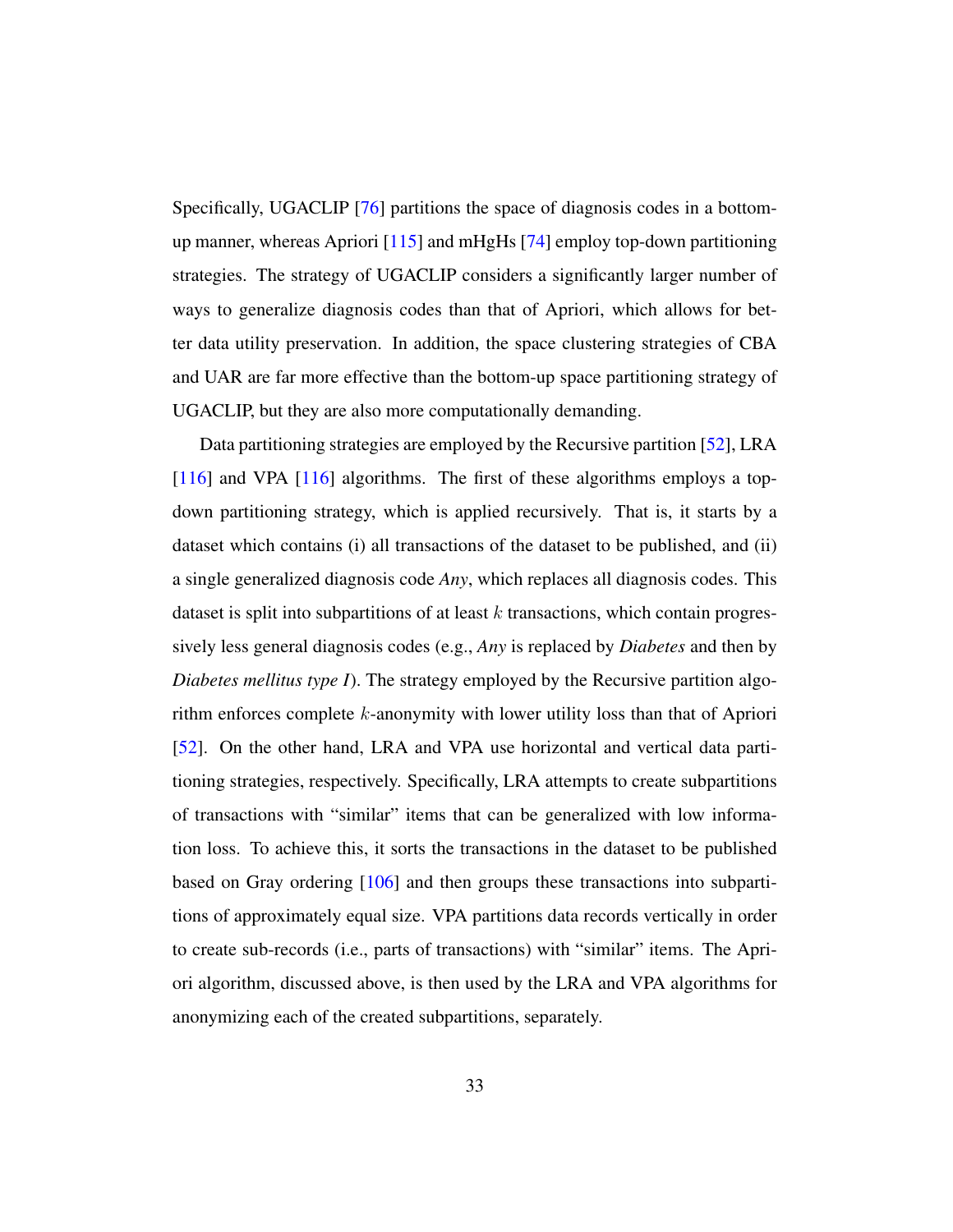Specifically, UGACLIP [76] partitions the space of diagnosis codes in a bottom-up manner, whereas Apriori [115] and mHgHs [74] employ top-down partitioning strategies. The strategy of UGACLIP considers a significantly larger number of ways to generalize diagnosis codes than that of Apriori, which allows for better data utility preservation. In addition, the space clustering strategies of CBA and UAR are far more effective than the bottom-up space partitioning strategy of UGACLIP, but they are also more computationally demanding.

Data partitioning strategies are employed by the Recursive partition [52], LRA [116] and VPA [116] algorithms. The first of these algorithms employs a top-down partitioning strategy, which is applied recursively. That is, it starts by a dataset which contains (i) all transactions of the dataset to be published, and (ii) a single generalized diagnosis code *Any*, which replaces all diagnosis codes. This dataset is split into subpartitions of at least $k$ transactions, which contain progressively less general diagnosis codes (e.g., *Any* is replaced by *Diabetes* and then by *Diabetes mellitus type I*). The strategy employed by the Recursive partition algorithm enforces complete $k$-anonymity with lower utility loss than that of Apriori [52]. On the other hand, LRA and VPA use horizontal and vertical data partitioning strategies, respectively. Specifically, LRA attempts to create subpartitions of transactions with "similar" items that can be generalized with low information loss. To achieve this, it sorts the transactions in the dataset to be published based on Gray ordering [106] and then groups these transactions into subpartitions of approximately equal size. VPA partitions data records vertically in order to create sub-records (i.e., parts of transactions) with "similar" items. The Apriori algorithm, discussed above, is then used by the LRA and VPA algorithms for anonymizing each of the created subpartitions, separately.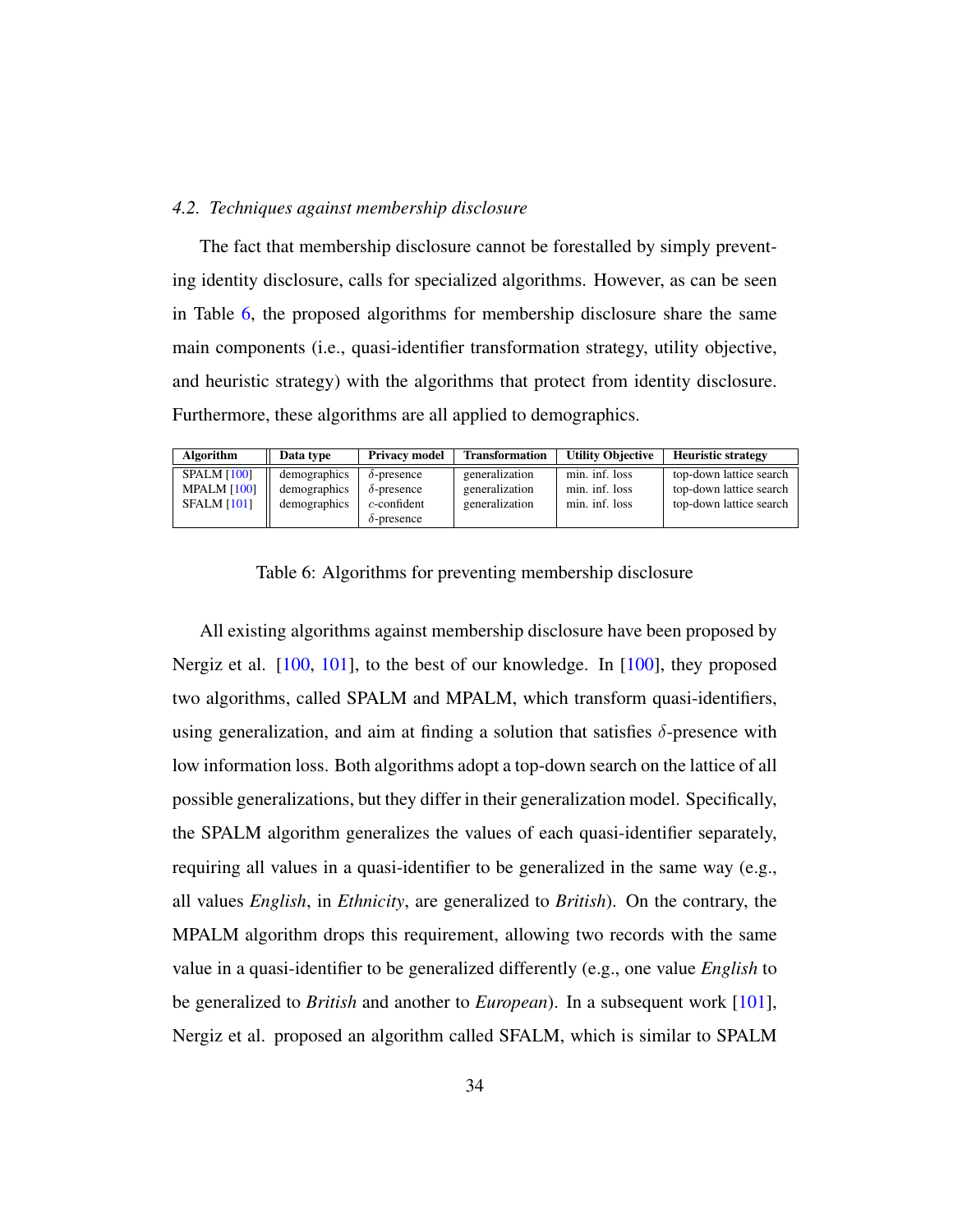### 4.2. Techniques against membership disclosure

The fact that membership disclosure cannot be forestalled by simply preventing identity disclosure, calls for specialized algorithms. However, as can be seen in Table 6, the proposed algorithms for membership disclosure share the same main components (i.e., quasi-identifier transformation strategy, utility objective, and heuristic strategy) with the algorithms that protect from identity disclosure. Furthermore, these algorithms are all applied to demographics.

| Algorithm | Data type | Privacy model | Transformation | Utility Objective | Heuristic strategy |
|---|---|---|---|---|---|
| SPALM [100] | demographics | $\delta$-presence | generalization | min. inf. loss | top-down lattice search |
| MPALM [100] | demographics | $\delta$-presence | generalization | min. inf. loss | top-down lattice search |
| SFALM [101] | demographics | $c$-confident $\delta$-presence | generalization | min. inf. loss | top-down lattice search |

Table 6: Algorithms for preventing membership disclosure

All existing algorithms against membership disclosure have been proposed by Nergiz et al. [100, 101], to the best of our knowledge. In [100], they proposed two algorithms, called SPALM and MPALM, which transform quasi-identifiers, using generalization, and aim at finding a solution that satisfies $\delta$-presence with low information loss. Both algorithms adopt a top-down search on the lattice of all possible generalizations, but they differ in their generalization model. Specifically, the SPALM algorithm generalizes the values of each quasi-identifier separately, requiring all values in a quasi-identifier to be generalized in the same way (e.g., all values *English*, in *Ethnicity*, are generalized to *British*). On the contrary, the MPALM algorithm drops this requirement, allowing two records with the same value in a quasi-identifier to be generalized differently (e.g., one value *English* to be generalized to *British* and another to *European*). In a subsequent work [101], Nergiz et al. proposed an algorithm called SFALM, which is similar to SPALM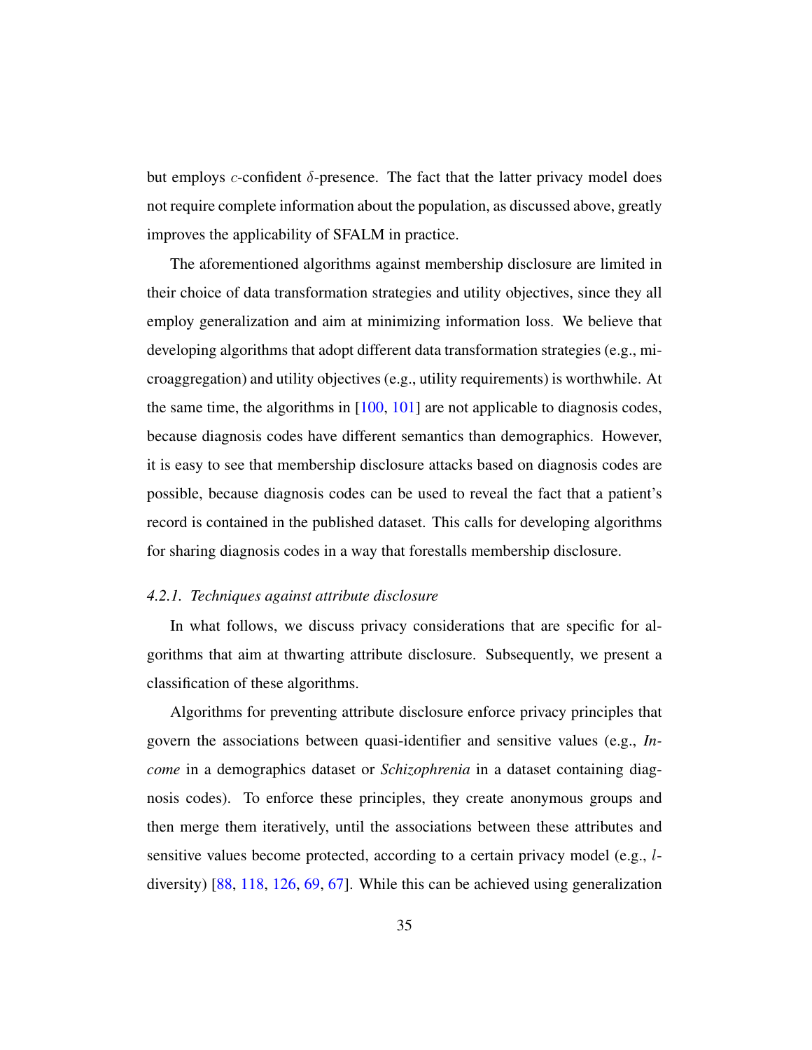but employs $c$-confident $\delta$-presence. The fact that the latter privacy model does not require complete information about the population, as discussed above, greatly improves the applicability of SFALM in practice.

The aforementioned algorithms against membership disclosure are limited in their choice of data transformation strategies and utility objectives, since they all employ generalization and aim at minimizing information loss. We believe that developing algorithms that adopt different data transformation strategies (e.g., microaggregation) and utility objectives (e.g., utility requirements) is worthwhile. At the same time, the algorithms in [100, 101] are not applicable to diagnosis codes, because diagnosis codes have different semantics than demographics. However, it is easy to see that membership disclosure attacks based on diagnosis codes are possible, because diagnosis codes can be used to reveal the fact that a patient's record is contained in the published dataset. This calls for developing algorithms for sharing diagnosis codes in a way that forestalls membership disclosure.

#### *4.2.1. Techniques against attribute disclosure*

In what follows, we discuss privacy considerations that are specific for algorithms that aim at thwarting attribute disclosure. Subsequently, we present a classification of these algorithms.

Algorithms for preventing attribute disclosure enforce privacy principles that govern the associations between quasi-identifier and sensitive values (e.g., *Income* in a demographics dataset or *Schizophrenia* in a dataset containing diagnosis codes). To enforce these principles, they create anonymous groups and then merge them iteratively, until the associations between these attributes and sensitive values become protected, according to a certain privacy model (e.g., $l$-diversity) [88, 118, 126, 69, 67]. While this can be achieved using generalization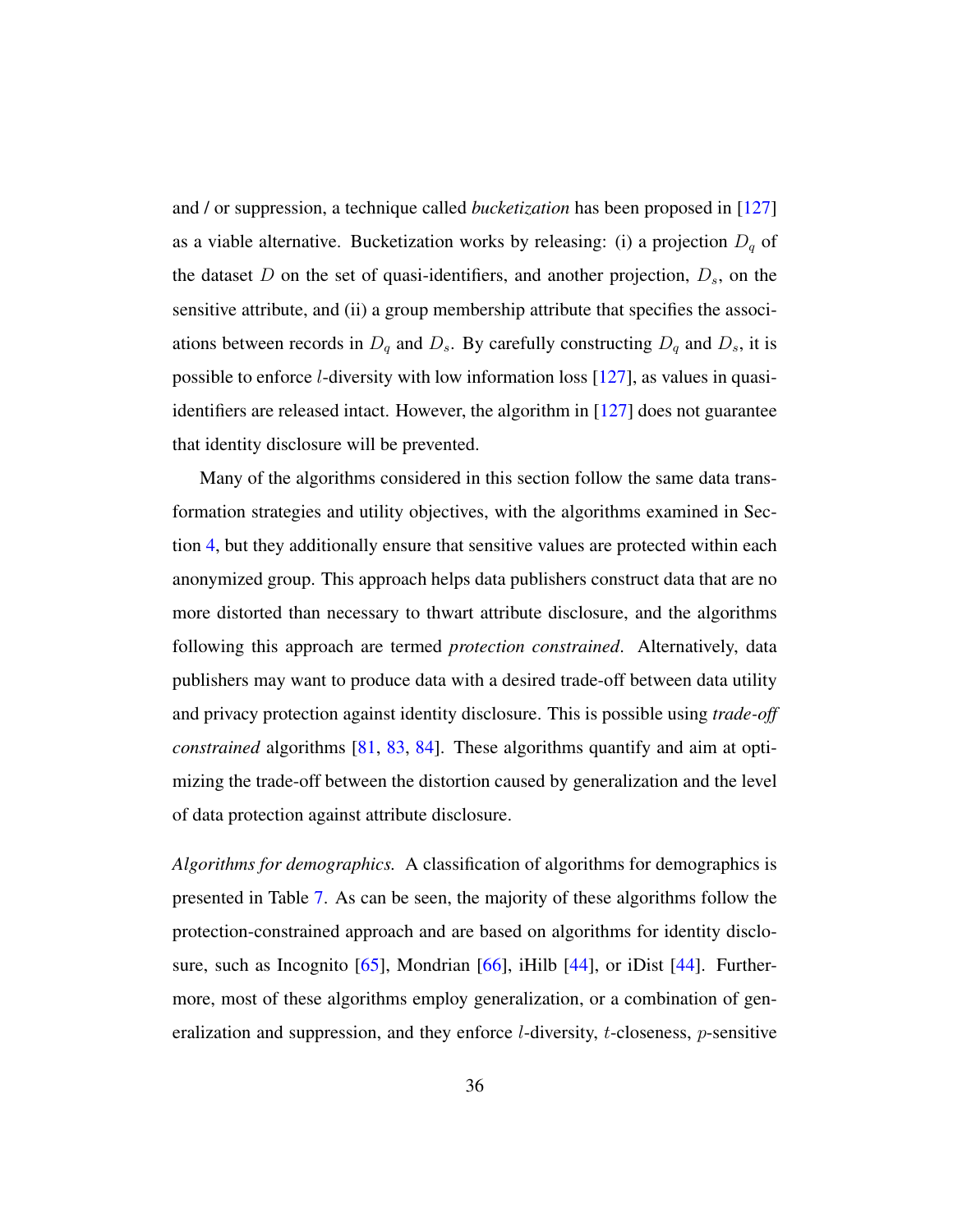and / or suppression, a technique called *bucketization* has been proposed in [127] as a viable alternative. Bucketization works by releasing: (i) a projection $D_q$ of the dataset $D$ on the set of quasi-identifiers, and another projection, $D_s$, on the sensitive attribute, and (ii) a group membership attribute that specifies the associations between records in $D_q$ and $D_s$. By carefully constructing $D_q$ and $D_s$, it is possible to enforce $l$-diversity with low information loss [127], as values in quasi-identifiers are released intact. However, the algorithm in [127] does not guarantee that identity disclosure will be prevented.

Many of the algorithms considered in this section follow the same data transformation strategies and utility objectives, with the algorithms examined in Section 4, but they additionally ensure that sensitive values are protected within each anonymized group. This approach helps data publishers construct data that are no more distorted than necessary to thwart attribute disclosure, and the algorithms following this approach are termed *protection constrained*. Alternatively, data publishers may want to produce data with a desired trade-off between data utility and privacy protection against identity disclosure. This is possible using *trade-off constrained* algorithms [81, 83, 84]. These algorithms quantify and aim at optimizing the trade-off between the distortion caused by generalization and the level of data protection against attribute disclosure.

*Algorithms for demographics.* A classification of algorithms for demographics is presented in Table 7. As can be seen, the majority of these algorithms follow the protection-constrained approach and are based on algorithms for identity disclosure, such as Incognito [65], Mondrian [66], iHilb [44], or iDist [44]. Furthermore, most of these algorithms employ generalization, or a combination of generalization and suppression, and they enforce $l$-diversity, $t$-closeness, $p$-sensitive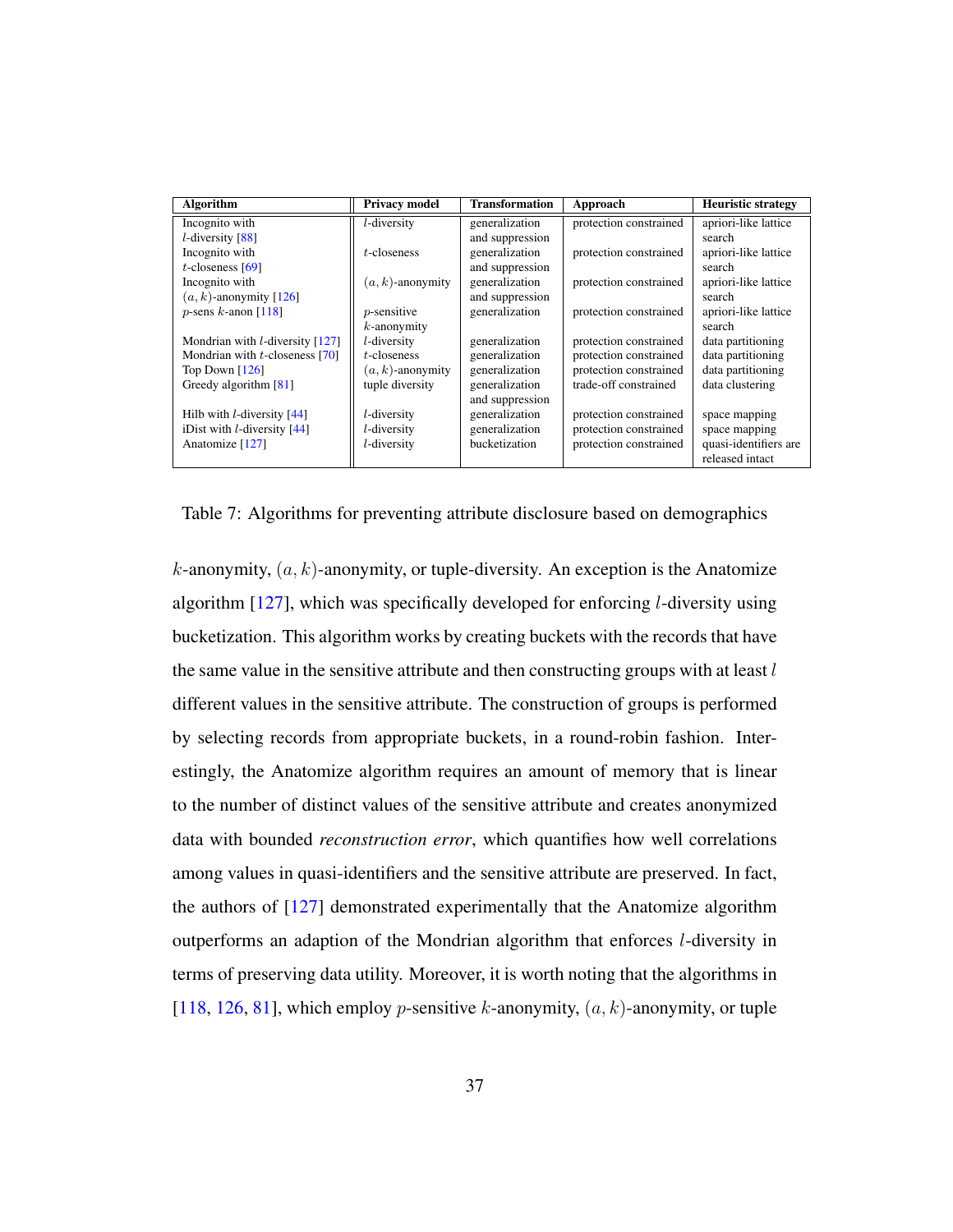| Algorithm | Privacy model | Transformation | Approach | Heuristic strategy |
|---|---|---|---|---|
| Incognito with $l$-diversity [88] | $l$-diversity | generalization and suppression | protection constrained | apriori-like lattice search |
| Incognito with $t$-closeness [69] | $t$-closeness | generalization and suppression | protection constrained | apriori-like lattice search |
| Incognito with $(a,k)$-anonymity [126] | $(a,k)$-anonymity | generalization and suppression | protection constrained | apriori-like lattice search |
| $p$-sens $k$-anon [118] | $p$-sensitive $k$-anonymity | generalization | protection constrained | apriori-like lattice search |
| Mondrian with $l$-diversity [127] | $l$-diversity | generalization | protection constrained | data partitioning |
| Mondrian with $t$-closeness [70] | $t$-closeness | generalization | protection constrained | data partitioning |
| Top Down [126] | $(a,k)$-anonymity | generalization | protection constrained | data partitioning |
| Greedy algorithm [81] | tuple diversity | generalization and suppression | trade-off constrained | data clustering |
| Hilb with $l$-diversity [44] | $l$-diversity | generalization | protection constrained | space mapping |
| iDist with $l$-diversity [44] | $l$-diversity | generalization | protection constrained | space mapping |
| Anatomize [127] | $l$-diversity | bucketization | protection constrained | quasi-identifiers are released intact |

Table 7: Algorithms for preventing attribute disclosure based on demographics

$k$-anonymity, $(a,k)$-anonymity, or tuple-diversity. An exception is the Anatomize algorithm [127], which was specifically developed for enforcing $l$-diversity using bucketization. This algorithm works by creating buckets with the records that have the same value in the sensitive attribute and then constructing groups with at least $l$ different values in the sensitive attribute. The construction of groups is performed by selecting records from appropriate buckets, in a round-robin fashion. Interestingly, the Anatomize algorithm requires an amount of memory that is linear to the number of distinct values of the sensitive attribute and creates anonymized data with bounded *reconstruction error*, which quantifies how well correlations among values in quasi-identifiers and the sensitive attribute are preserved. In fact, the authors of [127] demonstrated experimentally that the Anatomize algorithm outperforms an adaption of the Mondrian algorithm that enforces $l$-diversity in terms of preserving data utility. Moreover, it is worth noting that the algorithms in [118, 126, 81], which employ $p$-sensitive $k$-anonymity, $(a,k)$-anonymity, or tuple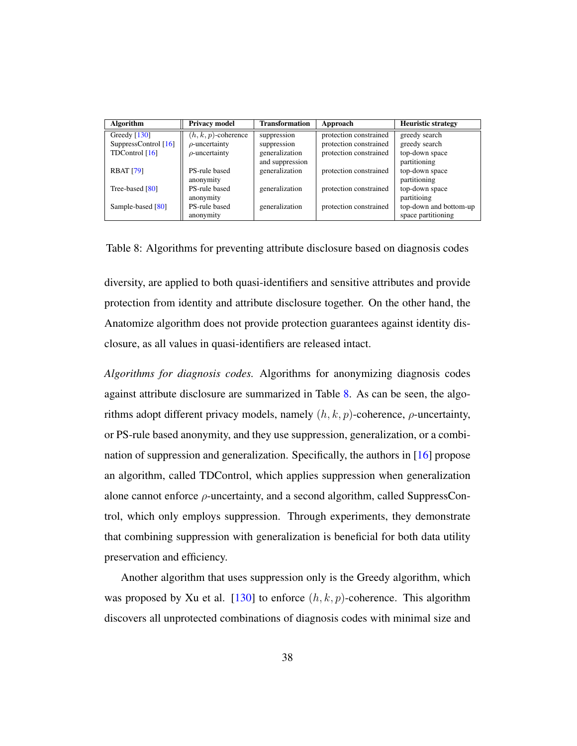| Algorithm | Privacy model | Transformation | Approach | Heuristic strategy |
|---|---|---|---|---|
| Greedy [130] | $(h, k, p)$-coherence | suppression | protection constrained | greedy search |
| SuppressControl [16] | $\rho$-uncertainty | suppression | protection constrained | greedy search |
| TDControl [16] | $\rho$-uncertainty | generalization and suppression | protection constrained | top-down space partitioning |
| RBAT [79] | PS-rule based anonymity | generalization | protection constrained | top-down space partitioning |
| Tree-based [80] | PS-rule based anonymity | generalization | protection constrained | top-down space partitioing |
| Sample-based [80] | PS-rule based anonymity | generalization | protection constrained | top-down and bottom-up space partitioning |

Table 8: Algorithms for preventing attribute disclosure based on diagnosis codes

diversity, are applied to both quasi-identifiers and sensitive attributes and provide protection from identity and attribute disclosure together. On the other hand, the Anatomize algorithm does not provide protection guarantees against identity disclosure, as all values in quasi-identifiers are released intact.

*Algorithms for diagnosis codes.* Algorithms for anonymizing diagnosis codes against attribute disclosure are summarized in Table 8. As can be seen, the algorithms adopt different privacy models, namely $(h, k, p)$-coherence, $\rho$-uncertainty, or PS-rule based anonymity, and they use suppression, generalization, or a combination of suppression and generalization. Specifically, the authors in [16] propose an algorithm, called TDControl, which applies suppression when generalization alone cannot enforce $\rho$-uncertainty, and a second algorithm, called SuppressControl, which only employs suppression. Through experiments, they demonstrate that combining suppression with generalization is beneficial for both data utility preservation and efficiency.

Another algorithm that uses suppression only is the Greedy algorithm, which was proposed by Xu et al. [130] to enforce $(h, k, p)$-coherence. This algorithm discovers all unprotected combinations of diagnosis codes with minimal size and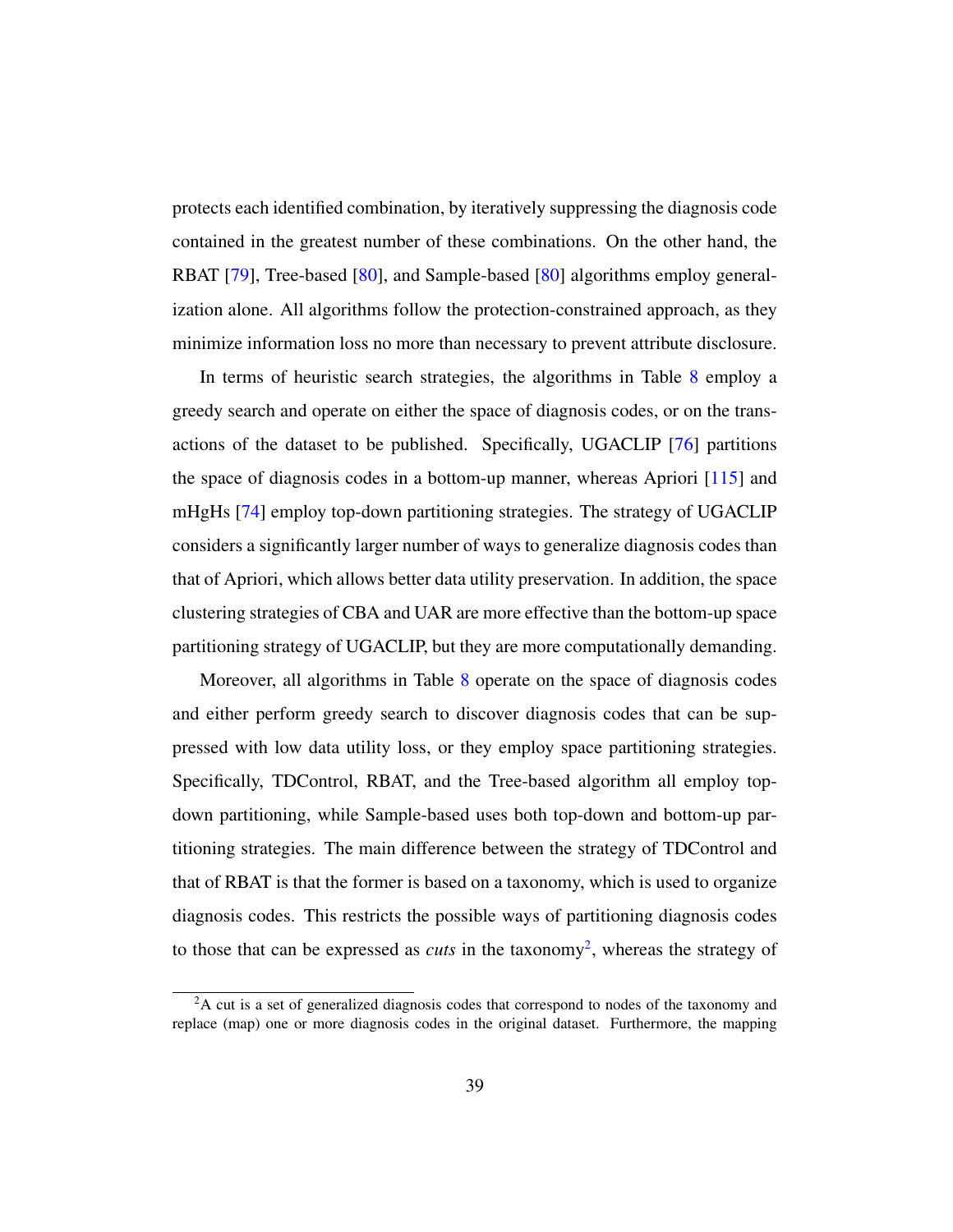protects each identified combination, by iteratively suppressing the diagnosis code contained in the greatest number of these combinations. On the other hand, the RBAT [79], Tree-based [80], and Sample-based [80] algorithms employ generalization alone. All algorithms follow the protection-constrained approach, as they minimize information loss no more than necessary to prevent attribute disclosure.

In terms of heuristic search strategies, the algorithms in Table 8 employ a greedy search and operate on either the space of diagnosis codes, or on the transactions of the dataset to be published. Specifically, UGACLIP [76] partitions the space of diagnosis codes in a bottom-up manner, whereas Apriori [115] and mHgHs [74] employ top-down partitioning strategies. The strategy of UGACLIP considers a significantly larger number of ways to generalize diagnosis codes than that of Apriori, which allows better data utility preservation. In addition, the space clustering strategies of CBA and UAR are more effective than the bottom-up space partitioning strategy of UGACLIP, but they are more computationally demanding.

Moreover, all algorithms in Table 8 operate on the space of diagnosis codes and either perform greedy search to discover diagnosis codes that can be suppressed with low data utility loss, or they employ space partitioning strategies. Specifically, TDControl, RBAT, and the Tree-based algorithm all employ top-down partitioning, while Sample-based uses both top-down and bottom-up partitioning strategies. The main difference between the strategy of TDControl and that of RBAT is that the former is based on a taxonomy, which is used to organize diagnosis codes. This restricts the possible ways of partitioning diagnosis codes to those that can be expressed as *cuts* in the taxonomy[2], whereas the strategy of

[2] A cut is a set of generalized diagnosis codes that correspond to nodes of the taxonomy and replace (map) one or more diagnosis codes in the original dataset. Furthermore, the mapping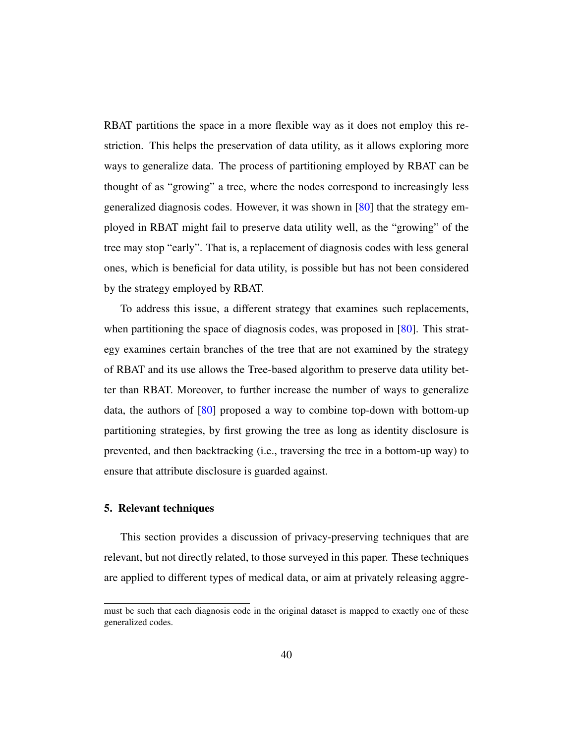RBAT partitions the space in a more flexible way as it does not employ this restriction. This helps the preservation of data utility, as it allows exploring more ways to generalize data. The process of partitioning employed by RBAT can be thought of as "growing" a tree, where the nodes correspond to increasingly less generalized diagnosis codes. However, it was shown in [80] that the strategy employed in RBAT might fail to preserve data utility well, as the "growing" of the tree may stop "early". That is, a replacement of diagnosis codes with less general ones, which is beneficial for data utility, is possible but has not been considered by the strategy employed by RBAT.

To address this issue, a different strategy that examines such replacements, when partitioning the space of diagnosis codes, was proposed in [80]. This strategy examines certain branches of the tree that are not examined by the strategy of RBAT and its use allows the Tree-based algorithm to preserve data utility better than RBAT. Moreover, to further increase the number of ways to generalize data, the authors of [80] proposed a way to combine top-down with bottom-up partitioning strategies, by first growing the tree as long as identity disclosure is prevented, and then backtracking (i.e., traversing the tree in a bottom-up way) to ensure that attribute disclosure is guarded against.

## 5. Relevant techniques

This section provides a discussion of privacy-preserving techniques that are relevant, but not directly related, to those surveyed in this paper. These techniques are applied to different types of medical data, or aim at privately releasing aggre-

---

must be such that each diagnosis code in the original dataset is mapped to exactly one of these generalized codes.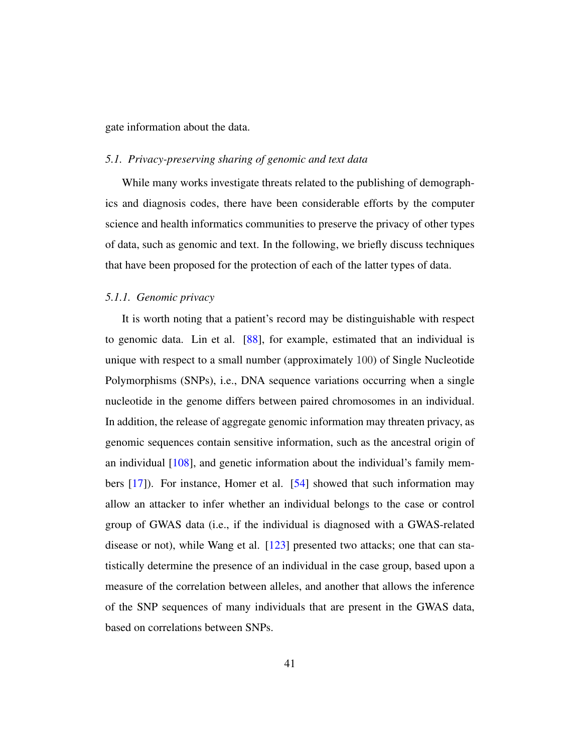gate information about the data.

### *5.1. Privacy-preserving sharing of genomic and text data*

While many works investigate threats related to the publishing of demographics and diagnosis codes, there have been considerable efforts by the computer science and health informatics communities to preserve the privacy of other types of data, such as genomic and text. In the following, we briefly discuss techniques that have been proposed for the protection of each of the latter types of data.

#### *5.1.1. Genomic privacy*

It is worth noting that a patient's record may be distinguishable with respect to genomic data. Lin et al. [88], for example, estimated that an individual is unique with respect to a small number (approximately 100) of Single Nucleotide Polymorphisms (SNPs), i.e., DNA sequence variations occurring when a single nucleotide in the genome differs between paired chromosomes in an individual. In addition, the release of aggregate genomic information may threaten privacy, as genomic sequences contain sensitive information, such as the ancestral origin of an individual [108], and genetic information about the individual's family members [17]). For instance, Homer et al. [54] showed that such information may allow an attacker to infer whether an individual belongs to the case or control group of GWAS data (i.e., if the individual is diagnosed with a GWAS-related disease or not), while Wang et al. [123] presented two attacks; one that can statistically determine the presence of an individual in the case group, based upon a measure of the correlation between alleles, and another that allows the inference of the SNP sequences of many individuals that are present in the GWAS data, based on correlations between SNPs.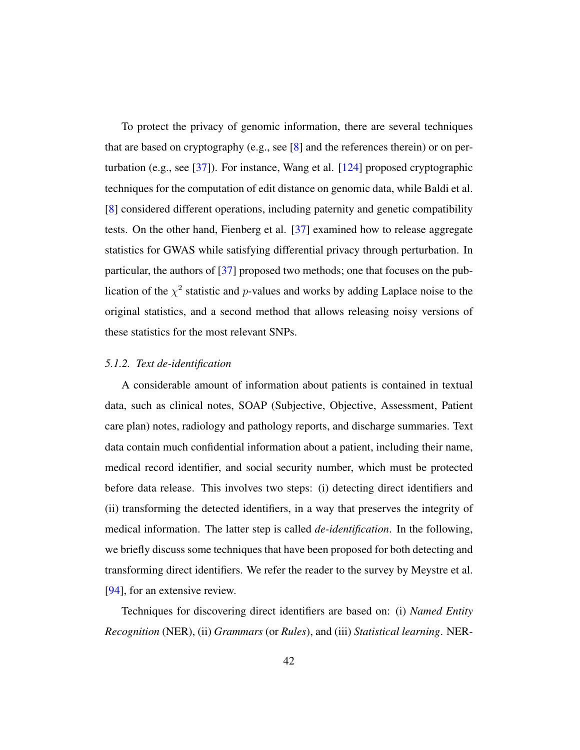To protect the privacy of genomic information, there are several techniques that are based on cryptography (e.g., see [8] and the references therein) or on perturbation (e.g., see [37]). For instance, Wang et al. [124] proposed cryptographic techniques for the computation of edit distance on genomic data, while Baldi et al. [8] considered different operations, including paternity and genetic compatibility tests. On the other hand, Fienberg et al. [37] examined how to release aggregate statistics for GWAS while satisfying differential privacy through perturbation. In particular, the authors of [37] proposed two methods; one that focuses on the publication of the $\chi^2$ statistic and $p$-values and works by adding Laplace noise to the original statistics, and a second method that allows releasing noisy versions of these statistics for the most relevant SNPs.

### *5.1.2. Text de-identification*

A considerable amount of information about patients is contained in textual data, such as clinical notes, SOAP (Subjective, Objective, Assessment, Patient care plan) notes, radiology and pathology reports, and discharge summaries. Text data contain much confidential information about a patient, including their name, medical record identifier, and social security number, which must be protected before data release. This involves two steps: (i) detecting direct identifiers and (ii) transforming the detected identifiers, in a way that preserves the integrity of medical information. The latter step is called *de-identification*. In the following, we briefly discuss some techniques that have been proposed for both detecting and transforming direct identifiers. We refer the reader to the survey by Meystre et al. [94], for an extensive review.

Techniques for discovering direct identifiers are based on: (i) *Named Entity Recognition* (NER), (ii) *Grammars* (or *Rules*), and (iii) *Statistical learning*. NER-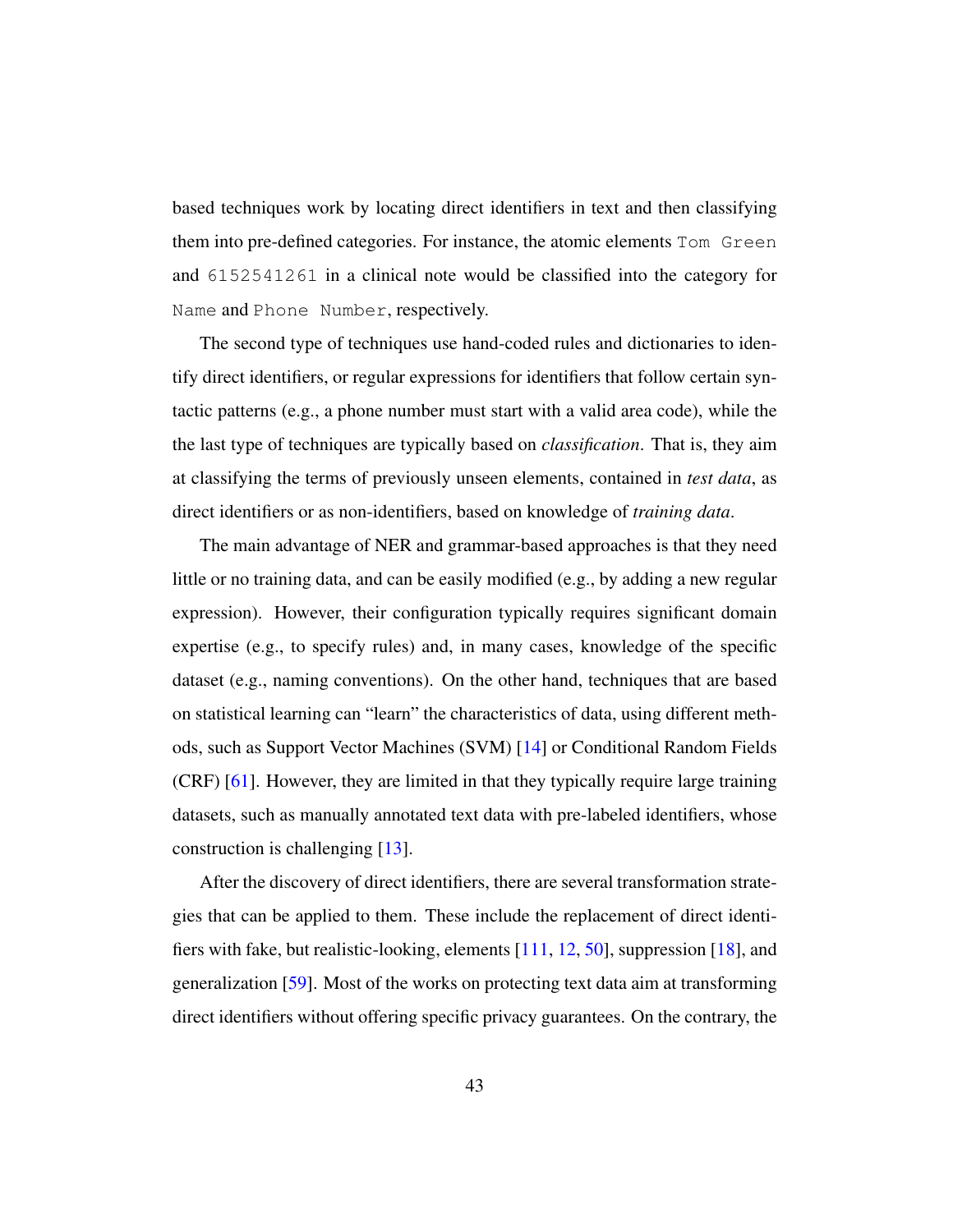based techniques work by locating direct identifiers in text and then classifying them into pre-defined categories. For instance, the atomic elements `Tom Green` and `6152541261` in a clinical note would be classified into the category for `Name` and `Phone Number`, respectively.

The second type of techniques use hand-coded rules and dictionaries to identify direct identifiers, or regular expressions for identifiers that follow certain syntactic patterns (e.g., a phone number must start with a valid area code), while the the last type of techniques are typically based on *classification*. That is, they aim at classifying the terms of previously unseen elements, contained in *test data*, as direct identifiers or as non-identifiers, based on knowledge of *training data*.

The main advantage of NER and grammar-based approaches is that they need little or no training data, and can be easily modified (e.g., by adding a new regular expression). However, their configuration typically requires significant domain expertise (e.g., to specify rules) and, in many cases, knowledge of the specific dataset (e.g., naming conventions). On the other hand, techniques that are based on statistical learning can "learn" the characteristics of data, using different methods, such as Support Vector Machines (SVM) [14] or Conditional Random Fields (CRF) [61]. However, they are limited in that they typically require large training datasets, such as manually annotated text data with pre-labeled identifiers, whose construction is challenging [13].

After the discovery of direct identifiers, there are several transformation strategies that can be applied to them. These include the replacement of direct identifiers with fake, but realistic-looking, elements [111, 12, 50], suppression [18], and generalization [59]. Most of the works on protecting text data aim at transforming direct identifiers without offering specific privacy guarantees. On the contrary, the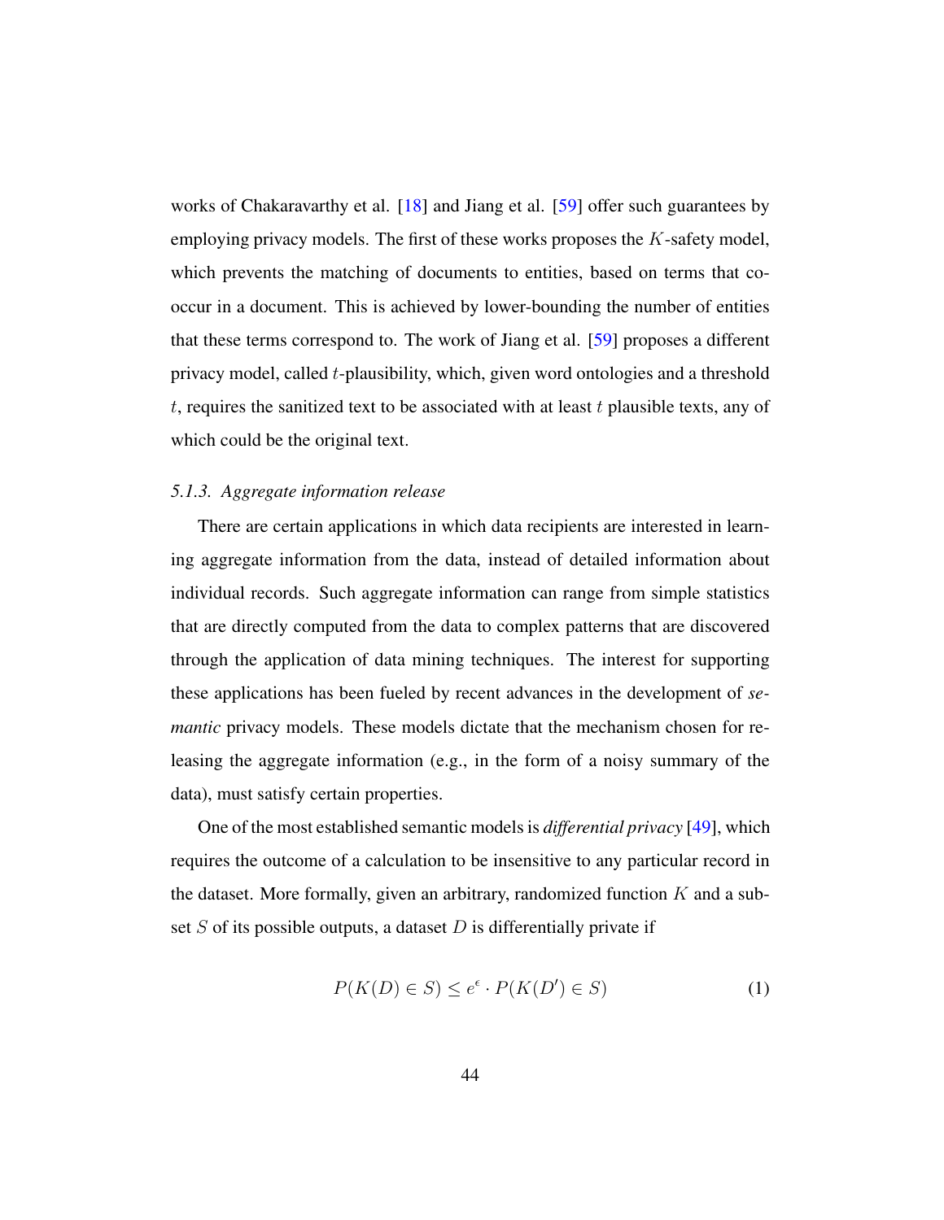works of Chakaravarthy et al. [18] and Jiang et al. [59] offer such guarantees by employing privacy models. The first of these works proposes the $K$-safety model, which prevents the matching of documents to entities, based on terms that co-occur in a document. This is achieved by lower-bounding the number of entities that these terms correspond to. The work of Jiang et al. [59] proposes a different privacy model, called $t$-plausibility, which, given word ontologies and a threshold $t$, requires the sanitized text to be associated with at least $t$ plausible texts, any of which could be the original text.

### *5.1.3. Aggregate information release*

There are certain applications in which data recipients are interested in learning aggregate information from the data, instead of detailed information about individual records. Such aggregate information can range from simple statistics that are directly computed from the data to complex patterns that are discovered through the application of data mining techniques. The interest for supporting these applications has been fueled by recent advances in the development of *semantic* privacy models. These models dictate that the mechanism chosen for releasing the aggregate information (e.g., in the form of a noisy summary of the data), must satisfy certain properties.

One of the most established semantic models is *differential privacy* [49], which requires the outcome of a calculation to be insensitive to any particular record in the dataset. More formally, given an arbitrary, randomized function $K$ and a subset $S$ of its possible outputs, a dataset $D$ is differentially private if

$$P(K(D) \in S) \leq e^{\epsilon} \cdot P(K(D') \in S) \tag{1}$$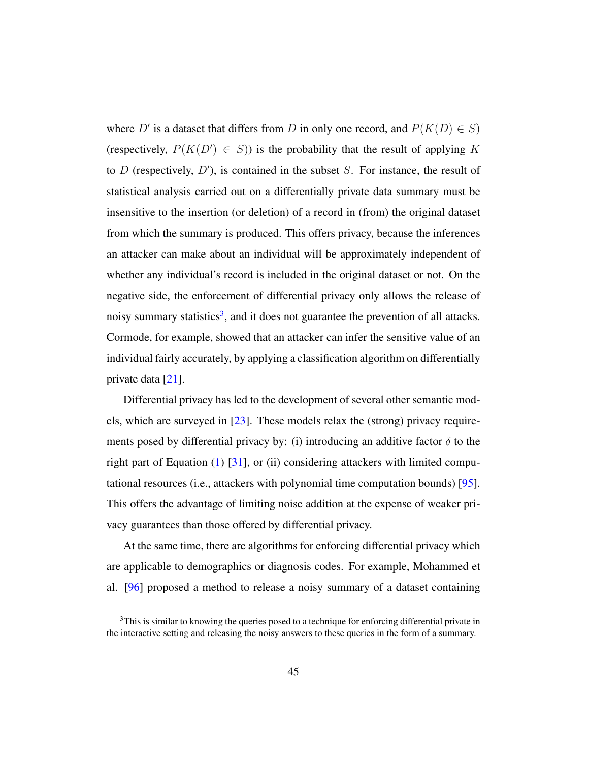where $D'$ is a dataset that differs from $D$ in only one record, and $P(K(D) \in S)$ (respectively, $P(K(D') \in S)$) is the probability that the result of applying $K$ to $D$ (respectively, $D'$), is contained in the subset $S$. For instance, the result of statistical analysis carried out on a differentially private data summary must be insensitive to the insertion (or deletion) of a record in (from) the original dataset from which the summary is produced. This offers privacy, because the inferences an attacker can make about an individual will be approximately independent of whether any individual's record is included in the original dataset or not. On the negative side, the enforcement of differential privacy only allows the release of noisy summary statistics[3], and it does not guarantee the prevention of all attacks. Cormode, for example, showed that an attacker can infer the sensitive value of an individual fairly accurately, by applying a classification algorithm on differentially private data [21].

Differential privacy has led to the development of several other semantic models, which are surveyed in [23]. These models relax the (strong) privacy requirements posed by differential privacy by: (i) introducing an additive factor $\delta$ to the right part of Equation (1) [31], or (ii) considering attackers with limited computational resources (i.e., attackers with polynomial time computation bounds) [95]. This offers the advantage of limiting noise addition at the expense of weaker privacy guarantees than those offered by differential privacy.

At the same time, there are algorithms for enforcing differential privacy which are applicable to demographics or diagnosis codes. For example, Mohammed et al. [96] proposed a method to release a noisy summary of a dataset containing

[3]This is similar to knowing the queries posed to a technique for enforcing differential private in the interactive setting and releasing the noisy answers to these queries in the form of a summary.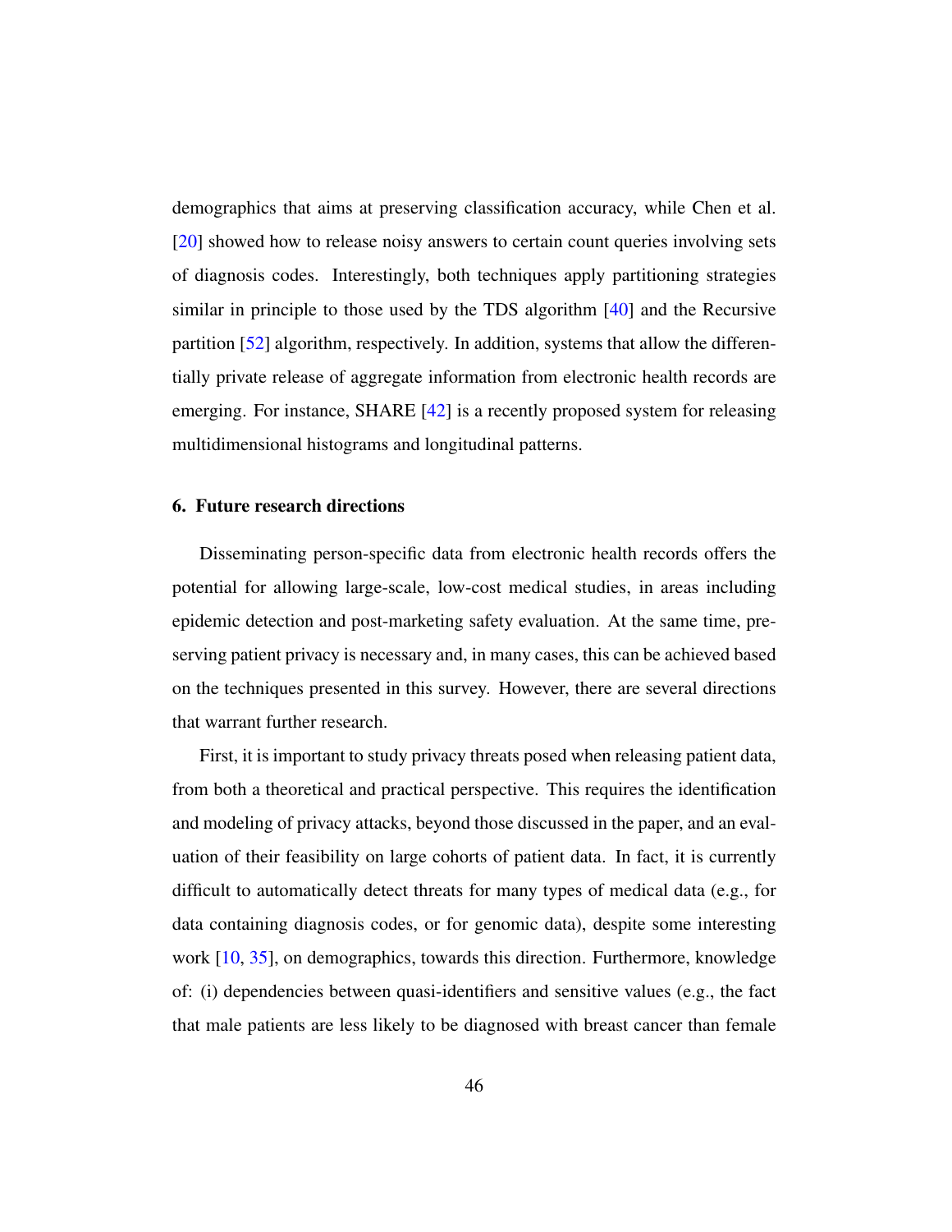demographics that aims at preserving classification accuracy, while Chen et al. [20] showed how to release noisy answers to certain count queries involving sets of diagnosis codes. Interestingly, both techniques apply partitioning strategies similar in principle to those used by the TDS algorithm [40] and the Recursive partition [52] algorithm, respectively. In addition, systems that allow the differentially private release of aggregate information from electronic health records are emerging. For instance, SHARE [42] is a recently proposed system for releasing multidimensional histograms and longitudinal patterns.

## 6. Future research directions

Disseminating person-specific data from electronic health records offers the potential for allowing large-scale, low-cost medical studies, in areas including epidemic detection and post-marketing safety evaluation. At the same time, preserving patient privacy is necessary and, in many cases, this can be achieved based on the techniques presented in this survey. However, there are several directions that warrant further research.

First, it is important to study privacy threats posed when releasing patient data, from both a theoretical and practical perspective. This requires the identification and modeling of privacy attacks, beyond those discussed in the paper, and an evaluation of their feasibility on large cohorts of patient data. In fact, it is currently difficult to automatically detect threats for many types of medical data (e.g., for data containing diagnosis codes, or for genomic data), despite some interesting work [10, 35], on demographics, towards this direction. Furthermore, knowledge of: (i) dependencies between quasi-identifiers and sensitive values (e.g., the fact that male patients are less likely to be diagnosed with breast cancer than female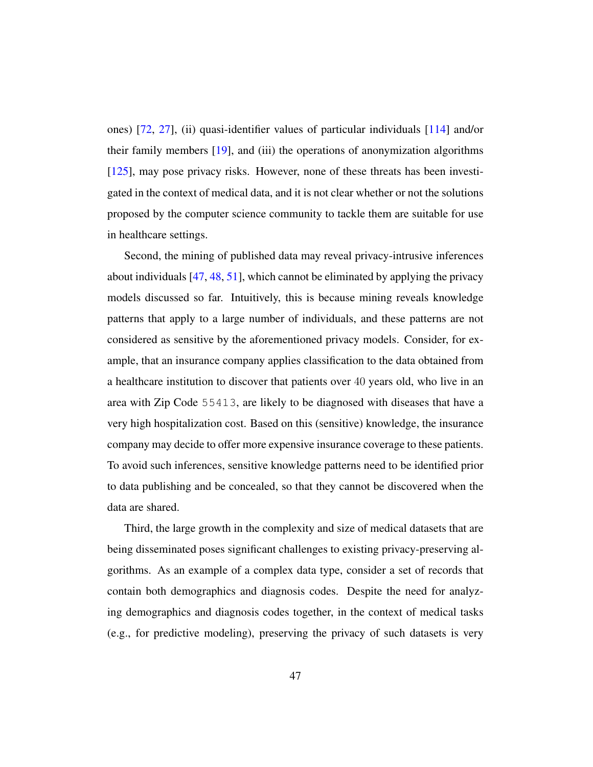ones) [72, 27], (ii) quasi-identifier values of particular individuals [114] and/or their family members [19], and (iii) the operations of anonymization algorithms [125], may pose privacy risks. However, none of these threats has been investigated in the context of medical data, and it is not clear whether or not the solutions proposed by the computer science community to tackle them are suitable for use in healthcare settings.

Second, the mining of published data may reveal privacy-intrusive inferences about individuals [47, 48, 51], which cannot be eliminated by applying the privacy models discussed so far. Intuitively, this is because mining reveals knowledge patterns that apply to a large number of individuals, and these patterns are not considered as sensitive by the aforementioned privacy models. Consider, for example, that an insurance company applies classification to the data obtained from a healthcare institution to discover that patients over 40 years old, who live in an area with Zip Code `55413`, are likely to be diagnosed with diseases that have a very high hospitalization cost. Based on this (sensitive) knowledge, the insurance company may decide to offer more expensive insurance coverage to these patients. To avoid such inferences, sensitive knowledge patterns need to be identified prior to data publishing and be concealed, so that they cannot be discovered when the data are shared.

Third, the large growth in the complexity and size of medical datasets that are being disseminated poses significant challenges to existing privacy-preserving algorithms. As an example of a complex data type, consider a set of records that contain both demographics and diagnosis codes. Despite the need for analyzing demographics and diagnosis codes together, in the context of medical tasks (e.g., for predictive modeling), preserving the privacy of such datasets is very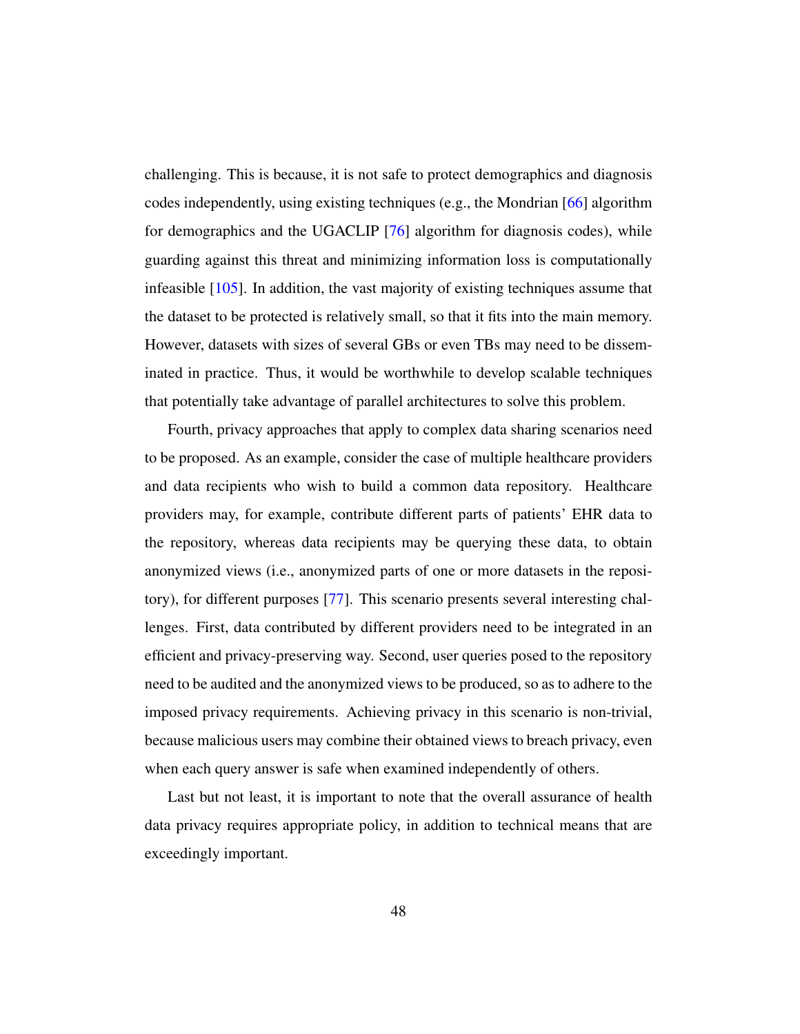challenging. This is because, it is not safe to protect demographics and diagnosis codes independently, using existing techniques (e.g., the Mondrian [66] algorithm for demographics and the UGACLIP [76] algorithm for diagnosis codes), while guarding against this threat and minimizing information loss is computationally infeasible [105]. In addition, the vast majority of existing techniques assume that the dataset to be protected is relatively small, so that it fits into the main memory. However, datasets with sizes of several GBs or even TBs may need to be disseminated in practice. Thus, it would be worthwhile to develop scalable techniques that potentially take advantage of parallel architectures to solve this problem.

Fourth, privacy approaches that apply to complex data sharing scenarios need to be proposed. As an example, consider the case of multiple healthcare providers and data recipients who wish to build a common data repository. Healthcare providers may, for example, contribute different parts of patients' EHR data to the repository, whereas data recipients may be querying these data, to obtain anonymized views (i.e., anonymized parts of one or more datasets in the repository), for different purposes [77]. This scenario presents several interesting challenges. First, data contributed by different providers need to be integrated in an efficient and privacy-preserving way. Second, user queries posed to the repository need to be audited and the anonymized views to be produced, so as to adhere to the imposed privacy requirements. Achieving privacy in this scenario is non-trivial, because malicious users may combine their obtained views to breach privacy, even when each query answer is safe when examined independently of others.

Last but not least, it is important to note that the overall assurance of health data privacy requires appropriate policy, in addition to technical means that are exceedingly important.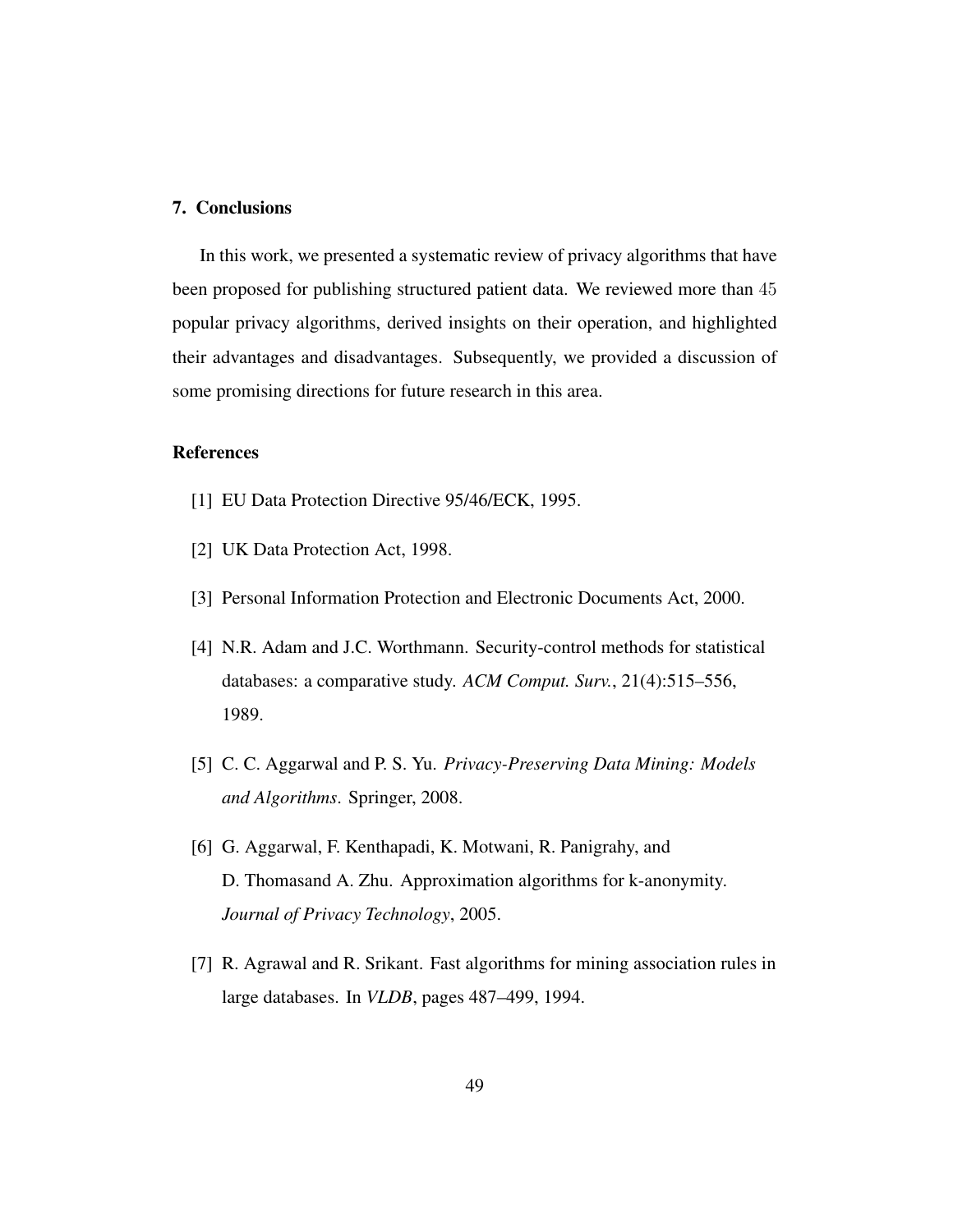## 7. Conclusions

In this work, we presented a systematic review of privacy algorithms that have been proposed for publishing structured patient data. We reviewed more than 45 popular privacy algorithms, derived insights on their operation, and highlighted their advantages and disadvantages. Subsequently, we provided a discussion of some promising directions for future research in this area.

## References

[1] EU Data Protection Directive 95/46/ECK, 1995.

[2] UK Data Protection Act, 1998.

[3] Personal Information Protection and Electronic Documents Act, 2000.

[4] N.R. Adam and J.C. Worthmann. Security-control methods for statistical databases: a comparative study. *ACM Comput. Surv.*, 21(4):515–556, 1989.

[5] C. C. Aggarwal and P. S. Yu. *Privacy-Preserving Data Mining: Models and Algorithms*. Springer, 2008.

[6] G. Aggarwal, F. Kenthapadi, K. Motwani, R. Panigrahy, and D. Thomasand A. Zhu. Approximation algorithms for k-anonymity. *Journal of Privacy Technology*, 2005.

[7] R. Agrawal and R. Srikant. Fast algorithms for mining association rules in large databases. In *VLDB*, pages 487–499, 1994.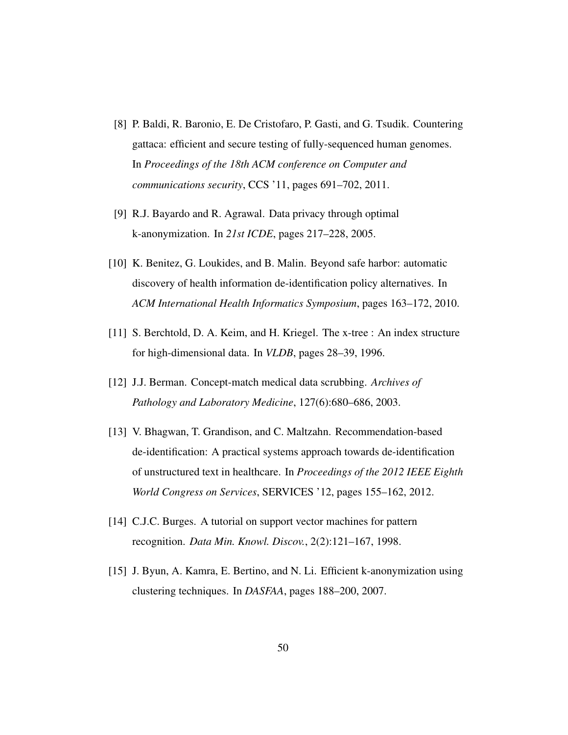[8] P. Baldi, R. Baronio, E. De Cristofaro, P. Gasti, and G. Tsudik. Countering gattaca: efficient and secure testing of fully-sequenced human genomes. In *Proceedings of the 18th ACM conference on Computer and communications security*, CCS '11, pages 691–702, 2011.

[9] R.J. Bayardo and R. Agrawal. Data privacy through optimal k-anonymization. In *21st ICDE*, pages 217–228, 2005.

[10] K. Benitez, G. Loukides, and B. Malin. Beyond safe harbor: automatic discovery of health information de-identification policy alternatives. In *ACM International Health Informatics Symposium*, pages 163–172, 2010.

[11] S. Berchtold, D. A. Keim, and H. Kriegel. The x-tree : An index structure for high-dimensional data. In *VLDB*, pages 28–39, 1996.

[12] J.J. Berman. Concept-match medical data scrubbing. *Archives of Pathology and Laboratory Medicine*, 127(6):680–686, 2003.

[13] V. Bhagwan, T. Grandison, and C. Maltzahn. Recommendation-based de-identification: A practical systems approach towards de-identification of unstructured text in healthcare. In *Proceedings of the 2012 IEEE Eighth World Congress on Services*, SERVICES '12, pages 155–162, 2012.

[14] C.J.C. Burges. A tutorial on support vector machines for pattern recognition. *Data Min. Knowl. Discov.*, 2(2):121–167, 1998.

[15] J. Byun, A. Kamra, E. Bertino, and N. Li. Efficient k-anonymization using clustering techniques. In *DASFAA*, pages 188–200, 2007.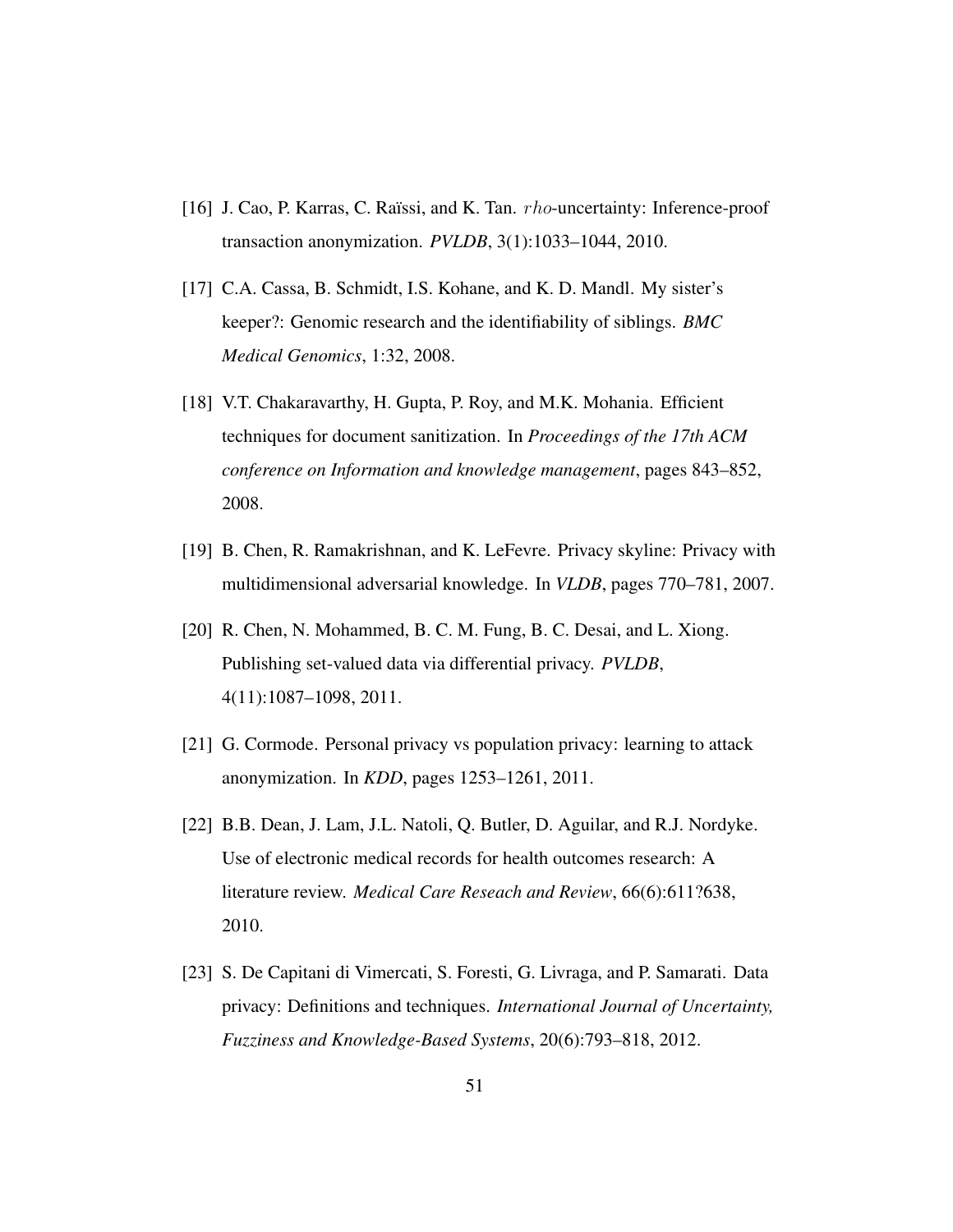[16] J. Cao, P. Karras, C. Raïssi, and K. Tan. $rho$-uncertainty: Inference-proof transaction anonymization. *PVLDB*, 3(1):1033–1044, 2010.

[17] C.A. Cassa, B. Schmidt, I.S. Kohane, and K. D. Mandl. My sister's keeper?: Genomic research and the identifiability of siblings. *BMC Medical Genomics*, 1:32, 2008.

[18] V.T. Chakaravarthy, H. Gupta, P. Roy, and M.K. Mohania. Efficient techniques for document sanitization. In *Proceedings of the 17th ACM conference on Information and knowledge management*, pages 843–852, 2008.

[19] B. Chen, R. Ramakrishnan, and K. LeFevre. Privacy skyline: Privacy with multidimensional adversarial knowledge. In *VLDB*, pages 770–781, 2007.

[20] R. Chen, N. Mohammed, B. C. M. Fung, B. C. Desai, and L. Xiong. Publishing set-valued data via differential privacy. *PVLDB*, 4(11):1087–1098, 2011.

[21] G. Cormode. Personal privacy vs population privacy: learning to attack anonymization. In *KDD*, pages 1253–1261, 2011.

[22] B.B. Dean, J. Lam, J.L. Natoli, Q. Butler, D. Aguilar, and R.J. Nordyke. Use of electronic medical records for health outcomes research: A literature review. *Medical Care Reseach and Review*, 66(6):611?638, 2010.

[23] S. De Capitani di Vimercati, S. Foresti, G. Livraga, and P. Samarati. Data privacy: Definitions and techniques. *International Journal of Uncertainty, Fuzziness and Knowledge-Based Systems*, 20(6):793–818, 2012.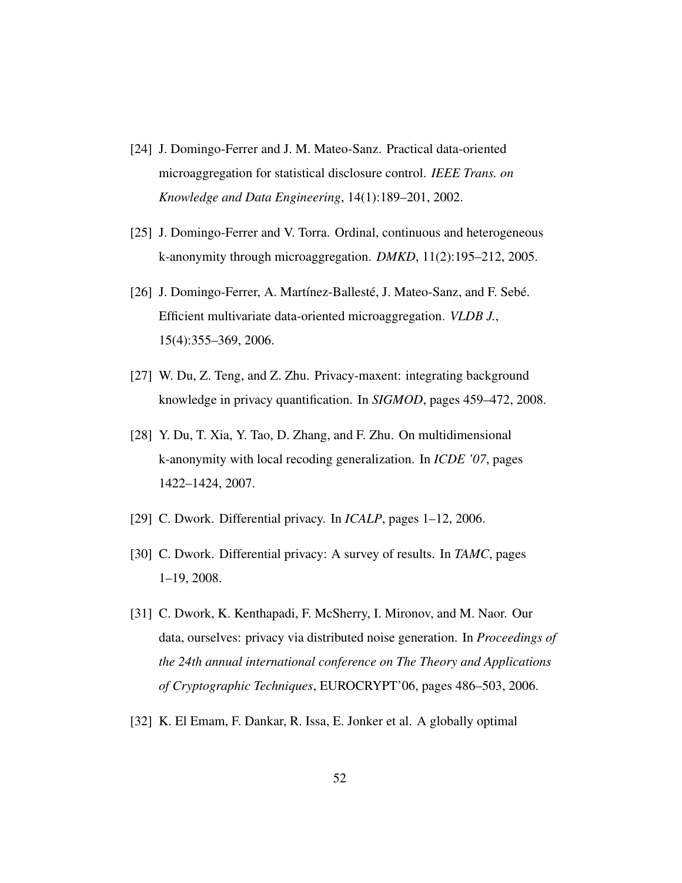[24] J. Domingo-Ferrer and J. M. Mateo-Sanz. Practical data-oriented microaggregation for statistical disclosure control. *IEEE Trans. on Knowledge and Data Engineering*, 14(1):189–201, 2002.

[25] J. Domingo-Ferrer and V. Torra. Ordinal, continuous and heterogeneous k-anonymity through microaggregation. *DMKD*, 11(2):195–212, 2005.

[26] J. Domingo-Ferrer, A. Martínez-Ballesté, J. Mateo-Sanz, and F. Sebé. Efficient multivariate data-oriented microaggregation. *VLDB J.*, 15(4):355–369, 2006.

[27] W. Du, Z. Teng, and Z. Zhu. Privacy-maxent: integrating background knowledge in privacy quantification. In *SIGMOD*, pages 459–472, 2008.

[28] Y. Du, T. Xia, Y. Tao, D. Zhang, and F. Zhu. On multidimensional k-anonymity with local recoding generalization. In *ICDE '07*, pages 1422–1424, 2007.

[29] C. Dwork. Differential privacy. In *ICALP*, pages 1–12, 2006.

[30] C. Dwork. Differential privacy: A survey of results. In *TAMC*, pages 1–19, 2008.

[31] C. Dwork, K. Kenthapadi, F. McSherry, I. Mironov, and M. Naor. Our data, ourselves: privacy via distributed noise generation. In *Proceedings of the 24th annual international conference on The Theory and Applications of Cryptographic Techniques*, EUROCRYPT'06, pages 486–503, 2006.

[32] K. El Emam, F. Dankar, R. Issa, E. Jonker et al. A globally optimal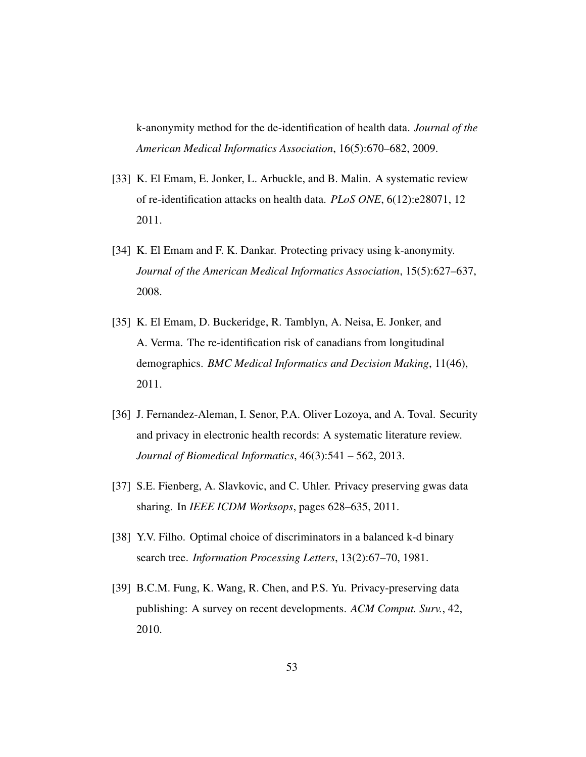k-anonymity method for the de-identification of health data. *Journal of the American Medical Informatics Association*, 16(5):670–682, 2009.

[33] K. El Emam, E. Jonker, L. Arbuckle, and B. Malin. A systematic review of re-identification attacks on health data. *PLoS ONE*, 6(12):e28071, 12 2011.

[34] K. El Emam and F. K. Dankar. Protecting privacy using k-anonymity. *Journal of the American Medical Informatics Association*, 15(5):627–637, 2008.

[35] K. El Emam, D. Buckeridge, R. Tamblyn, A. Neisa, E. Jonker, and A. Verma. The re-identification risk of canadians from longitudinal demographics. *BMC Medical Informatics and Decision Making*, 11(46), 2011.

[36] J. Fernandez-Aleman, I. Senor, P.A. Oliver Lozoya, and A. Toval. Security and privacy in electronic health records: A systematic literature review. *Journal of Biomedical Informatics*, 46(3):541 – 562, 2013.

[37] S.E. Fienberg, A. Slavkovic, and C. Uhler. Privacy preserving gwas data sharing. In *IEEE ICDM Worksops*, pages 628–635, 2011.

[38] Y.V. Filho. Optimal choice of discriminators in a balanced k-d binary search tree. *Information Processing Letters*, 13(2):67–70, 1981.

[39] B.C.M. Fung, K. Wang, R. Chen, and P.S. Yu. Privacy-preserving data publishing: A survey on recent developments. *ACM Comput. Surv.*, 42, 2010.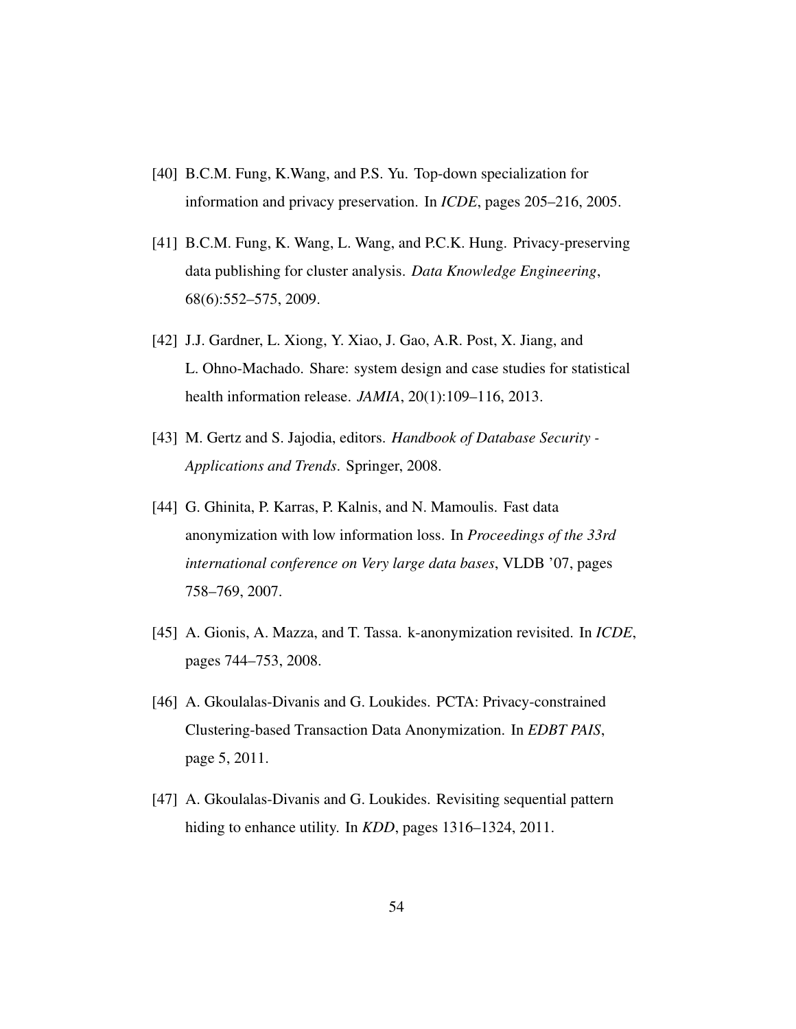[40] B.C.M. Fung, K.Wang, and P.S. Yu. Top-down specialization for information and privacy preservation. In *ICDE*, pages 205–216, 2005.

[41] B.C.M. Fung, K. Wang, L. Wang, and P.C.K. Hung. Privacy-preserving data publishing for cluster analysis. *Data Knowledge Engineering*, 68(6):552–575, 2009.

[42] J.J. Gardner, L. Xiong, Y. Xiao, J. Gao, A.R. Post, X. Jiang, and L. Ohno-Machado. Share: system design and case studies for statistical health information release. *JAMIA*, 20(1):109–116, 2013.

[43] M. Gertz and S. Jajodia, editors. *Handbook of Database Security - Applications and Trends*. Springer, 2008.

[44] G. Ghinita, P. Karras, P. Kalnis, and N. Mamoulis. Fast data anonymization with low information loss. In *Proceedings of the 33rd international conference on Very large data bases*, VLDB '07, pages 758–769, 2007.

[45] A. Gionis, A. Mazza, and T. Tassa. k-anonymization revisited. In *ICDE*, pages 744–753, 2008.

[46] A. Gkoulalas-Divanis and G. Loukides. PCTA: Privacy-constrained Clustering-based Transaction Data Anonymization. In *EDBT PAIS*, page 5, 2011.

[47] A. Gkoulalas-Divanis and G. Loukides. Revisiting sequential pattern hiding to enhance utility. In *KDD*, pages 1316–1324, 2011.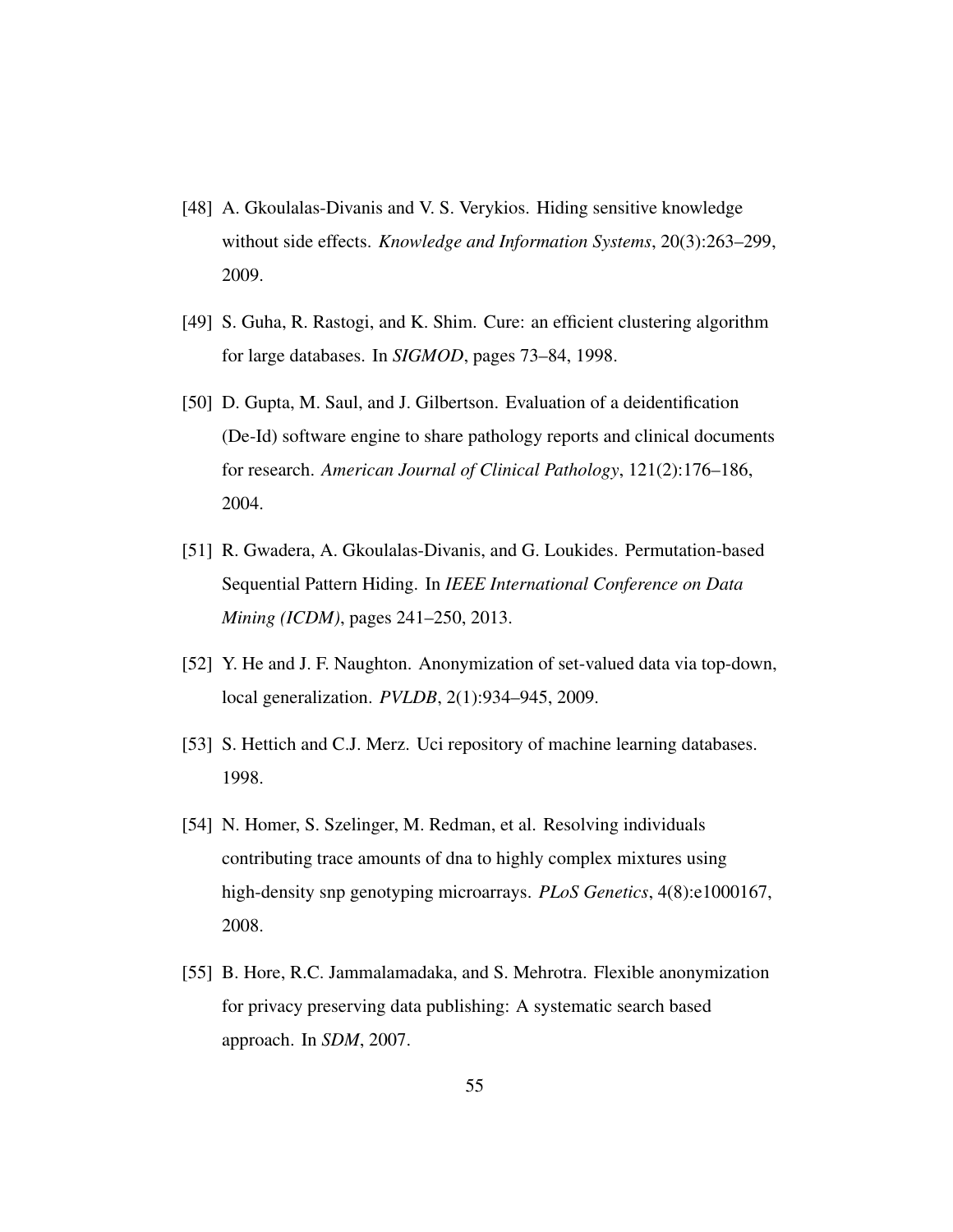[48] A. Gkoulalas-Divanis and V. S. Verykios. Hiding sensitive knowledge without side effects. *Knowledge and Information Systems*, 20(3):263–299, 2009.

[49] S. Guha, R. Rastogi, and K. Shim. Cure: an efficient clustering algorithm for large databases. In *SIGMOD*, pages 73–84, 1998.

[50] D. Gupta, M. Saul, and J. Gilbertson. Evaluation of a deidentification (De-Id) software engine to share pathology reports and clinical documents for research. *American Journal of Clinical Pathology*, 121(2):176–186, 2004.

[51] R. Gwadera, A. Gkoulalas-Divanis, and G. Loukides. Permutation-based Sequential Pattern Hiding. In *IEEE International Conference on Data Mining (ICDM)*, pages 241–250, 2013.

[52] Y. He and J. F. Naughton. Anonymization of set-valued data via top-down, local generalization. *PVLDB*, 2(1):934–945, 2009.

[53] S. Hettich and C.J. Merz. Uci repository of machine learning databases. 1998.

[54] N. Homer, S. Szelinger, M. Redman, et al. Resolving individuals contributing trace amounts of dna to highly complex mixtures using high-density snp genotyping microarrays. *PLoS Genetics*, 4(8):e1000167, 2008.

[55] B. Hore, R.C. Jammalamadaka, and S. Mehrotra. Flexible anonymization for privacy preserving data publishing: A systematic search based approach. In *SDM*, 2007.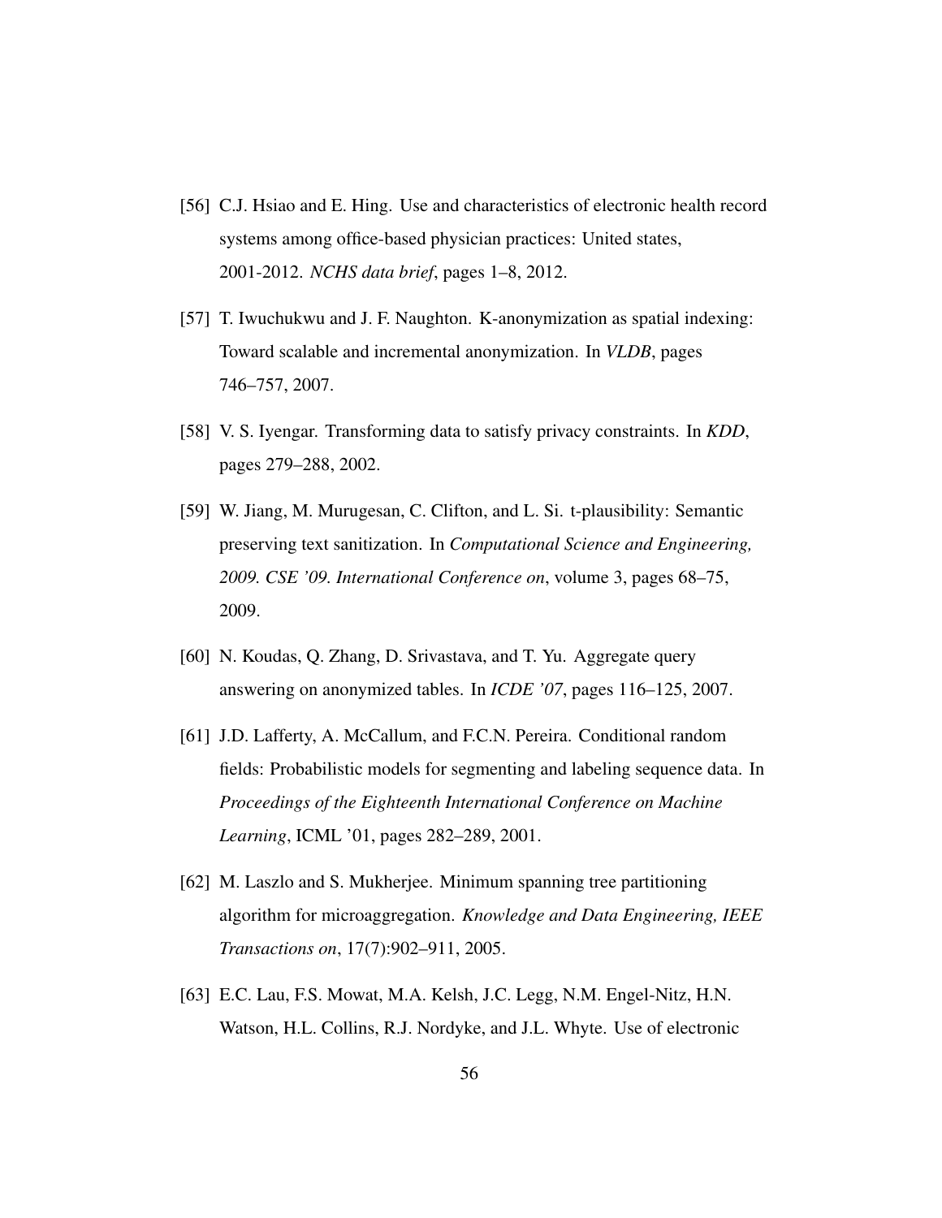[56] C.J. Hsiao and E. Hing. Use and characteristics of electronic health record systems among office-based physician practices: United states, 2001-2012. *NCHS data brief*, pages 1–8, 2012.

[57] T. Iwuchukwu and J. F. Naughton. K-anonymization as spatial indexing: Toward scalable and incremental anonymization. In *VLDB*, pages 746–757, 2007.

[58] V. S. Iyengar. Transforming data to satisfy privacy constraints. In *KDD*, pages 279–288, 2002.

[59] W. Jiang, M. Murugesan, C. Clifton, and L. Si. t-plausibility: Semantic preserving text sanitization. In *Computational Science and Engineering, 2009. CSE '09. International Conference on*, volume 3, pages 68–75, 2009.

[60] N. Koudas, Q. Zhang, D. Srivastava, and T. Yu. Aggregate query answering on anonymized tables. In *ICDE '07*, pages 116–125, 2007.

[61] J.D. Lafferty, A. McCallum, and F.C.N. Pereira. Conditional random fields: Probabilistic models for segmenting and labeling sequence data. In *Proceedings of the Eighteenth International Conference on Machine Learning*, ICML '01, pages 282–289, 2001.

[62] M. Laszlo and S. Mukherjee. Minimum spanning tree partitioning algorithm for microaggregation. *Knowledge and Data Engineering, IEEE Transactions on*, 17(7):902–911, 2005.

[63] E.C. Lau, F.S. Mowat, M.A. Kelsh, J.C. Legg, N.M. Engel-Nitz, H.N. Watson, H.L. Collins, R.J. Nordyke, and J.L. Whyte. Use of electronic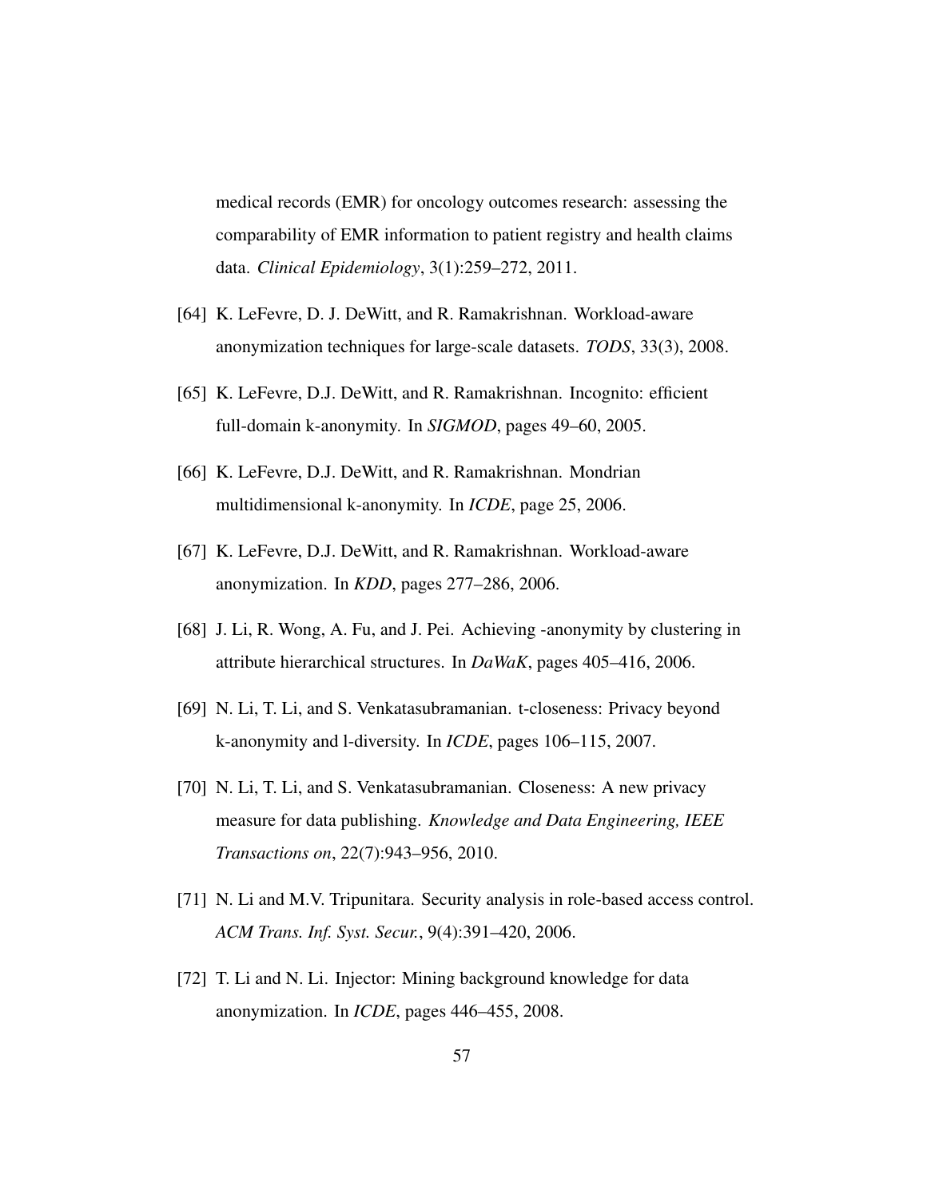medical records (EMR) for oncology outcomes research: assessing the comparability of EMR information to patient registry and health claims data. *Clinical Epidemiology*, 3(1):259–272, 2011.

[64] K. LeFevre, D. J. DeWitt, and R. Ramakrishnan. Workload-aware anonymization techniques for large-scale datasets. *TODS*, 33(3), 2008.

[65] K. LeFevre, D.J. DeWitt, and R. Ramakrishnan. Incognito: efficient full-domain k-anonymity. In *SIGMOD*, pages 49–60, 2005.

[66] K. LeFevre, D.J. DeWitt, and R. Ramakrishnan. Mondrian multidimensional k-anonymity. In *ICDE*, page 25, 2006.

[67] K. LeFevre, D.J. DeWitt, and R. Ramakrishnan. Workload-aware anonymization. In *KDD*, pages 277–286, 2006.

[68] J. Li, R. Wong, A. Fu, and J. Pei. Achieving -anonymity by clustering in attribute hierarchical structures. In *DaWaK*, pages 405–416, 2006.

[69] N. Li, T. Li, and S. Venkatasubramanian. t-closeness: Privacy beyond k-anonymity and l-diversity. In *ICDE*, pages 106–115, 2007.

[70] N. Li, T. Li, and S. Venkatasubramanian. Closeness: A new privacy measure for data publishing. *Knowledge and Data Engineering, IEEE Transactions on*, 22(7):943–956, 2010.

[71] N. Li and M.V. Tripunitara. Security analysis in role-based access control. *ACM Trans. Inf. Syst. Secur.*, 9(4):391–420, 2006.

[72] T. Li and N. Li. Injector: Mining background knowledge for data anonymization. In *ICDE*, pages 446–455, 2008.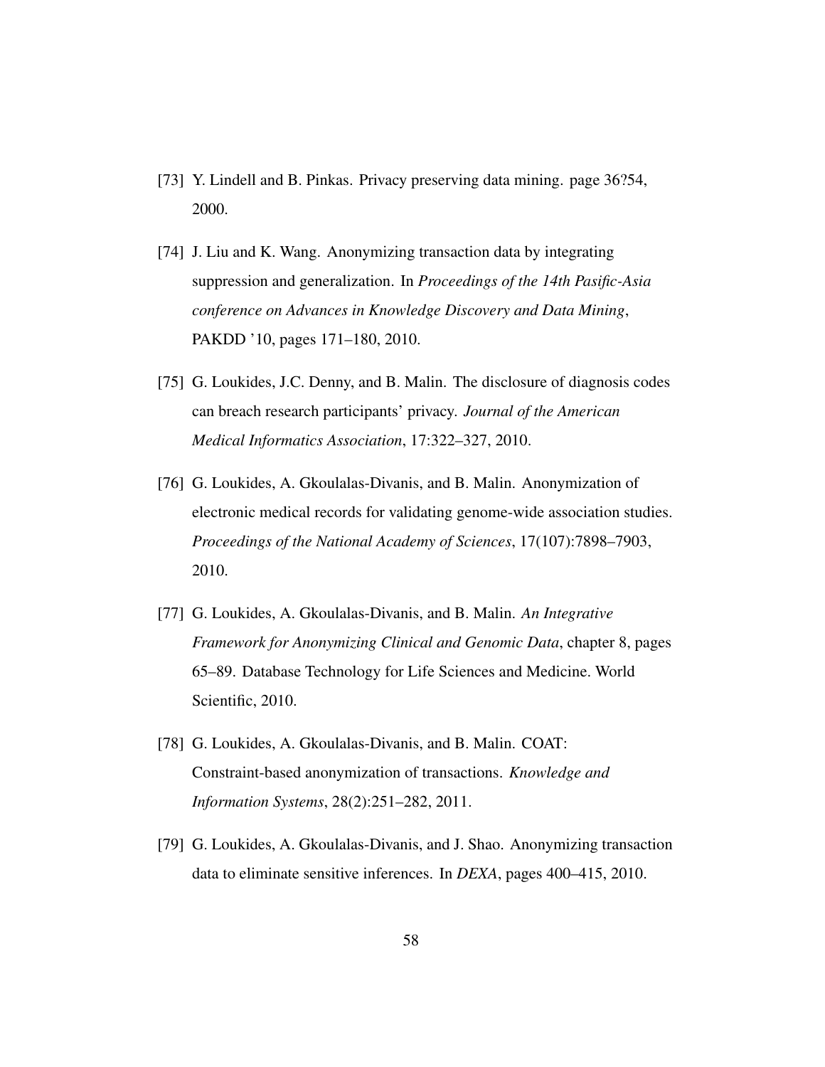[73] Y. Lindell and B. Pinkas. Privacy preserving data mining. page 36?54, 2000.

[74] J. Liu and K. Wang. Anonymizing transaction data by integrating suppression and generalization. In *Proceedings of the 14th Pasific-Asia conference on Advances in Knowledge Discovery and Data Mining*, PAKDD '10, pages 171–180, 2010.

[75] G. Loukides, J.C. Denny, and B. Malin. The disclosure of diagnosis codes can breach research participants' privacy. *Journal of the American Medical Informatics Association*, 17:322–327, 2010.

[76] G. Loukides, A. Gkoulalas-Divanis, and B. Malin. Anonymization of electronic medical records for validating genome-wide association studies. *Proceedings of the National Academy of Sciences*, 17(107):7898–7903, 2010.

[77] G. Loukides, A. Gkoulalas-Divanis, and B. Malin. *An Integrative Framework for Anonymizing Clinical and Genomic Data*, chapter 8, pages 65–89. Database Technology for Life Sciences and Medicine. World Scientific, 2010.

[78] G. Loukides, A. Gkoulalas-Divanis, and B. Malin. COAT: Constraint-based anonymization of transactions. *Knowledge and Information Systems*, 28(2):251–282, 2011.

[79] G. Loukides, A. Gkoulalas-Divanis, and J. Shao. Anonymizing transaction data to eliminate sensitive inferences. In *DEXA*, pages 400–415, 2010.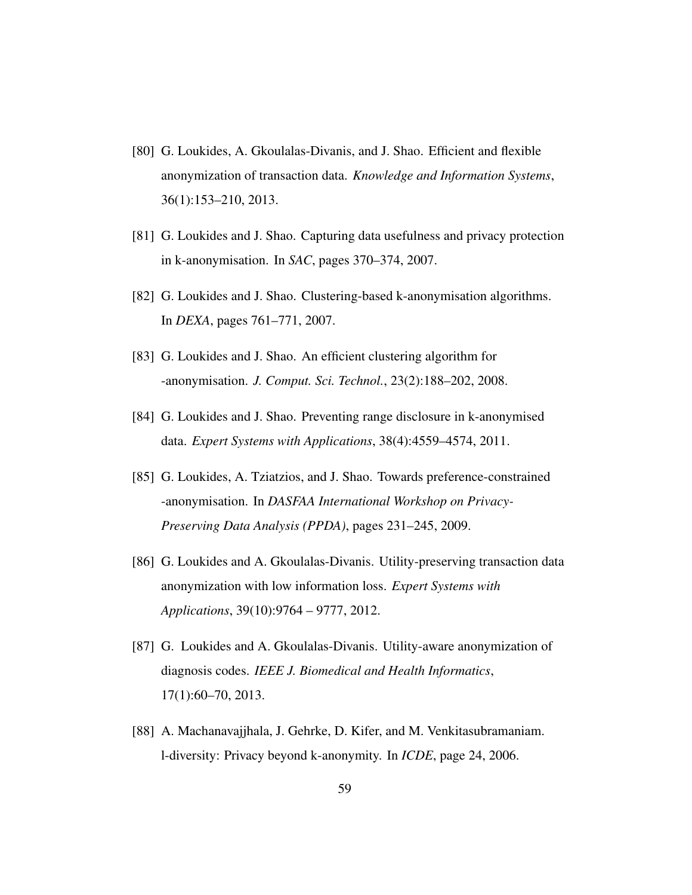[80] G. Loukides, A. Gkoulalas-Divanis, and J. Shao. Efficient and flexible anonymization of transaction data. *Knowledge and Information Systems*, 36(1):153–210, 2013.

[81] G. Loukides and J. Shao. Capturing data usefulness and privacy protection in k-anonymisation. In *SAC*, pages 370–374, 2007.

[82] G. Loukides and J. Shao. Clustering-based k-anonymisation algorithms. In *DEXA*, pages 761–771, 2007.

[83] G. Loukides and J. Shao. An efficient clustering algorithm for -anonymisation. *J. Comput. Sci. Technol.*, 23(2):188–202, 2008.

[84] G. Loukides and J. Shao. Preventing range disclosure in k-anonymised data. *Expert Systems with Applications*, 38(4):4559–4574, 2011.

[85] G. Loukides, A. Tziatzios, and J. Shao. Towards preference-constrained -anonymisation. In *DASFAA International Workshop on Privacy-Preserving Data Analysis (PPDA)*, pages 231–245, 2009.

[86] G. Loukides and A. Gkoulalas-Divanis. Utility-preserving transaction data anonymization with low information loss. *Expert Systems with Applications*, 39(10):9764 – 9777, 2012.

[87] G. Loukides and A. Gkoulalas-Divanis. Utility-aware anonymization of diagnosis codes. *IEEE J. Biomedical and Health Informatics*, 17(1):60–70, 2013.

[88] A. Machanavajjhala, J. Gehrke, D. Kifer, and M. Venkitasubramaniam. l-diversity: Privacy beyond k-anonymity. In *ICDE*, page 24, 2006.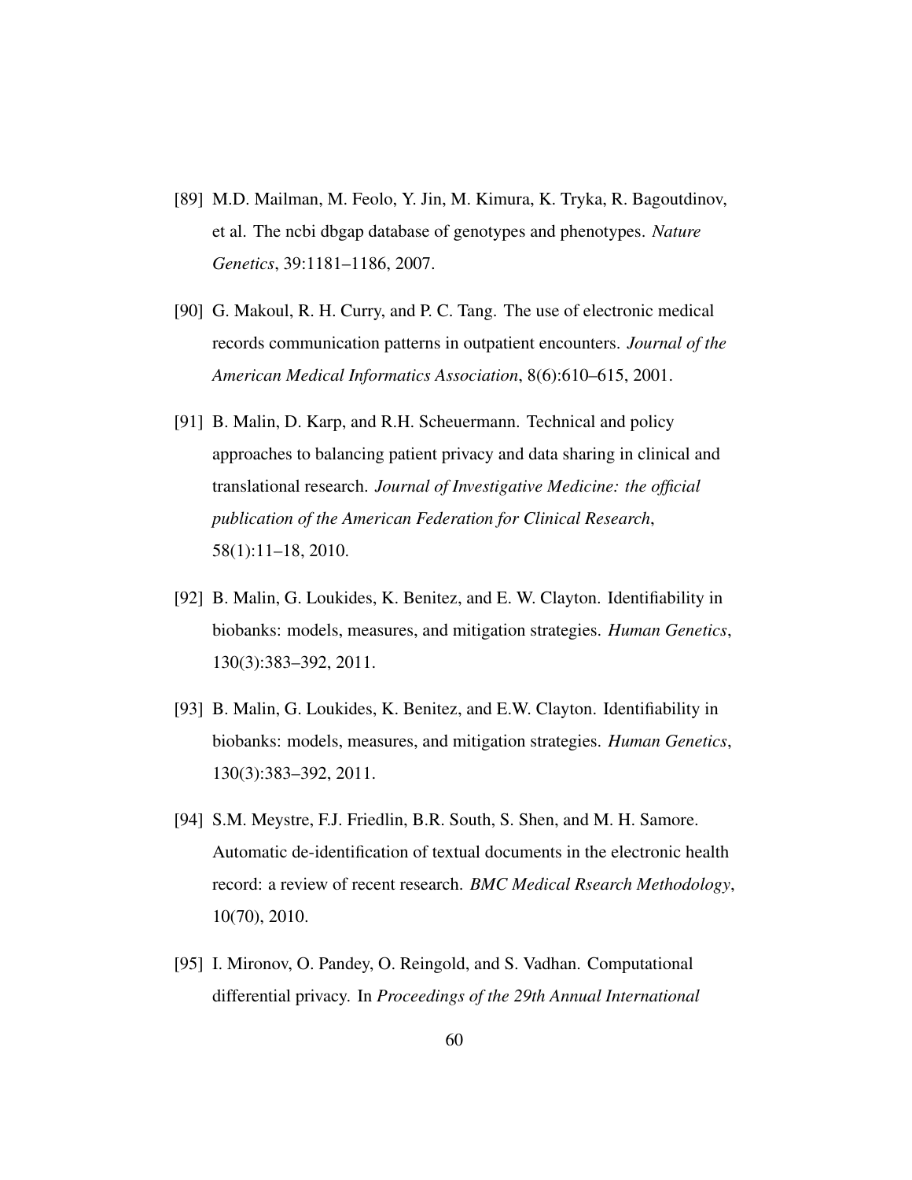[89] M.D. Mailman, M. Feolo, Y. Jin, M. Kimura, K. Tryka, R. Bagoutdinov, et al. The ncbi dbgap database of genotypes and phenotypes. *Nature Genetics*, 39:1181–1186, 2007.

[90] G. Makoul, R. H. Curry, and P. C. Tang. The use of electronic medical records communication patterns in outpatient encounters. *Journal of the American Medical Informatics Association*, 8(6):610–615, 2001.

[91] B. Malin, D. Karp, and R.H. Scheuermann. Technical and policy approaches to balancing patient privacy and data sharing in clinical and translational research. *Journal of Investigative Medicine: the official publication of the American Federation for Clinical Research*, 58(1):11–18, 2010.

[92] B. Malin, G. Loukides, K. Benitez, and E. W. Clayton. Identifiability in biobanks: models, measures, and mitigation strategies. *Human Genetics*, 130(3):383–392, 2011.

[93] B. Malin, G. Loukides, K. Benitez, and E.W. Clayton. Identifiability in biobanks: models, measures, and mitigation strategies. *Human Genetics*, 130(3):383–392, 2011.

[94] S.M. Meystre, F.J. Friedlin, B.R. South, S. Shen, and M. H. Samore. Automatic de-identification of textual documents in the electronic health record: a review of recent research. *BMC Medical Rsearch Methodology*, 10(70), 2010.

[95] I. Mironov, O. Pandey, O. Reingold, and S. Vadhan. Computational differential privacy. In *Proceedings of the 29th Annual International*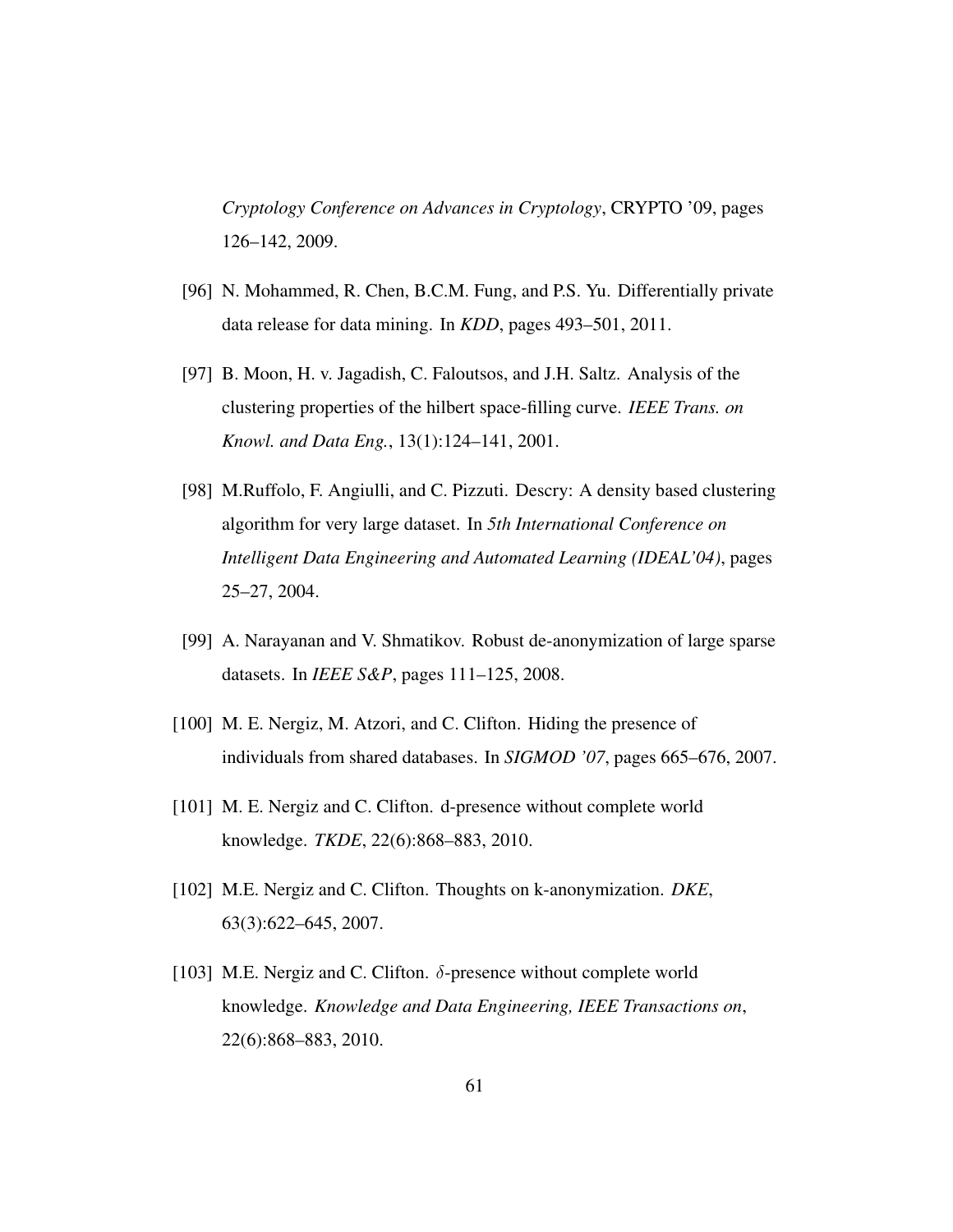*Cryptology Conference on Advances in Cryptology*, CRYPTO '09, pages 126–142, 2009.

[96] N. Mohammed, R. Chen, B.C.M. Fung, and P.S. Yu. Differentially private data release for data mining. In *KDD*, pages 493–501, 2011.

[97] B. Moon, H. v. Jagadish, C. Faloutsos, and J.H. Saltz. Analysis of the clustering properties of the hilbert space-filling curve. *IEEE Trans. on Knowl. and Data Eng.*, 13(1):124–141, 2001.

[98] M.Ruffolo, F. Angiulli, and C. Pizzuti. Descry: A density based clustering algorithm for very large dataset. In *5th International Conference on Intelligent Data Engineering and Automated Learning (IDEAL'04)*, pages 25–27, 2004.

[99] A. Narayanan and V. Shmatikov. Robust de-anonymization of large sparse datasets. In *IEEE S&P*, pages 111–125, 2008.

[100] M. E. Nergiz, M. Atzori, and C. Clifton. Hiding the presence of individuals from shared databases. In *SIGMOD '07*, pages 665–676, 2007.

[101] M. E. Nergiz and C. Clifton. d-presence without complete world knowledge. *TKDE*, 22(6):868–883, 2010.

[102] M.E. Nergiz and C. Clifton. Thoughts on k-anonymization. *DKE*, 63(3):622–645, 2007.

[103] M.E. Nergiz and C. Clifton. $\delta$-presence without complete world knowledge. *Knowledge and Data Engineering, IEEE Transactions on*, 22(6):868–883, 2010.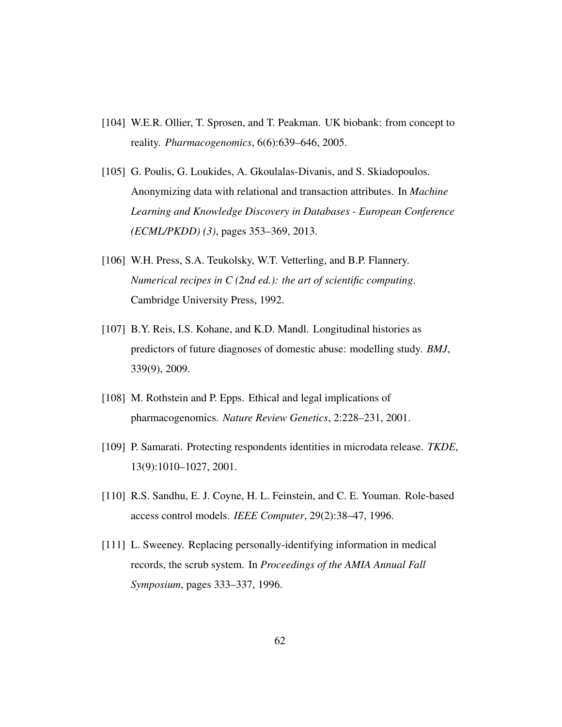[104] W.E.R. Ollier, T. Sprosen, and T. Peakman. UK biobank: from concept to reality. *Pharmacogenomics*, 6(6):639–646, 2005.

[105] G. Poulis, G. Loukides, A. Gkoulalas-Divanis, and S. Skiadopoulos. Anonymizing data with relational and transaction attributes. In *Machine Learning and Knowledge Discovery in Databases - European Conference (ECML/PKDD) (3)*, pages 353–369, 2013.

[106] W.H. Press, S.A. Teukolsky, W.T. Vetterling, and B.P. Flannery. *Numerical recipes in C (2nd ed.): the art of scientific computing*. Cambridge University Press, 1992.

[107] B.Y. Reis, I.S. Kohane, and K.D. Mandl. Longitudinal histories as predictors of future diagnoses of domestic abuse: modelling study. *BMJ*, 339(9), 2009.

[108] M. Rothstein and P. Epps. Ethical and legal implications of pharmacogenomics. *Nature Review Genetics*, 2:228–231, 2001.

[109] P. Samarati. Protecting respondents identities in microdata release. *TKDE*, 13(9):1010–1027, 2001.

[110] R.S. Sandhu, E. J. Coyne, H. L. Feinstein, and C. E. Youman. Role-based access control models. *IEEE Computer*, 29(2):38–47, 1996.

[111] L. Sweeney. Replacing personally-identifying information in medical records, the scrub system. In *Proceedings of the AMIA Annual Fall Symposium*, pages 333–337, 1996.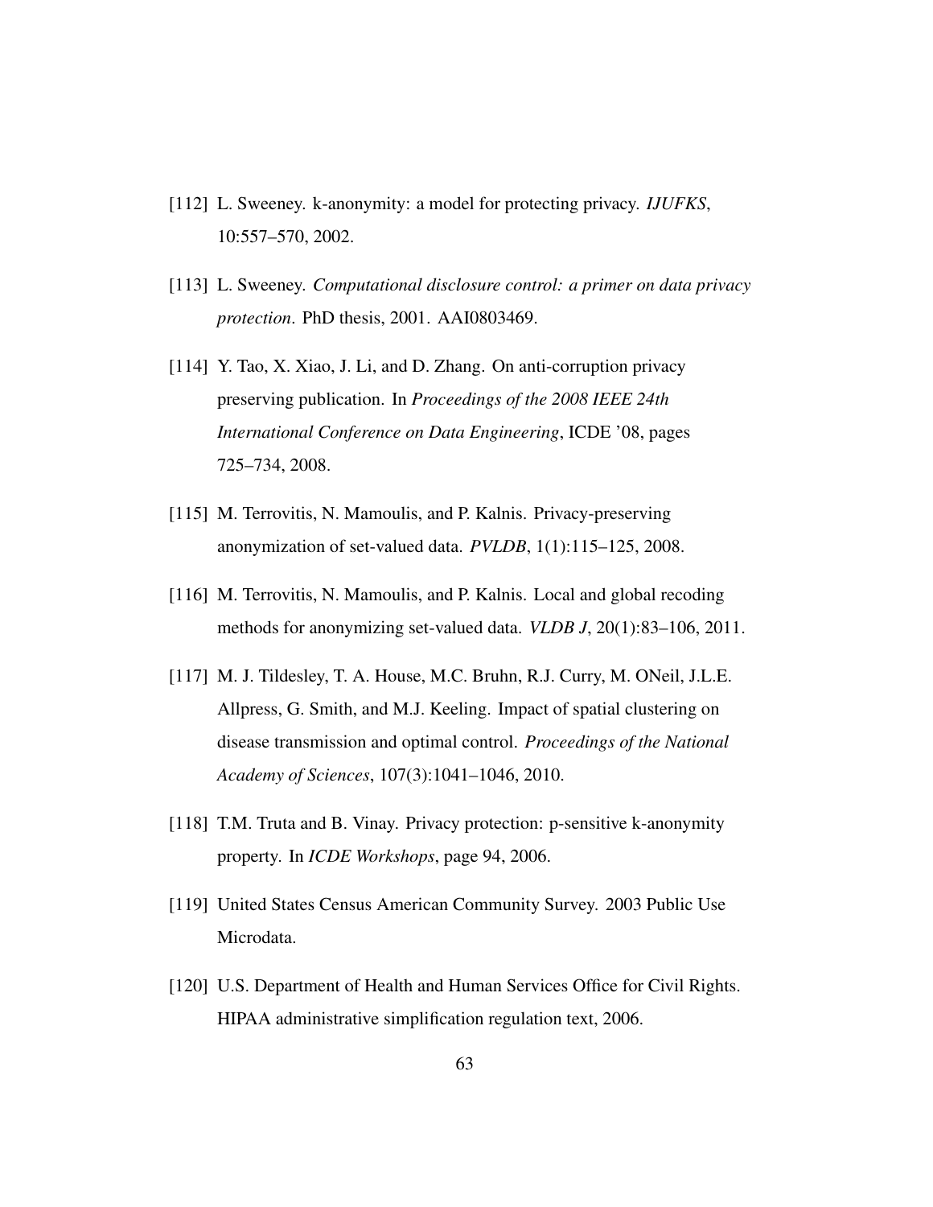[112] L. Sweeney. k-anonymity: a model for protecting privacy. *IJUFKS*, 10:557–570, 2002.

[113] L. Sweeney. *Computational disclosure control: a primer on data privacy protection*. PhD thesis, 2001. AAI0803469.

[114] Y. Tao, X. Xiao, J. Li, and D. Zhang. On anti-corruption privacy preserving publication. In *Proceedings of the 2008 IEEE 24th International Conference on Data Engineering*, ICDE '08, pages 725–734, 2008.

[115] M. Terrovitis, N. Mamoulis, and P. Kalnis. Privacy-preserving anonymization of set-valued data. *PVLDB*, 1(1):115–125, 2008.

[116] M. Terrovitis, N. Mamoulis, and P. Kalnis. Local and global recoding methods for anonymizing set-valued data. *VLDB J*, 20(1):83–106, 2011.

[117] M. J. Tildesley, T. A. House, M.C. Bruhn, R.J. Curry, M. ONeil, J.L.E. Allpress, G. Smith, and M.J. Keeling. Impact of spatial clustering on disease transmission and optimal control. *Proceedings of the National Academy of Sciences*, 107(3):1041–1046, 2010.

[118] T.M. Truta and B. Vinay. Privacy protection: p-sensitive k-anonymity property. In *ICDE Workshops*, page 94, 2006.

[119] United States Census American Community Survey. 2003 Public Use Microdata.

[120] U.S. Department of Health and Human Services Office for Civil Rights. HIPAA administrative simplification regulation text, 2006.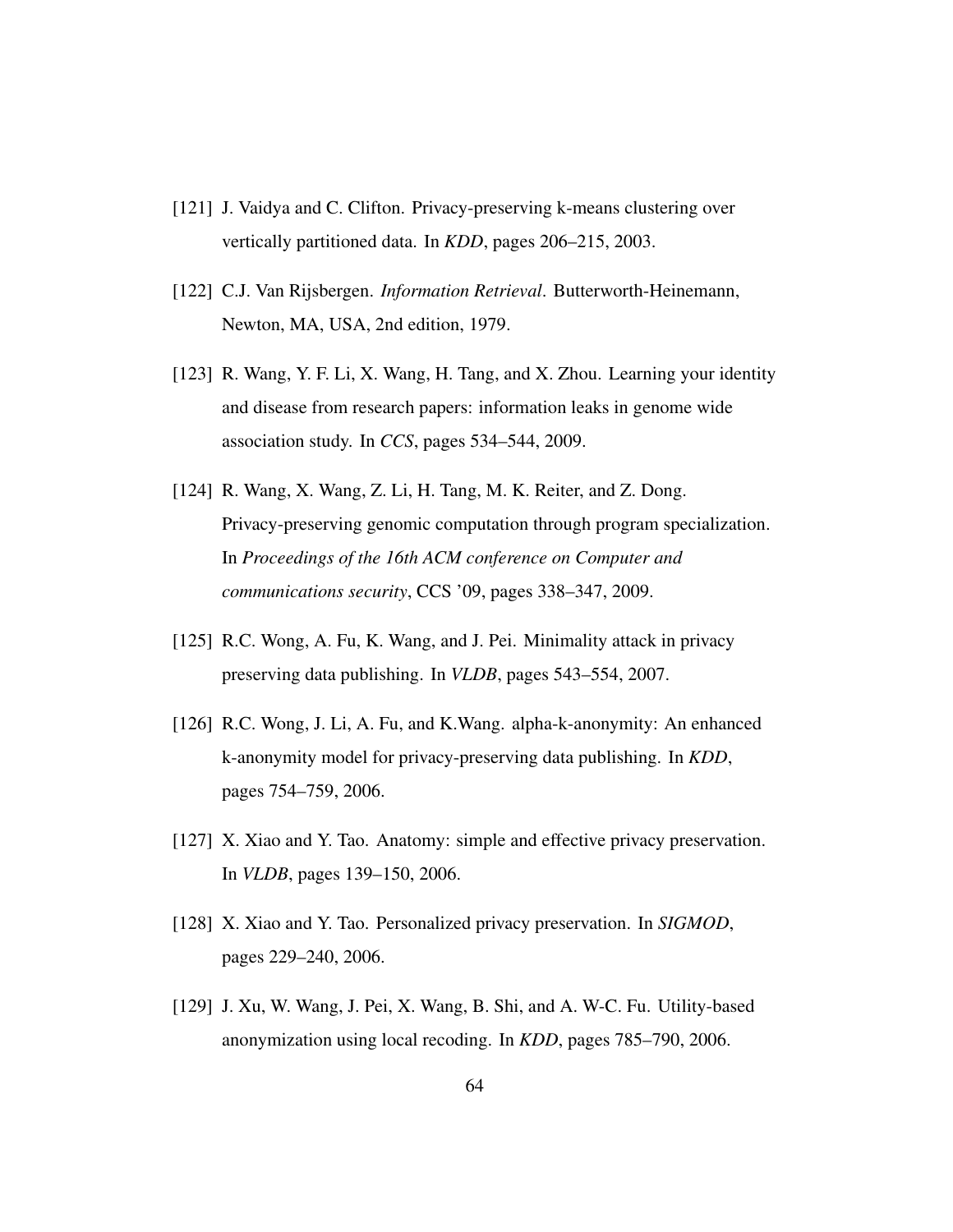[121] J. Vaidya and C. Clifton. Privacy-preserving k-means clustering over vertically partitioned data. In *KDD*, pages 206–215, 2003.

[122] C.J. Van Rijsbergen. *Information Retrieval*. Butterworth-Heinemann, Newton, MA, USA, 2nd edition, 1979.

[123] R. Wang, Y. F. Li, X. Wang, H. Tang, and X. Zhou. Learning your identity and disease from research papers: information leaks in genome wide association study. In *CCS*, pages 534–544, 2009.

[124] R. Wang, X. Wang, Z. Li, H. Tang, M. K. Reiter, and Z. Dong. Privacy-preserving genomic computation through program specialization. In *Proceedings of the 16th ACM conference on Computer and communications security*, CCS '09, pages 338–347, 2009.

[125] R.C. Wong, A. Fu, K. Wang, and J. Pei. Minimality attack in privacy preserving data publishing. In *VLDB*, pages 543–554, 2007.

[126] R.C. Wong, J. Li, A. Fu, and K.Wang. alpha-k-anonymity: An enhanced k-anonymity model for privacy-preserving data publishing. In *KDD*, pages 754–759, 2006.

[127] X. Xiao and Y. Tao. Anatomy: simple and effective privacy preservation. In *VLDB*, pages 139–150, 2006.

[128] X. Xiao and Y. Tao. Personalized privacy preservation. In *SIGMOD*, pages 229–240, 2006.

[129] J. Xu, W. Wang, J. Pei, X. Wang, B. Shi, and A. W-C. Fu. Utility-based anonymization using local recoding. In *KDD*, pages 785–790, 2006.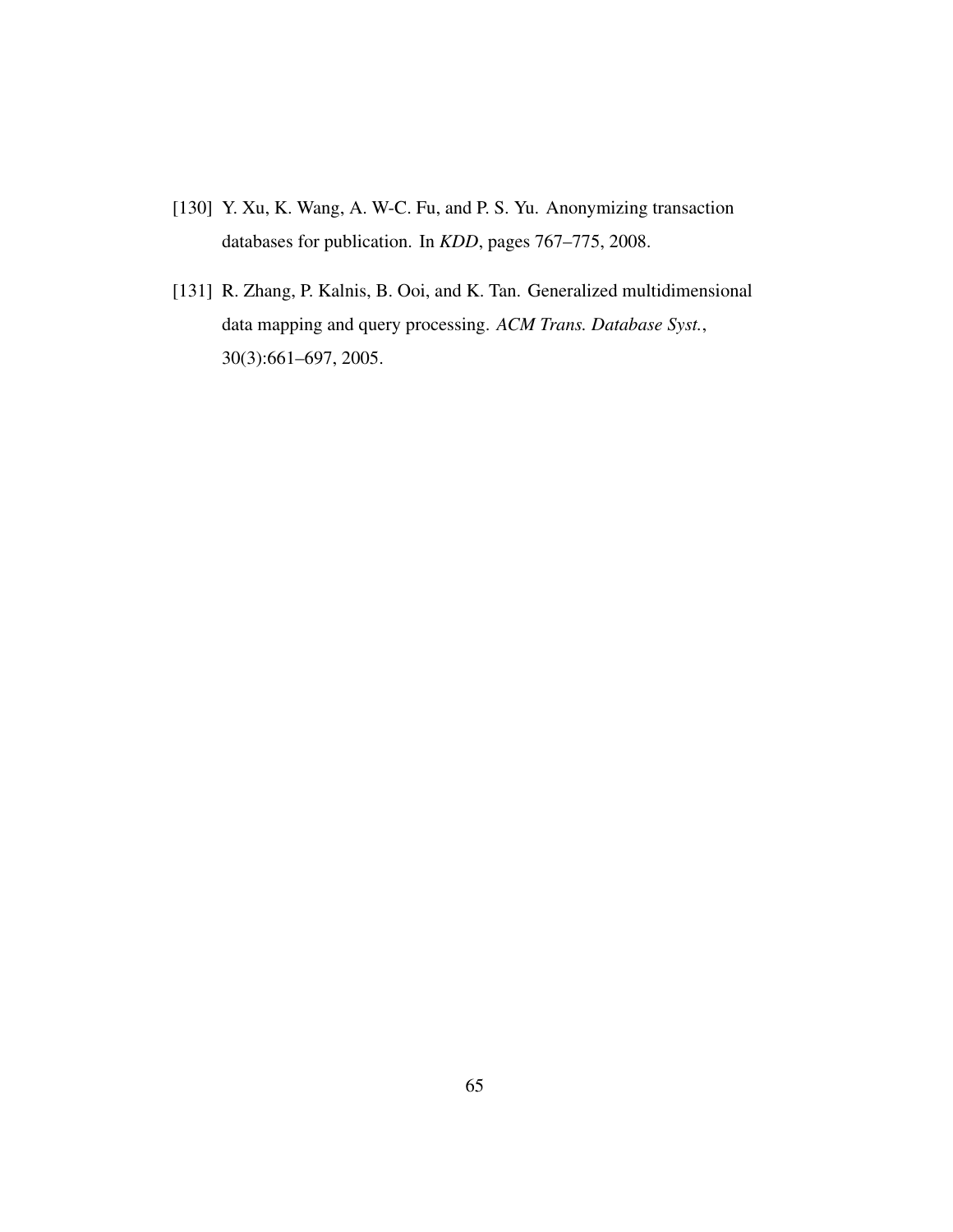[130] Y. Xu, K. Wang, A. W-C. Fu, and P. S. Yu. Anonymizing transaction databases for publication. In *KDD*, pages 767–775, 2008.

[131] R. Zhang, P. Kalnis, B. Ooi, and K. Tan. Generalized multidimensional data mapping and query processing. *ACM Trans. Database Syst.*, 30(3):661–697, 2005.